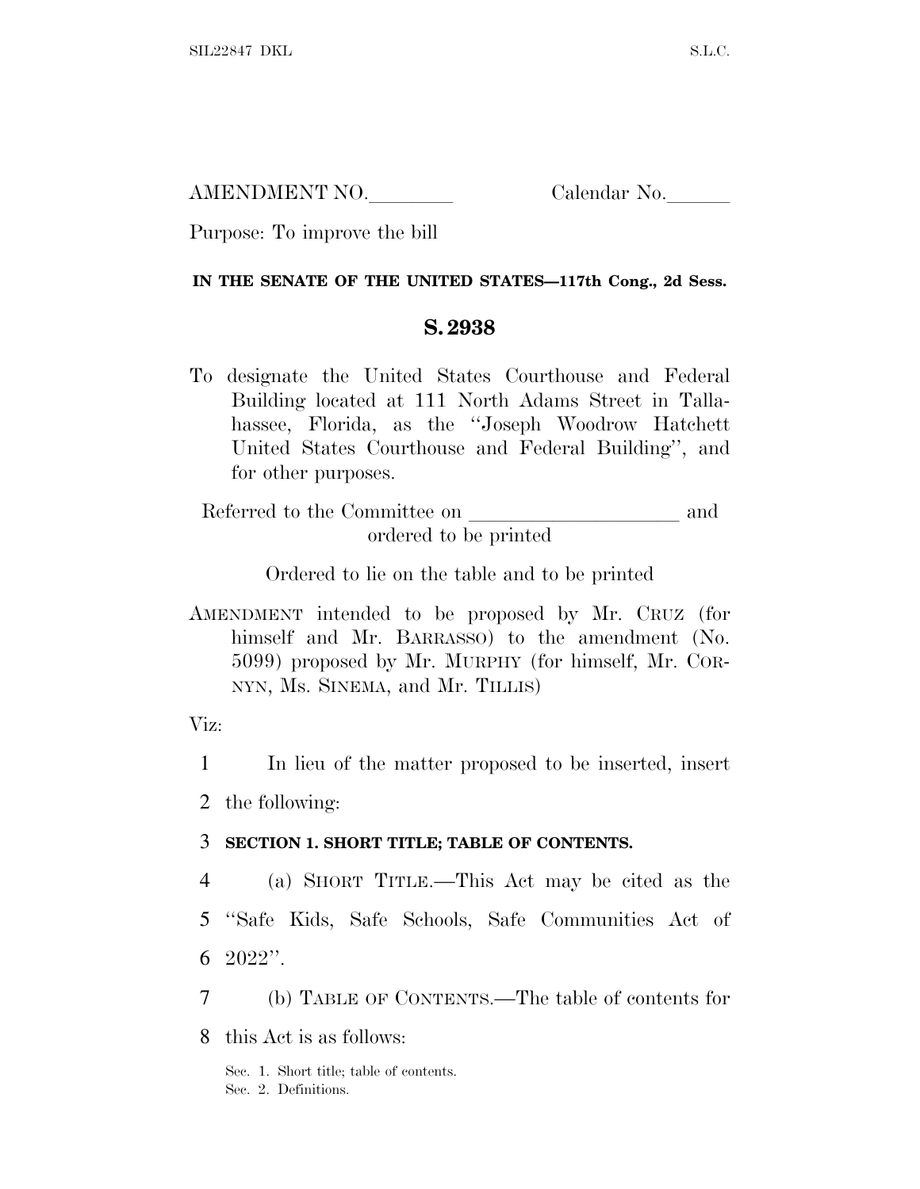AMENDMENT NO.________ Calendar No.______

Purpose: To improve the bill

**IN THE SENATE OF THE UNITED STATES—117th Cong., 2d Sess.**

# S. 2938

To designate the United States Courthouse and Federal Building located at 111 North Adams Street in Tallahassee, Florida, as the "Joseph Woodrow Hatchett United States Courthouse and Federal Building", and for other purposes.

Referred to the Committee on ____________________ and ordered to be printed

Ordered to lie on the table and to be printed

AMENDMENT intended to be proposed by Mr. CRUZ (for himself and Mr. BARRASSO) to the amendment (No. 5099) proposed by Mr. MURPHY (for himself, Mr. CORNYN, Ms. SINEMA, and Mr. TILLIS)

Viz:

1 In lieu of the matter proposed to be inserted, insert
2 the following:

3 **SECTION 1. SHORT TITLE; TABLE OF CONTENTS.**

4 (a) SHORT TITLE.—This Act may be cited as the
5 "Safe Kids, Safe Schools, Safe Communities Act of
6 2022".

7 (b) TABLE OF CONTENTS.—The table of contents for
8 this Act is as follows:

Sec. 1. Short title; table of contents.
Sec. 2. Definitions.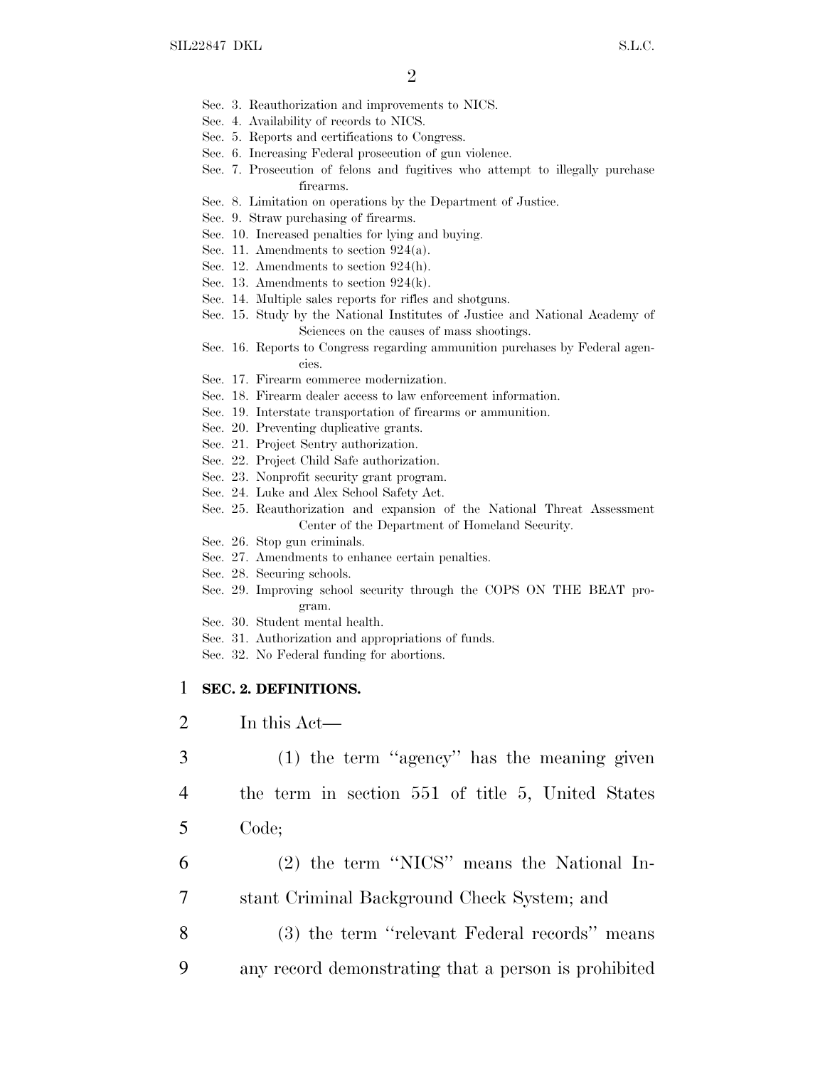Sec. 3. Reauthorization and improvements to NICS.
Sec. 4. Availability of records to NICS.
Sec. 5. Reports and certifications to Congress.
Sec. 6. Increasing Federal prosecution of gun violence.
Sec. 7. Prosecution of felons and fugitives who attempt to illegally purchase firearms.
Sec. 8. Limitation on operations by the Department of Justice.
Sec. 9. Straw purchasing of firearms.
Sec. 10. Increased penalties for lying and buying.
Sec. 11. Amendments to section 924(a).
Sec. 12. Amendments to section 924(h).
Sec. 13. Amendments to section 924(k).
Sec. 14. Multiple sales reports for rifles and shotguns.
Sec. 15. Study by the National Institutes of Justice and National Academy of Sciences on the causes of mass shootings.
Sec. 16. Reports to Congress regarding ammunition purchases by Federal agencies.
Sec. 17. Firearm commerce modernization.
Sec. 18. Firearm dealer access to law enforcement information.
Sec. 19. Interstate transportation of firearms or ammunition.
Sec. 20. Preventing duplicative grants.
Sec. 21. Project Sentry authorization.
Sec. 22. Project Child Safe authorization.
Sec. 23. Nonprofit security grant program.
Sec. 24. Luke and Alex School Safety Act.
Sec. 25. Reauthorization and expansion of the National Threat Assessment Center of the Department of Homeland Security.
Sec. 26. Stop gun criminals.
Sec. 27. Amendments to enhance certain penalties.
Sec. 28. Securing schools.
Sec. 29. Improving school security through the COPS ON THE BEAT program.
Sec. 30. Student mental health.
Sec. 31. Authorization and appropriations of funds.
Sec. 32. No Federal funding for abortions.

**SEC. 2. DEFINITIONS.**

In this Act—

(1) the term ''agency'' has the meaning given the term in section 551 of title 5, United States Code;

(2) the term ''NICS'' means the National Instant Criminal Background Check System; and

(3) the term ''relevant Federal records'' means any record demonstrating that a person is prohibited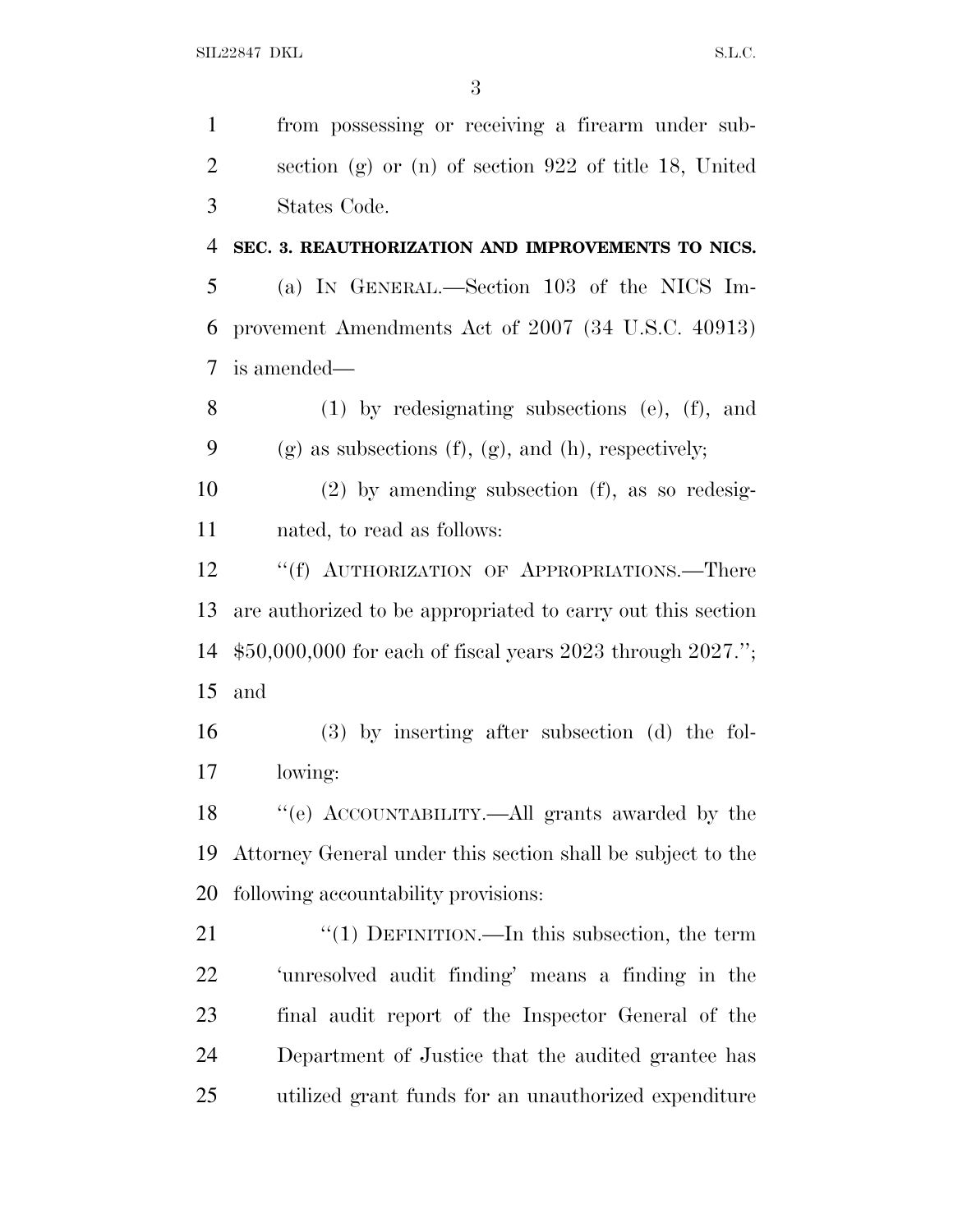from possessing or receiving a firearm under subsection (g) or (n) of section 922 of title 18, United States Code.

**SEC. 3. REAUTHORIZATION AND IMPROVEMENTS TO NICS.**

(a) IN GENERAL.—Section 103 of the NICS Improvement Amendments Act of 2007 (34 U.S.C. 40913) is amended—

(1) by redesignating subsections (e), (f), and (g) as subsections (f), (g), and (h), respectively;

(2) by amending subsection (f), as so redesignated, to read as follows:

"(f) AUTHORIZATION OF APPROPRIATIONS.—There are authorized to be appropriated to carry out this section $50,000,000 for each of fiscal years 2023 through 2027."; and

(3) by inserting after subsection (d) the following:

"(e) ACCOUNTABILITY.—All grants awarded by the Attorney General under this section shall be subject to the following accountability provisions:

"(1) DEFINITION.—In this subsection, the term 'unresolved audit finding' means a finding in the final audit report of the Inspector General of the Department of Justice that the audited grantee has utilized grant funds for an unauthorized expenditure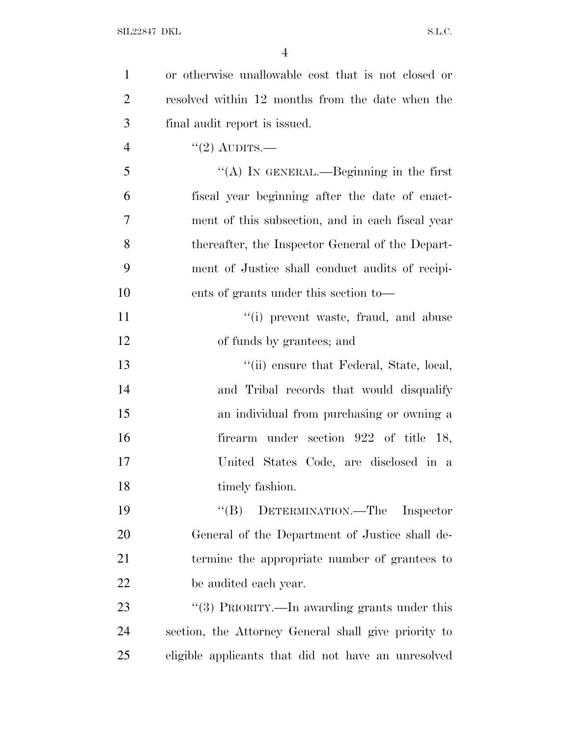or otherwise unallowable cost that is not closed or resolved within 12 months from the date when the final audit report is issued.

"(2) AUDITS.—

"(A) IN GENERAL.—Beginning in the first fiscal year beginning after the date of enactment of this subsection, and in each fiscal year thereafter, the Inspector General of the Department of Justice shall conduct audits of recipients of grants under this section to—

"(i) prevent waste, fraud, and abuse of funds by grantees; and

"(ii) ensure that Federal, State, local, and Tribal records that would disqualify an individual from purchasing or owning a firearm under section 922 of title 18, United States Code, are disclosed in a timely fashion.

"(B) DETERMINATION.—The Inspector General of the Department of Justice shall determine the appropriate number of grantees to be audited each year.

"(3) PRIORITY.—In awarding grants under this section, the Attorney General shall give priority to eligible applicants that did not have an unresolved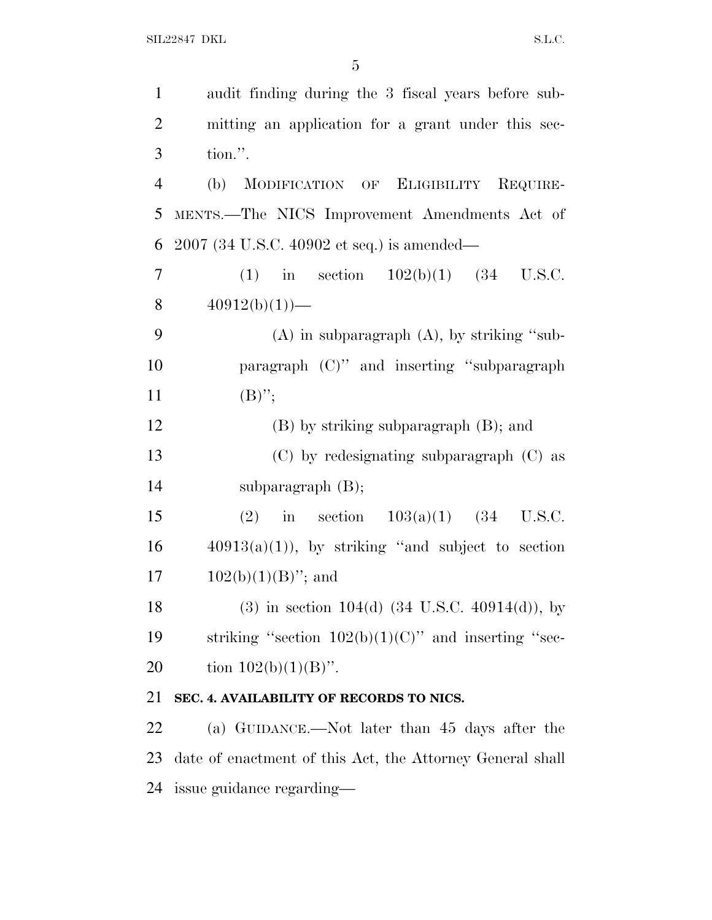audit finding during the 3 fiscal years before submitting an application for a grant under this section.''.

(b) MODIFICATION OF ELIGIBILITY REQUIREMENTS.—The NICS Improvement Amendments Act of 2007 (34 U.S.C. 40902 et seq.) is amended—

(1) in section 102(b)(1) (34 U.S.C. 40912(b)(1))—

(A) in subparagraph (A), by striking ''subparagraph (C)'' and inserting ''subparagraph (B)'';

(B) by striking subparagraph (B); and

(C) by redesignating subparagraph (C) as subparagraph (B);

(2) in section 103(a)(1) (34 U.S.C. 40913(a)(1)), by striking ''and subject to section 102(b)(1)(B)''; and

(3) in section 104(d) (34 U.S.C. 40914(d)), by striking ''section 102(b)(1)(C)'' and inserting ''section 102(b)(1)(B)''.

**SEC. 4. AVAILABILITY OF RECORDS TO NICS.**

(a) GUIDANCE.—Not later than 45 days after the date of enactment of this Act, the Attorney General shall issue guidance regarding—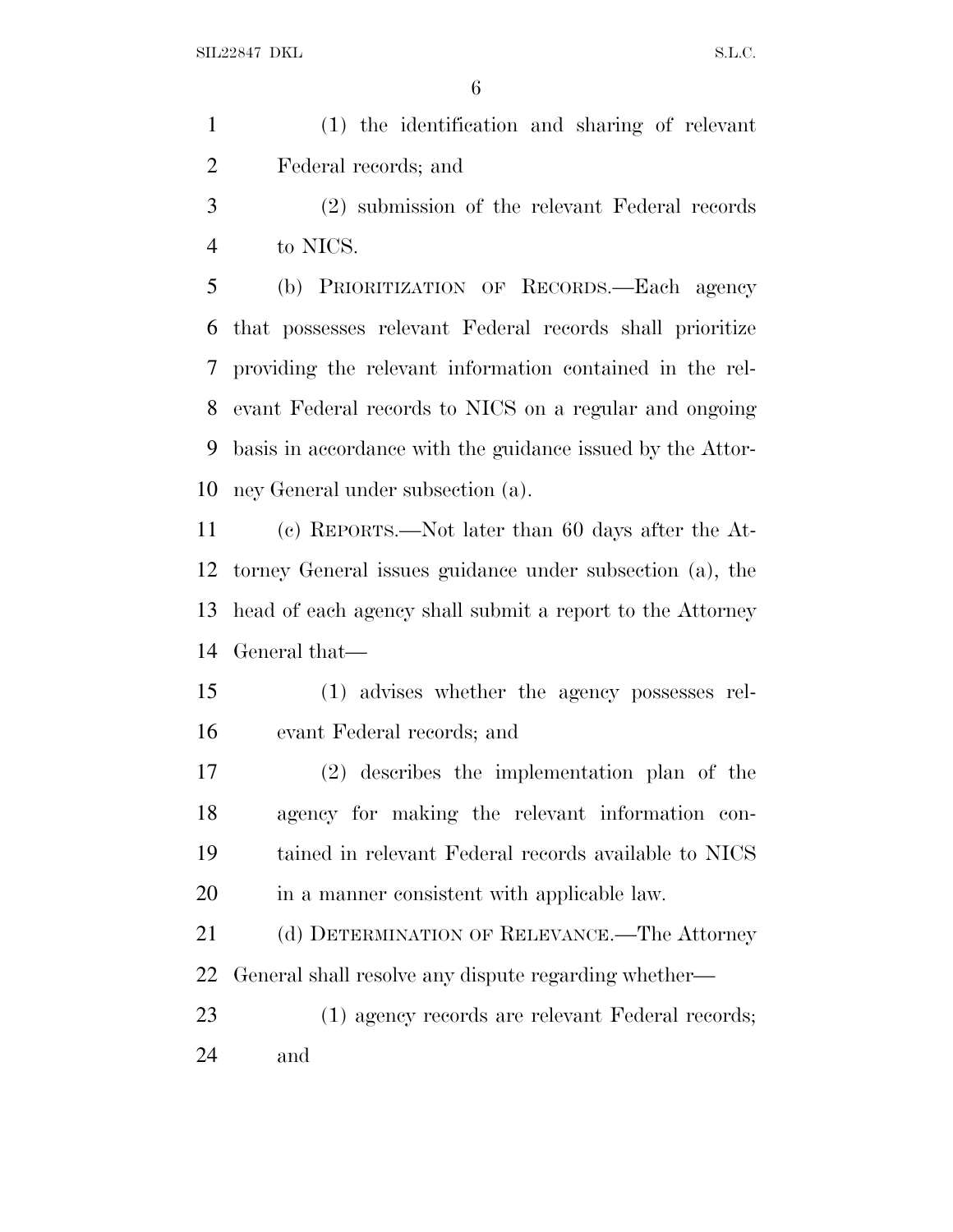(1) the identification and sharing of relevant Federal records; and

(2) submission of the relevant Federal records to NICS.

(b) PRIORITIZATION OF RECORDS.—Each agency that possesses relevant Federal records shall prioritize providing the relevant information contained in the relevant Federal records to NICS on a regular and ongoing basis in accordance with the guidance issued by the Attorney General under subsection (a).

(c) REPORTS.—Not later than 60 days after the Attorney General issues guidance under subsection (a), the head of each agency shall submit a report to the Attorney General that—

(1) advises whether the agency possesses relevant Federal records; and

(2) describes the implementation plan of the agency for making the relevant information contained in relevant Federal records available to NICS in a manner consistent with applicable law.

(d) DETERMINATION OF RELEVANCE.—The Attorney General shall resolve any dispute regarding whether—

(1) agency records are relevant Federal records; and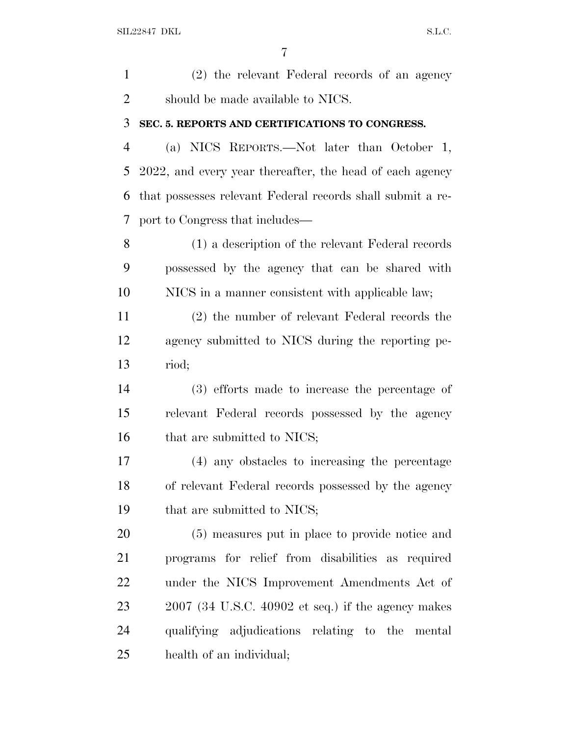(2) the relevant Federal records of an agency should be made available to NICS.

**SEC. 5. REPORTS AND CERTIFICATIONS TO CONGRESS.**

(a) NICS REPORTS.—Not later than October 1, 2022, and every year thereafter, the head of each agency that possesses relevant Federal records shall submit a report to Congress that includes—

(1) a description of the relevant Federal records possessed by the agency that can be shared with NICS in a manner consistent with applicable law;

(2) the number of relevant Federal records the agency submitted to NICS during the reporting period;

(3) efforts made to increase the percentage of relevant Federal records possessed by the agency that are submitted to NICS;

(4) any obstacles to increasing the percentage of relevant Federal records possessed by the agency that are submitted to NICS;

(5) measures put in place to provide notice and programs for relief from disabilities as required under the NICS Improvement Amendments Act of 2007 (34 U.S.C. 40902 et seq.) if the agency makes qualifying adjudications relating to the mental health of an individual;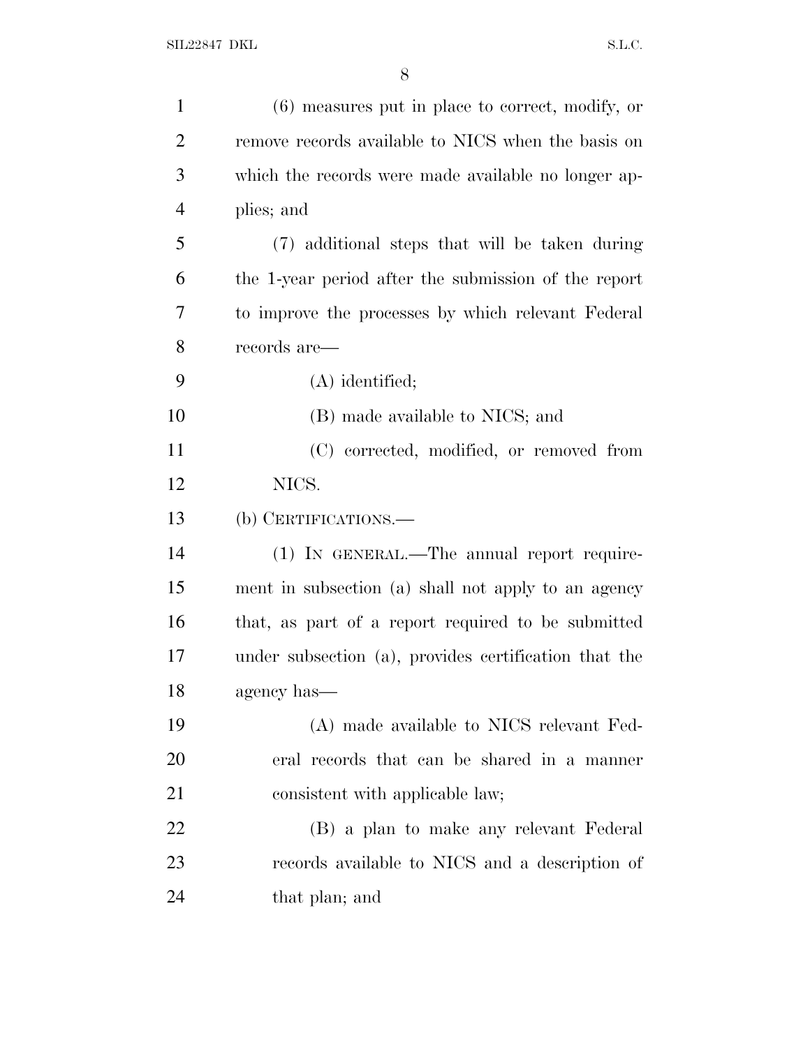(6) measures put in place to correct, modify, or remove records available to NICS when the basis on which the records were made available no longer applies; and

(7) additional steps that will be taken during the 1-year period after the submission of the report to improve the processes by which relevant Federal records are—

(A) identified;

(B) made available to NICS; and

(C) corrected, modified, or removed from NICS.

(b) CERTIFICATIONS.—

(1) IN GENERAL.—The annual report requirement in subsection (a) shall not apply to an agency that, as part of a report required to be submitted under subsection (a), provides certification that the agency has—

(A) made available to NICS relevant Federal records that can be shared in a manner consistent with applicable law;

(B) a plan to make any relevant Federal records available to NICS and a description of that plan; and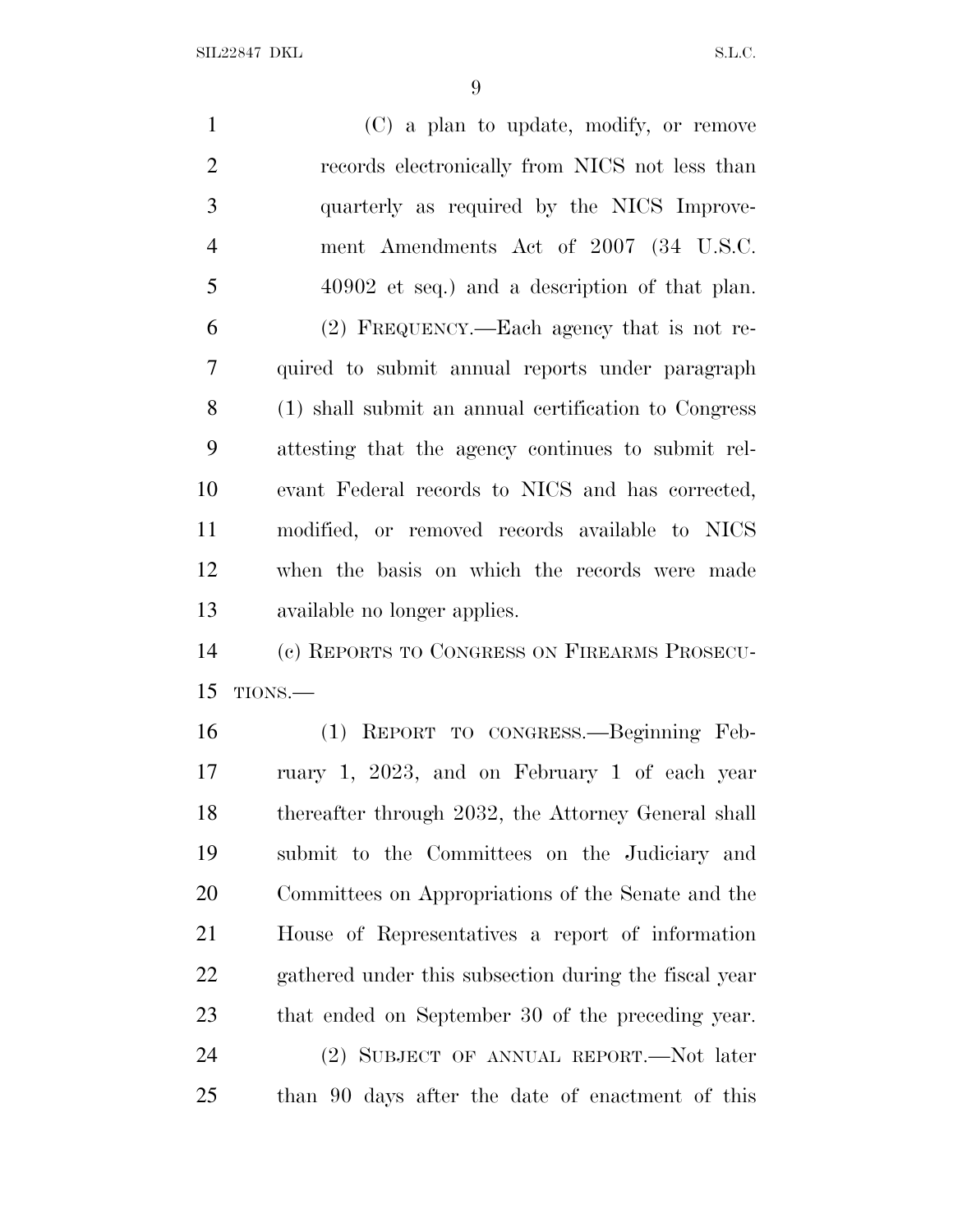(C) a plan to update, modify, or remove records electronically from NICS not less than quarterly as required by the NICS Improvement Amendments Act of 2007 (34 U.S.C. 40902 et seq.) and a description of that plan.

(2) FREQUENCY.—Each agency that is not required to submit annual reports under paragraph (1) shall submit an annual certification to Congress attesting that the agency continues to submit relevant Federal records to NICS and has corrected, modified, or removed records available to NICS when the basis on which the records were made available no longer applies.

(c) REPORTS TO CONGRESS ON FIREARMS PROSECUTIONS.—

(1) REPORT TO CONGRESS.—Beginning February 1, 2023, and on February 1 of each year thereafter through 2032, the Attorney General shall submit to the Committees on the Judiciary and Committees on Appropriations of the Senate and the House of Representatives a report of information gathered under this subsection during the fiscal year that ended on September 30 of the preceding year.

(2) SUBJECT OF ANNUAL REPORT.—Not later than 90 days after the date of enactment of this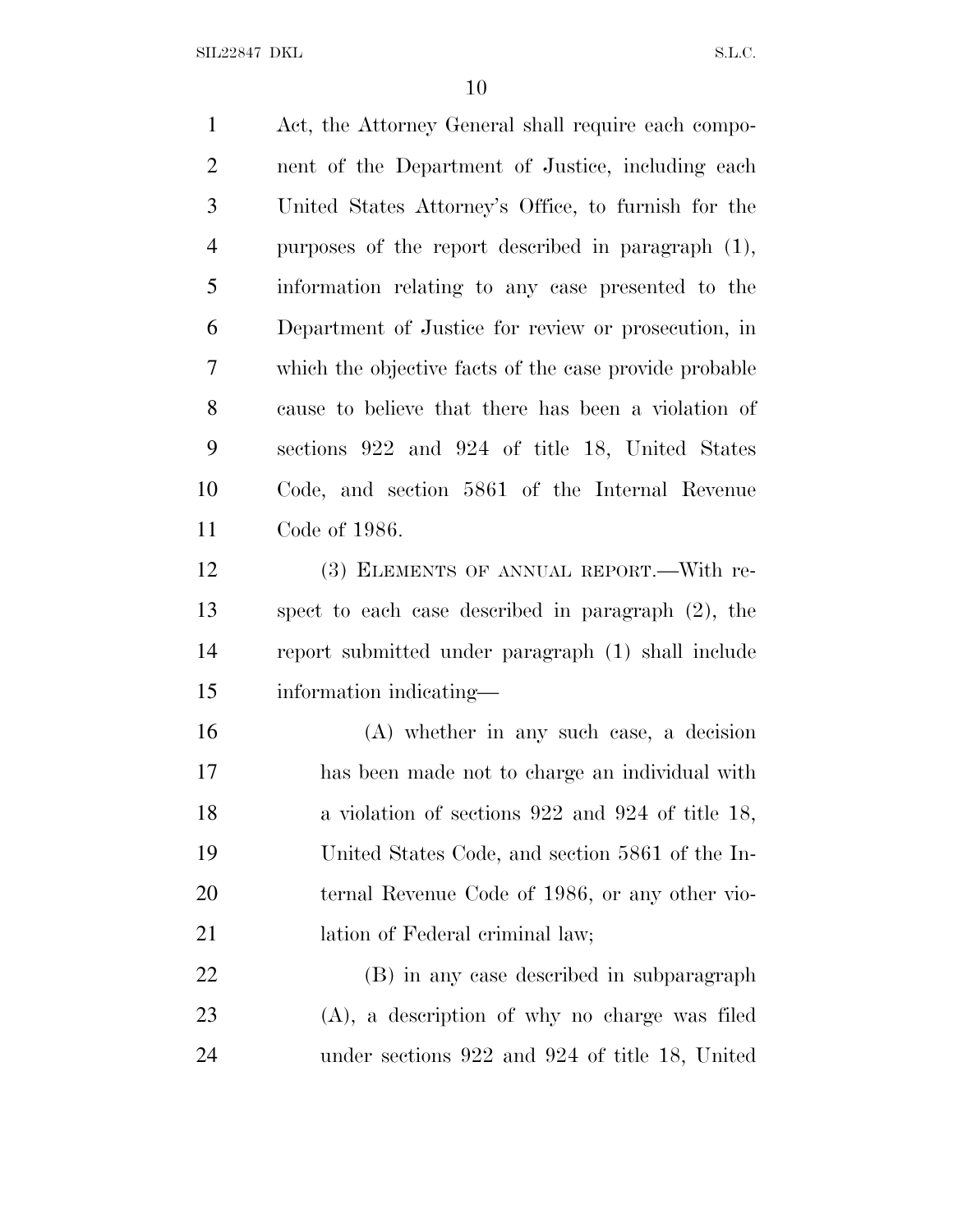Act, the Attorney General shall require each component of the Department of Justice, including each United States Attorney's Office, to furnish for the purposes of the report described in paragraph (1), information relating to any case presented to the Department of Justice for review or prosecution, in which the objective facts of the case provide probable cause to believe that there has been a violation of sections 922 and 924 of title 18, United States Code, and section 5861 of the Internal Revenue Code of 1986.

(3) ELEMENTS OF ANNUAL REPORT.—With respect to each case described in paragraph (2), the report submitted under paragraph (1) shall include information indicating—

(A) whether in any such case, a decision has been made not to charge an individual with a violation of sections 922 and 924 of title 18, United States Code, and section 5861 of the Internal Revenue Code of 1986, or any other violation of Federal criminal law;

(B) in any case described in subparagraph (A), a description of why no charge was filed under sections 922 and 924 of title 18, United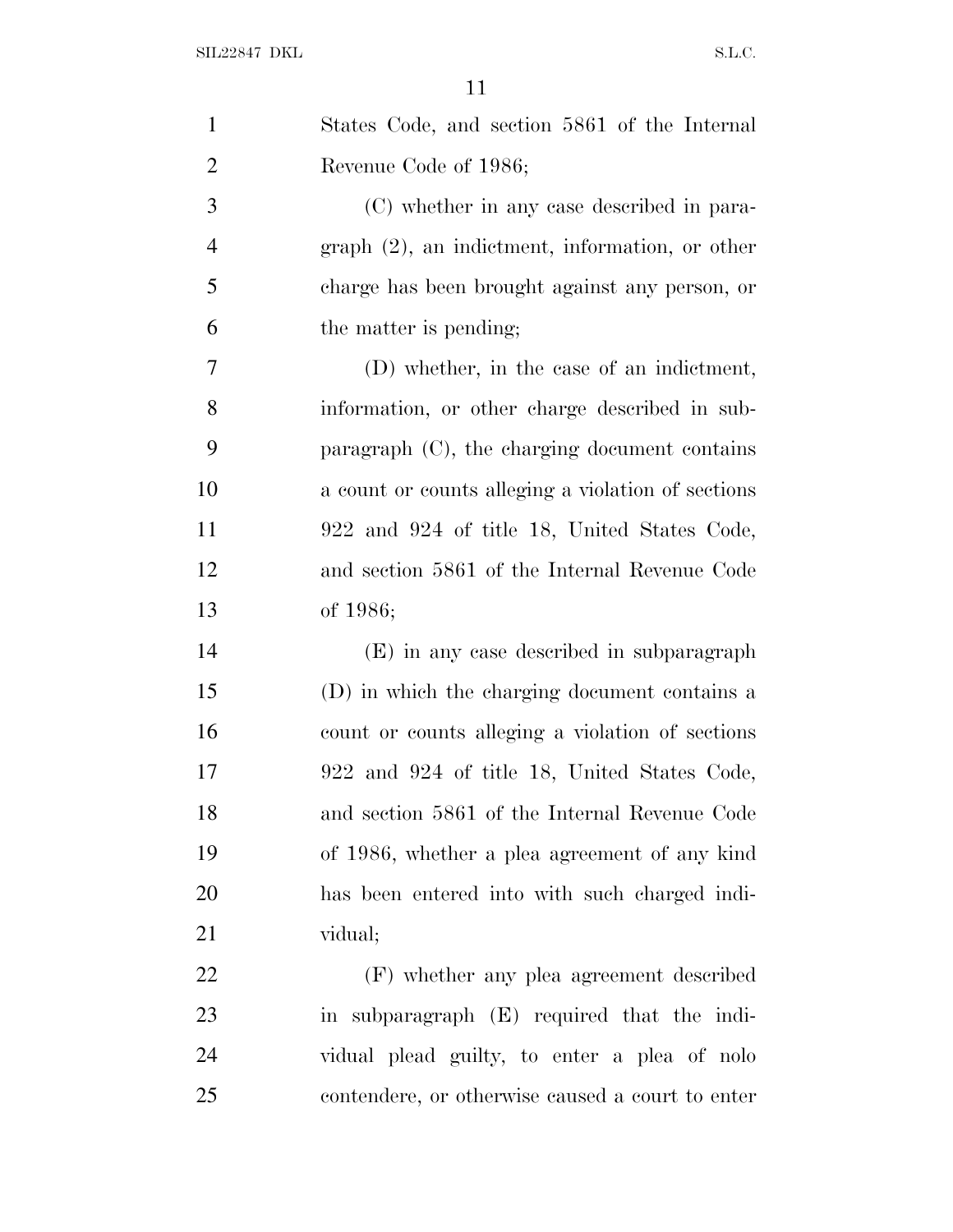States Code, and section 5861 of the Internal Revenue Code of 1986;

(C) whether in any case described in paragraph (2), an indictment, information, or other charge has been brought against any person, or the matter is pending;

(D) whether, in the case of an indictment, information, or other charge described in subparagraph (C), the charging document contains a count or counts alleging a violation of sections 922 and 924 of title 18, United States Code, and section 5861 of the Internal Revenue Code of 1986;

(E) in any case described in subparagraph (D) in which the charging document contains a count or counts alleging a violation of sections 922 and 924 of title 18, United States Code, and section 5861 of the Internal Revenue Code of 1986, whether a plea agreement of any kind has been entered into with such charged individual;

(F) whether any plea agreement described in subparagraph (E) required that the individual plead guilty, to enter a plea of nolo contendere, or otherwise caused a court to enter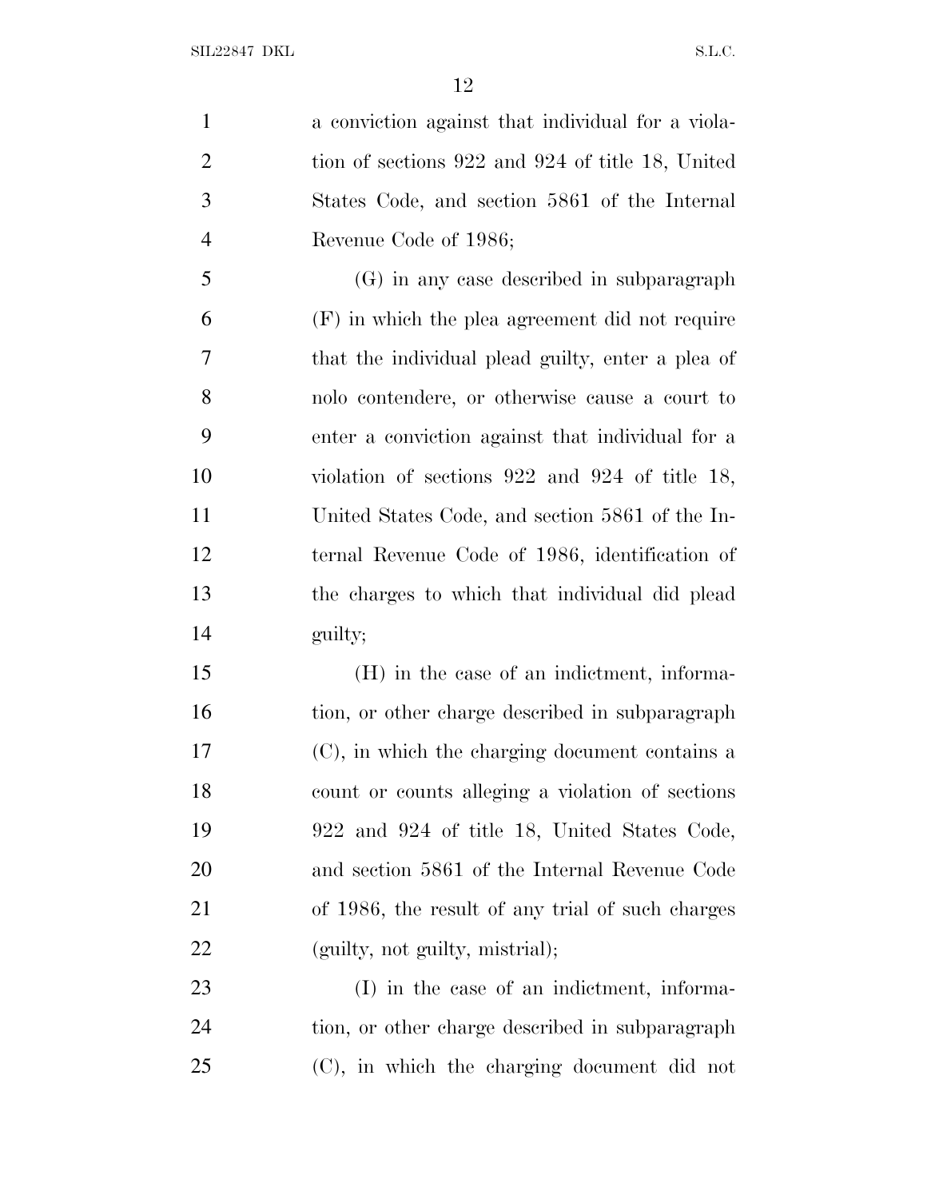a conviction against that individual for a violation of sections 922 and 924 of title 18, United States Code, and section 5861 of the Internal Revenue Code of 1986;

(G) in any case described in subparagraph (F) in which the plea agreement did not require that the individual plead guilty, enter a plea of nolo contendere, or otherwise cause a court to enter a conviction against that individual for a violation of sections 922 and 924 of title 18, United States Code, and section 5861 of the Internal Revenue Code of 1986, identification of the charges to which that individual did plead guilty;

(H) in the case of an indictment, information, or other charge described in subparagraph (C), in which the charging document contains a count or counts alleging a violation of sections 922 and 924 of title 18, United States Code, and section 5861 of the Internal Revenue Code of 1986, the result of any trial of such charges (guilty, not guilty, mistrial);

(I) in the case of an indictment, information, or other charge described in subparagraph (C), in which the charging document did not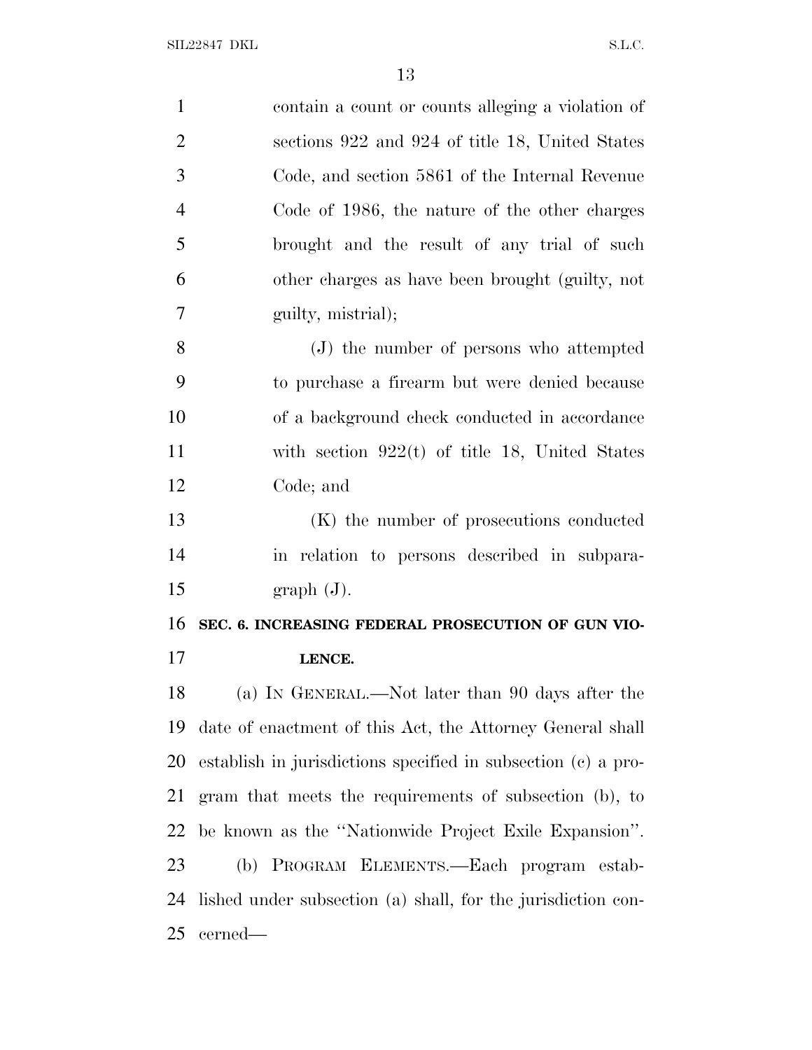contain a count or counts alleging a violation of sections 922 and 924 of title 18, United States Code, and section 5861 of the Internal Revenue Code of 1986, the nature of the other charges brought and the result of any trial of such other charges as have been brought (guilty, not guilty, mistrial);

(J) the number of persons who attempted to purchase a firearm but were denied because of a background check conducted in accordance with section 922(t) of title 18, United States Code; and

(K) the number of prosecutions conducted in relation to persons described in subparagraph (J).

**SEC. 6. INCREASING FEDERAL PROSECUTION OF GUN VIOLENCE.**

(a) IN GENERAL.—Not later than 90 days after the date of enactment of this Act, the Attorney General shall establish in jurisdictions specified in subsection (c) a program that meets the requirements of subsection (b), to be known as the ''Nationwide Project Exile Expansion''.

(b) PROGRAM ELEMENTS.—Each program established under subsection (a) shall, for the jurisdiction concerned—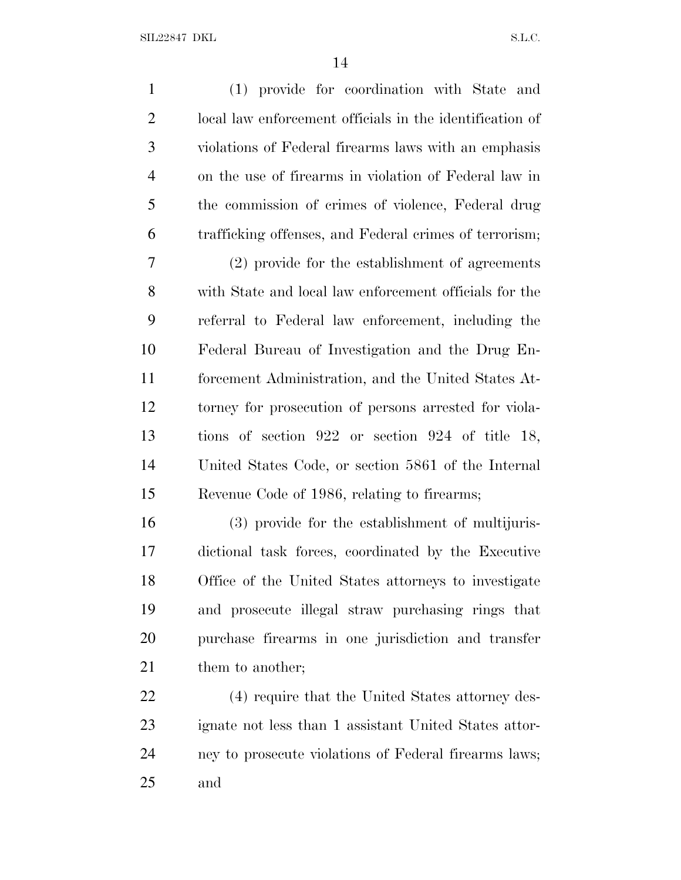(1) provide for coordination with State and local law enforcement officials in the identification of violations of Federal firearms laws with an emphasis on the use of firearms in violation of Federal law in the commission of crimes of violence, Federal drug trafficking offenses, and Federal crimes of terrorism;

(2) provide for the establishment of agreements with State and local law enforcement officials for the referral to Federal law enforcement, including the Federal Bureau of Investigation and the Drug Enforcement Administration, and the United States Attorney for prosecution of persons arrested for violations of section 922 or section 924 of title 18, United States Code, or section 5861 of the Internal Revenue Code of 1986, relating to firearms;

(3) provide for the establishment of multijurisdictional task forces, coordinated by the Executive Office of the United States attorneys to investigate and prosecute illegal straw purchasing rings that purchase firearms in one jurisdiction and transfer them to another;

(4) require that the United States attorney designate not less than 1 assistant United States attorney to prosecute violations of Federal firearms laws; and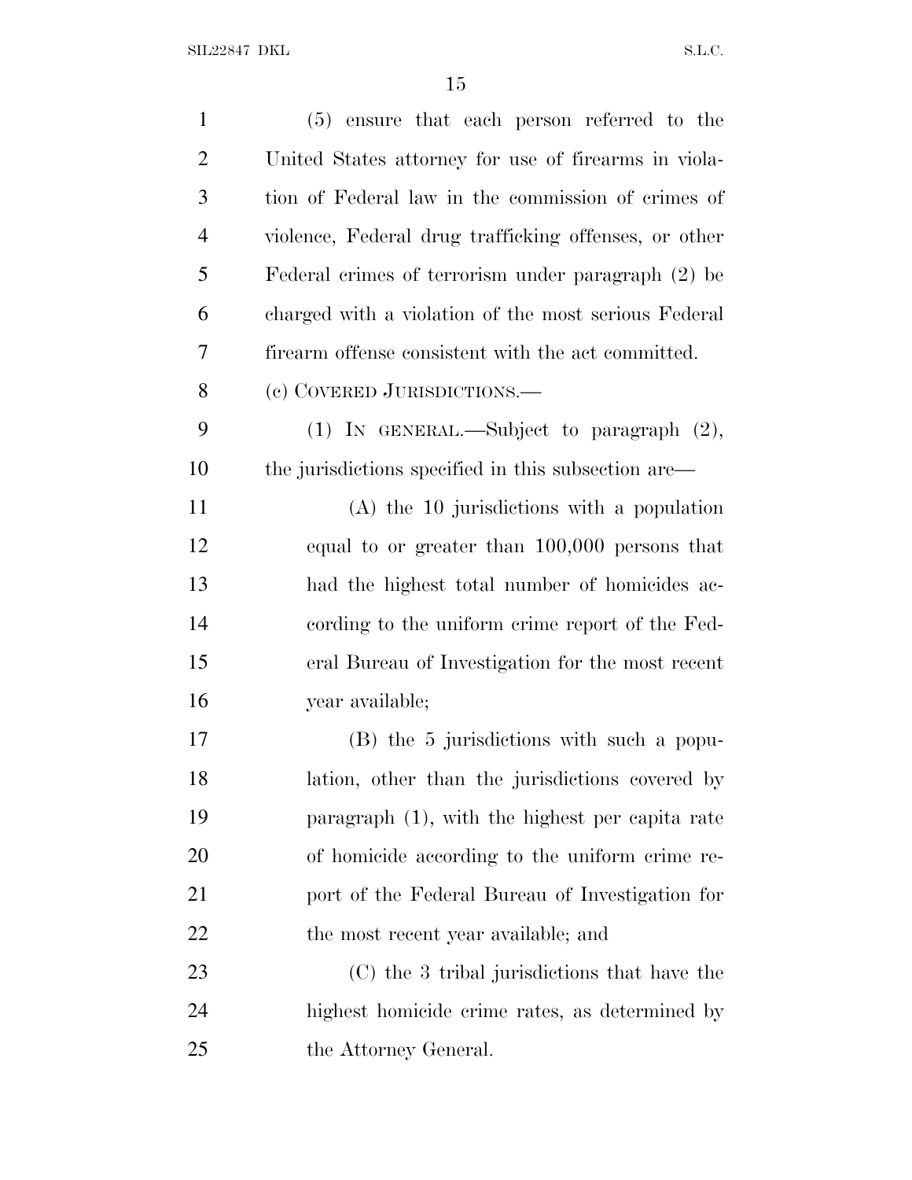(5) ensure that each person referred to the United States attorney for use of firearms in violation of Federal law in the commission of crimes of violence, Federal drug trafficking offenses, or other Federal crimes of terrorism under paragraph (2) be charged with a violation of the most serious Federal firearm offense consistent with the act committed.

(c) COVERED JURISDICTIONS.—

(1) IN GENERAL.—Subject to paragraph (2), the jurisdictions specified in this subsection are—

(A) the 10 jurisdictions with a population equal to or greater than 100,000 persons that had the highest total number of homicides according to the uniform crime report of the Federal Bureau of Investigation for the most recent year available;

(B) the 5 jurisdictions with such a population, other than the jurisdictions covered by paragraph (1), with the highest per capita rate of homicide according to the uniform crime report of the Federal Bureau of Investigation for the most recent year available; and

(C) the 3 tribal jurisdictions that have the highest homicide crime rates, as determined by the Attorney General.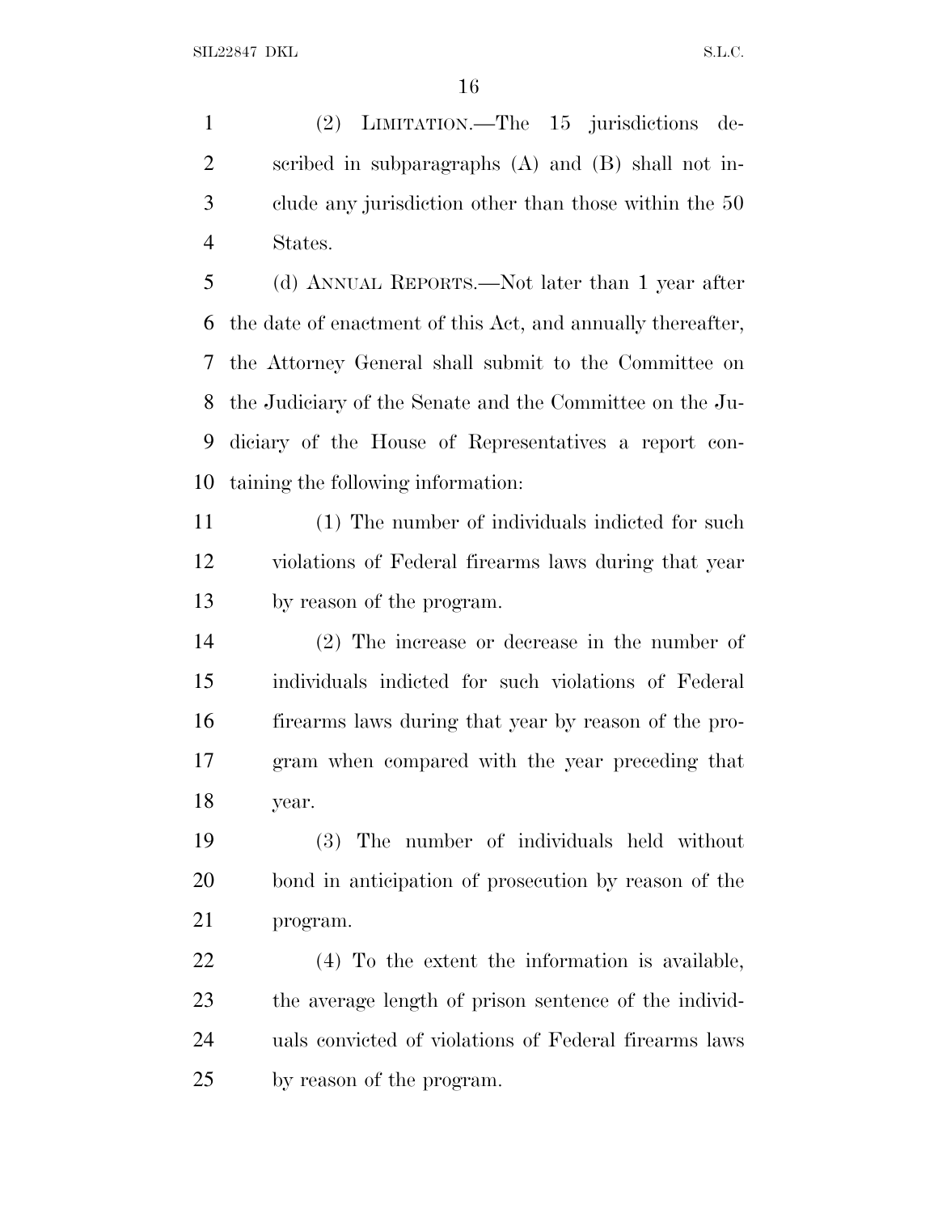(2) LIMITATION.—The 15 jurisdictions described in subparagraphs (A) and (B) shall not include any jurisdiction other than those within the 50 States.

(d) ANNUAL REPORTS.—Not later than 1 year after the date of enactment of this Act, and annually thereafter, the Attorney General shall submit to the Committee on the Judiciary of the Senate and the Committee on the Judiciary of the House of Representatives a report containing the following information:

(1) The number of individuals indicted for such violations of Federal firearms laws during that year by reason of the program.

(2) The increase or decrease in the number of individuals indicted for such violations of Federal firearms laws during that year by reason of the program when compared with the year preceding that year.

(3) The number of individuals held without bond in anticipation of prosecution by reason of the program.

(4) To the extent the information is available, the average length of prison sentence of the individuals convicted of violations of Federal firearms laws by reason of the program.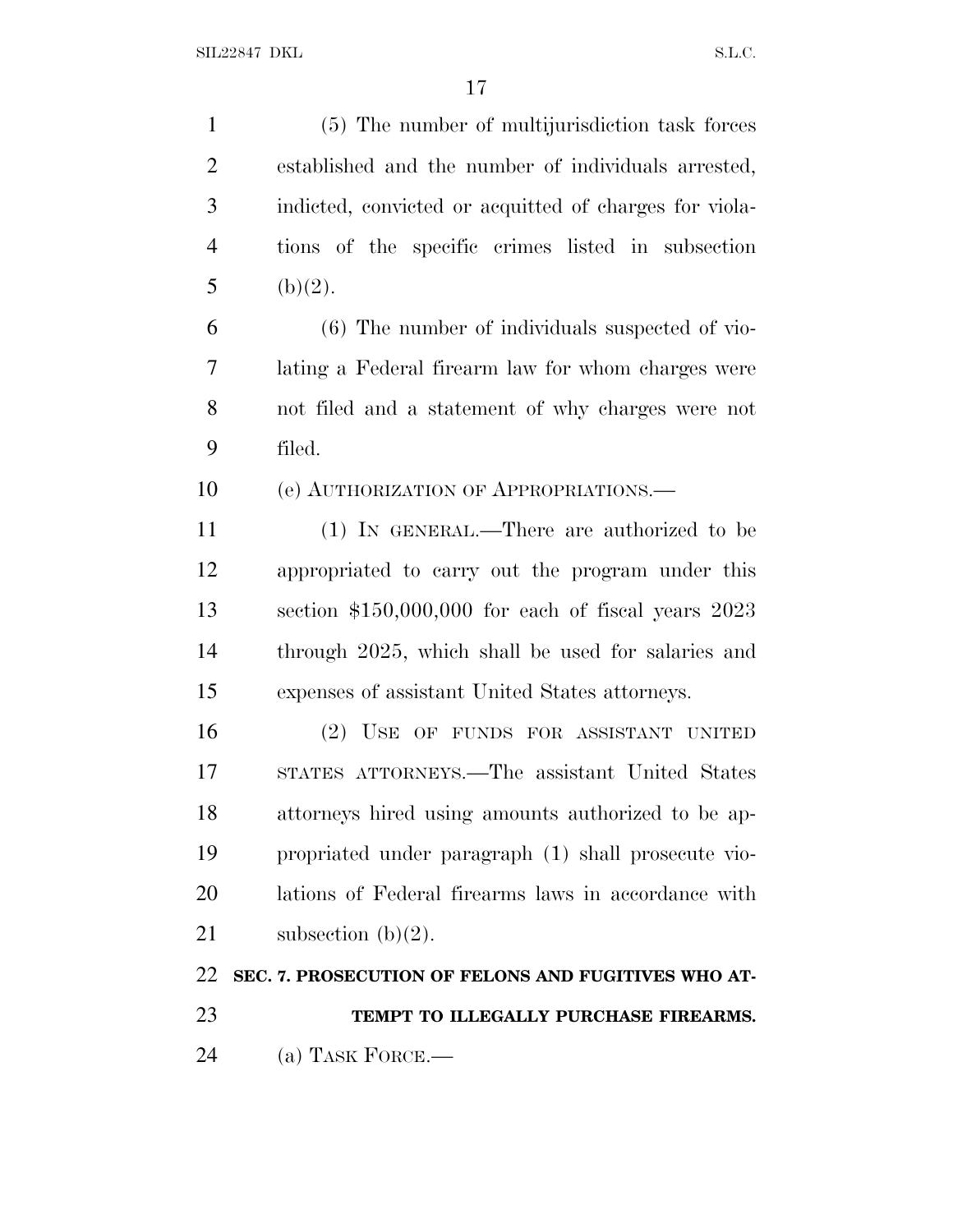(5) The number of multijurisdiction task forces established and the number of individuals arrested, indicted, convicted or acquitted of charges for violations of the specific crimes listed in subsection (b)(2).

(6) The number of individuals suspected of violating a Federal firearm law for whom charges were not filed and a statement of why charges were not filed.

(e) AUTHORIZATION OF APPROPRIATIONS.—

(1) IN GENERAL.—There are authorized to be appropriated to carry out the program under this section $150,000,000 for each of fiscal years 2023 through 2025, which shall be used for salaries and expenses of assistant United States attorneys.

(2) USE OF FUNDS FOR ASSISTANT UNITED STATES ATTORNEYS.—The assistant United States attorneys hired using amounts authorized to be appropriated under paragraph (1) shall prosecute violations of Federal firearms laws in accordance with subsection (b)(2).

**SEC. 7. PROSECUTION OF FELONS AND FUGITIVES WHO ATTEMPT TO ILLEGALLY PURCHASE FIREARMS.**

(a) TASK FORCE.—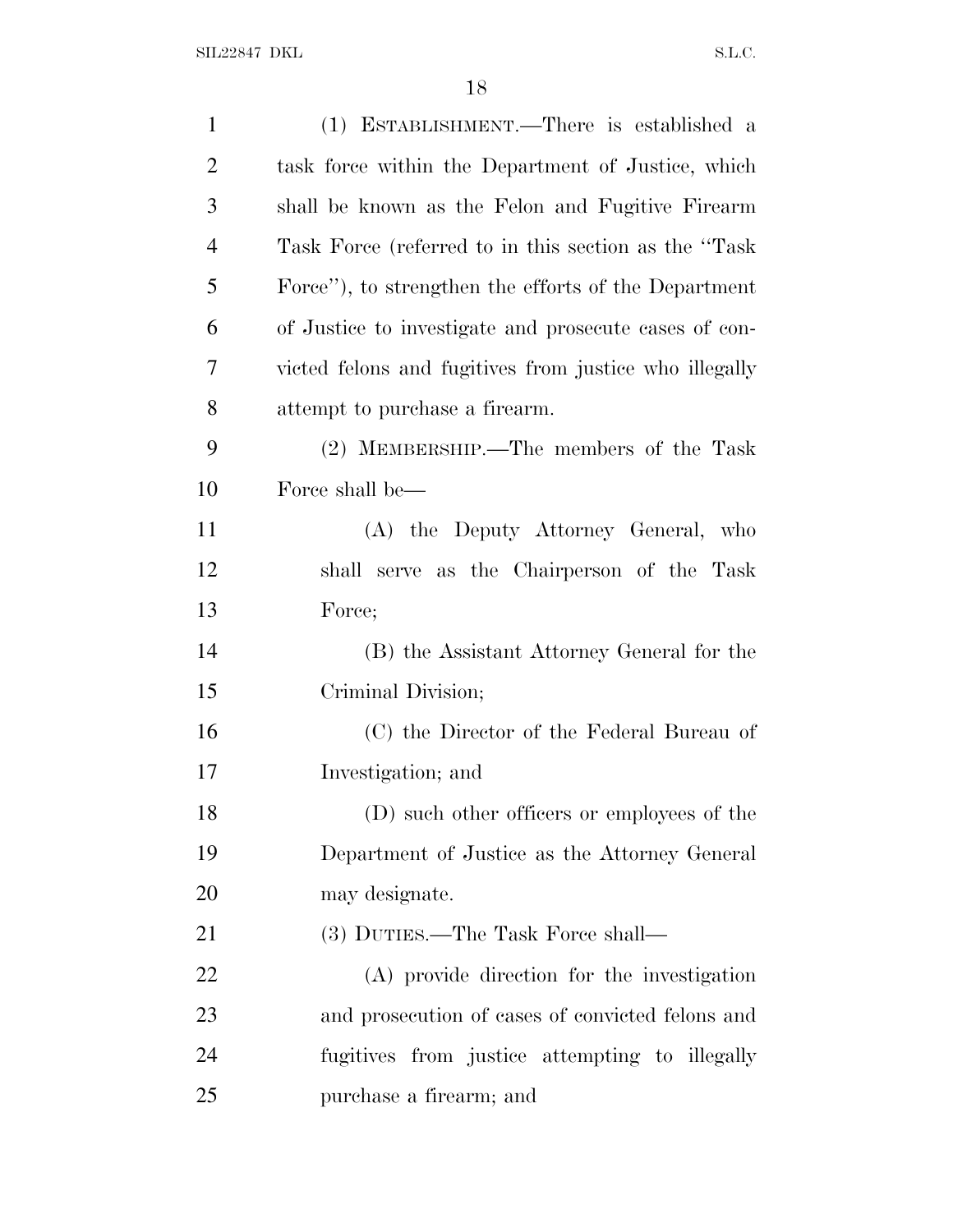(1) ESTABLISHMENT.—There is established a task force within the Department of Justice, which shall be known as the Felon and Fugitive Firearm Task Force (referred to in this section as the "Task Force"), to strengthen the efforts of the Department of Justice to investigate and prosecute cases of convicted felons and fugitives from justice who illegally attempt to purchase a firearm.

(2) MEMBERSHIP.—The members of the Task Force shall be—

(A) the Deputy Attorney General, who shall serve as the Chairperson of the Task Force;

(B) the Assistant Attorney General for the Criminal Division;

(C) the Director of the Federal Bureau of Investigation; and

(D) such other officers or employees of the Department of Justice as the Attorney General may designate.

(3) DUTIES.—The Task Force shall—

(A) provide direction for the investigation and prosecution of cases of convicted felons and fugitives from justice attempting to illegally purchase a firearm; and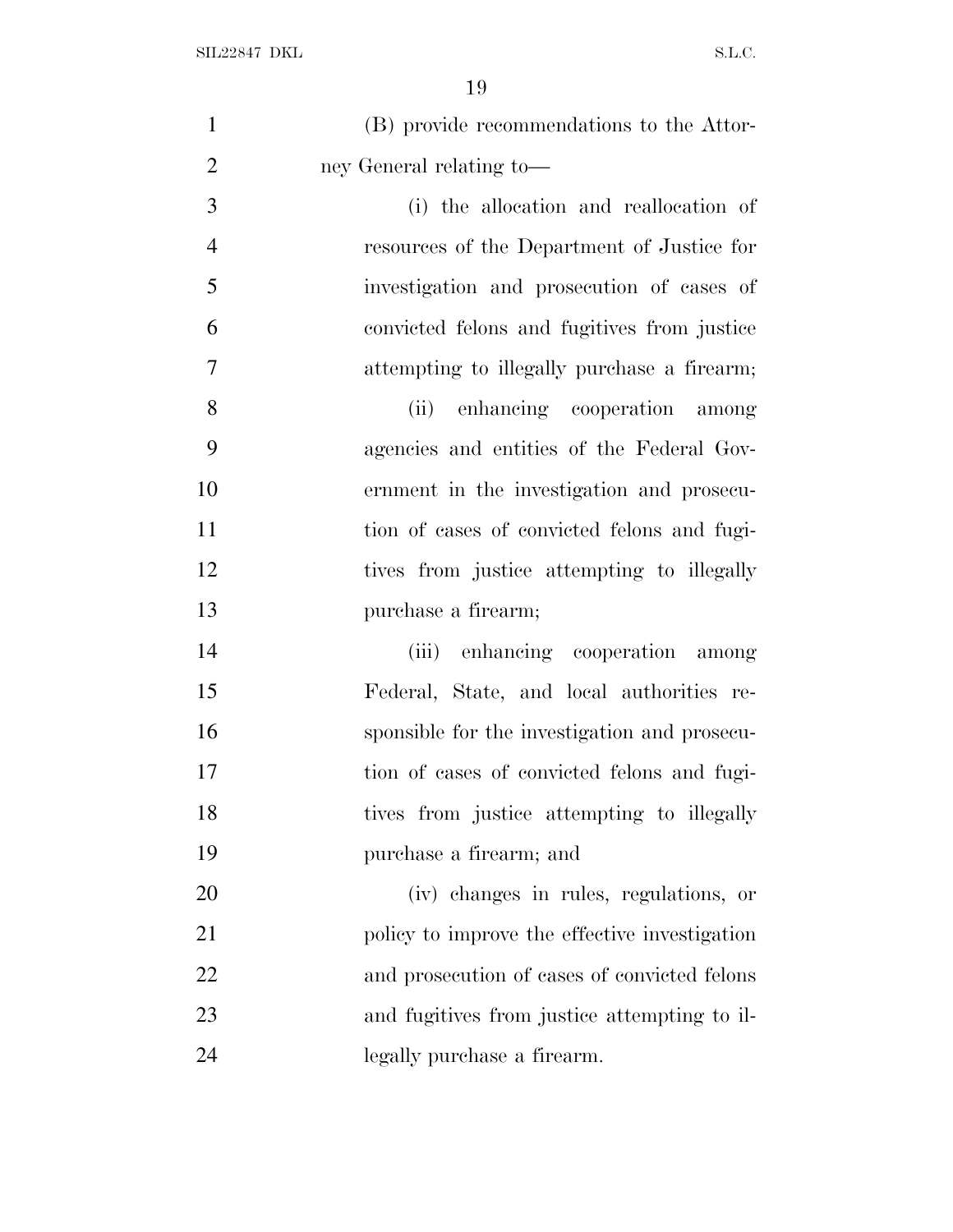(B) provide recommendations to the Attorney General relating to—

(i) the allocation and reallocation of resources of the Department of Justice for investigation and prosecution of cases of convicted felons and fugitives from justice attempting to illegally purchase a firearm;

(ii) enhancing cooperation among agencies and entities of the Federal Government in the investigation and prosecution of cases of convicted felons and fugitives from justice attempting to illegally purchase a firearm;

(iii) enhancing cooperation among Federal, State, and local authorities responsible for the investigation and prosecution of cases of convicted felons and fugitives from justice attempting to illegally purchase a firearm; and

(iv) changes in rules, regulations, or policy to improve the effective investigation and prosecution of cases of convicted felons and fugitives from justice attempting to illegally purchase a firearm.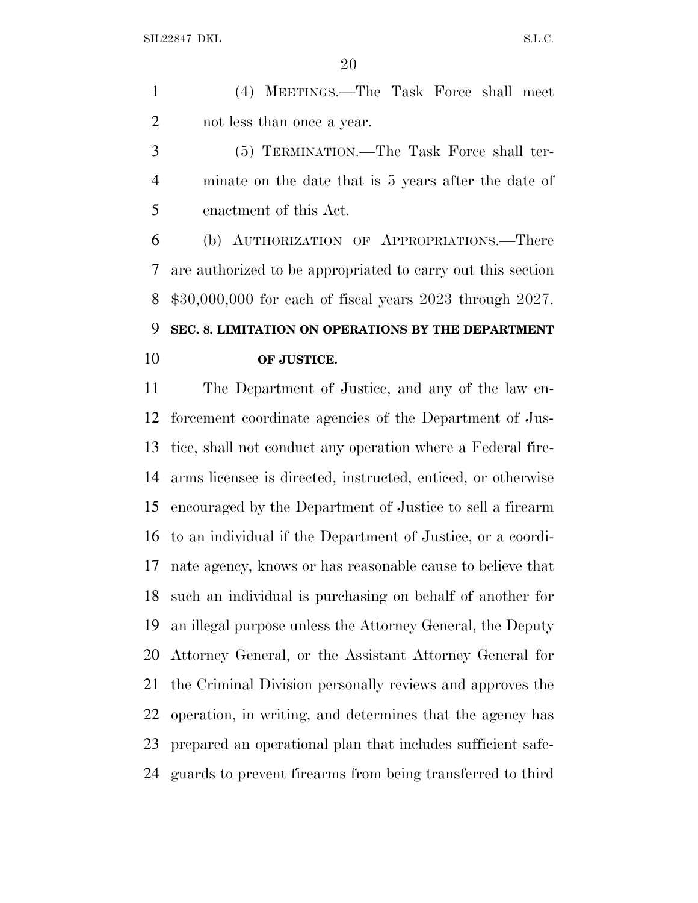(4) MEETINGS.—The Task Force shall meet not less than once a year.

(5) TERMINATION.—The Task Force shall terminate on the date that is 5 years after the date of enactment of this Act.

(b) AUTHORIZATION OF APPROPRIATIONS.—There are authorized to be appropriated to carry out this section $30,000,000 for each of fiscal years 2023 through 2027.

**SEC. 8. LIMITATION ON OPERATIONS BY THE DEPARTMENT OF JUSTICE.**

The Department of Justice, and any of the law enforcement coordinate agencies of the Department of Justice, shall not conduct any operation where a Federal firearms licensee is directed, instructed, enticed, or otherwise encouraged by the Department of Justice to sell a firearm to an individual if the Department of Justice, or a coordinate agency, knows or has reasonable cause to believe that such an individual is purchasing on behalf of another for an illegal purpose unless the Attorney General, the Deputy Attorney General, or the Assistant Attorney General for the Criminal Division personally reviews and approves the operation, in writing, and determines that the agency has prepared an operational plan that includes sufficient safeguards to prevent firearms from being transferred to third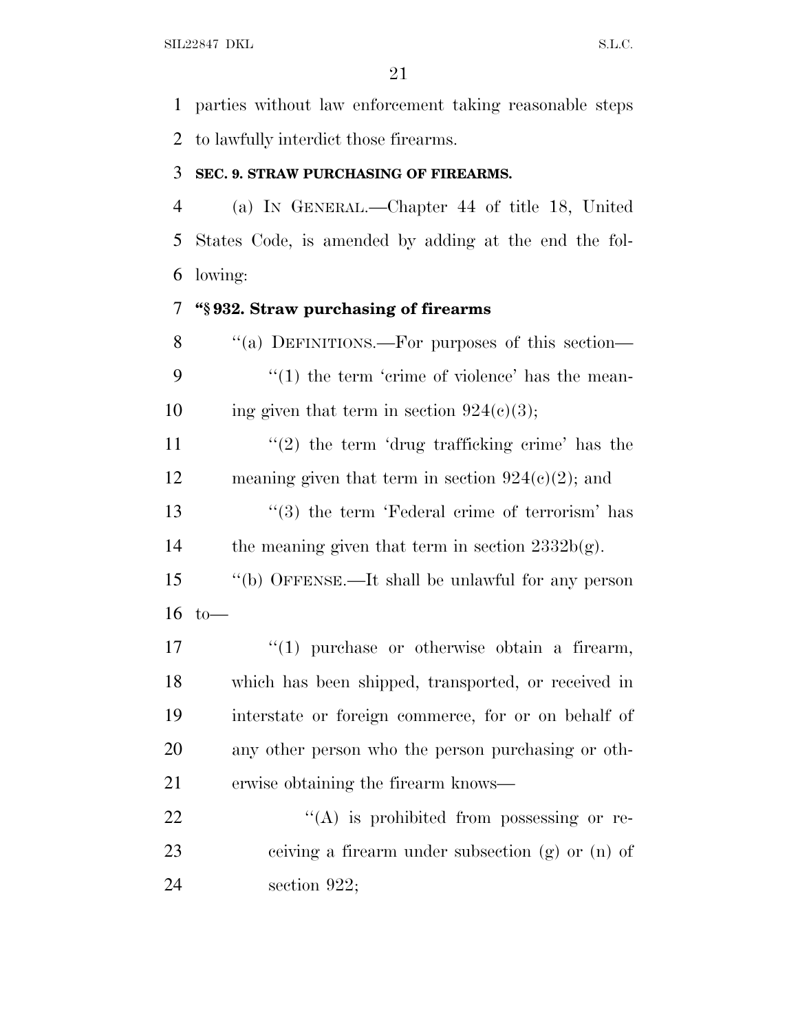parties without law enforcement taking reasonable steps to lawfully interdict those firearms.

**SEC. 9. STRAW PURCHASING OF FIREARMS.**

(a) IN GENERAL.—Chapter 44 of title 18, United States Code, is amended by adding at the end the following:

**"§ 932. Straw purchasing of firearms**

"(a) DEFINITIONS.—For purposes of this section—

"(1) the term 'crime of violence' has the meaning given that term in section 924(c)(3);

"(2) the term 'drug trafficking crime' has the meaning given that term in section 924(c)(2); and

"(3) the term 'Federal crime of terrorism' has the meaning given that term in section 2332b(g).

"(b) OFFENSE.—It shall be unlawful for any person to—

"(1) purchase or otherwise obtain a firearm, which has been shipped, transported, or received in interstate or foreign commerce, for or on behalf of any other person who the person purchasing or otherwise obtaining the firearm knows—

"(A) is prohibited from possessing or receiving a firearm under subsection (g) or (n) of section 922;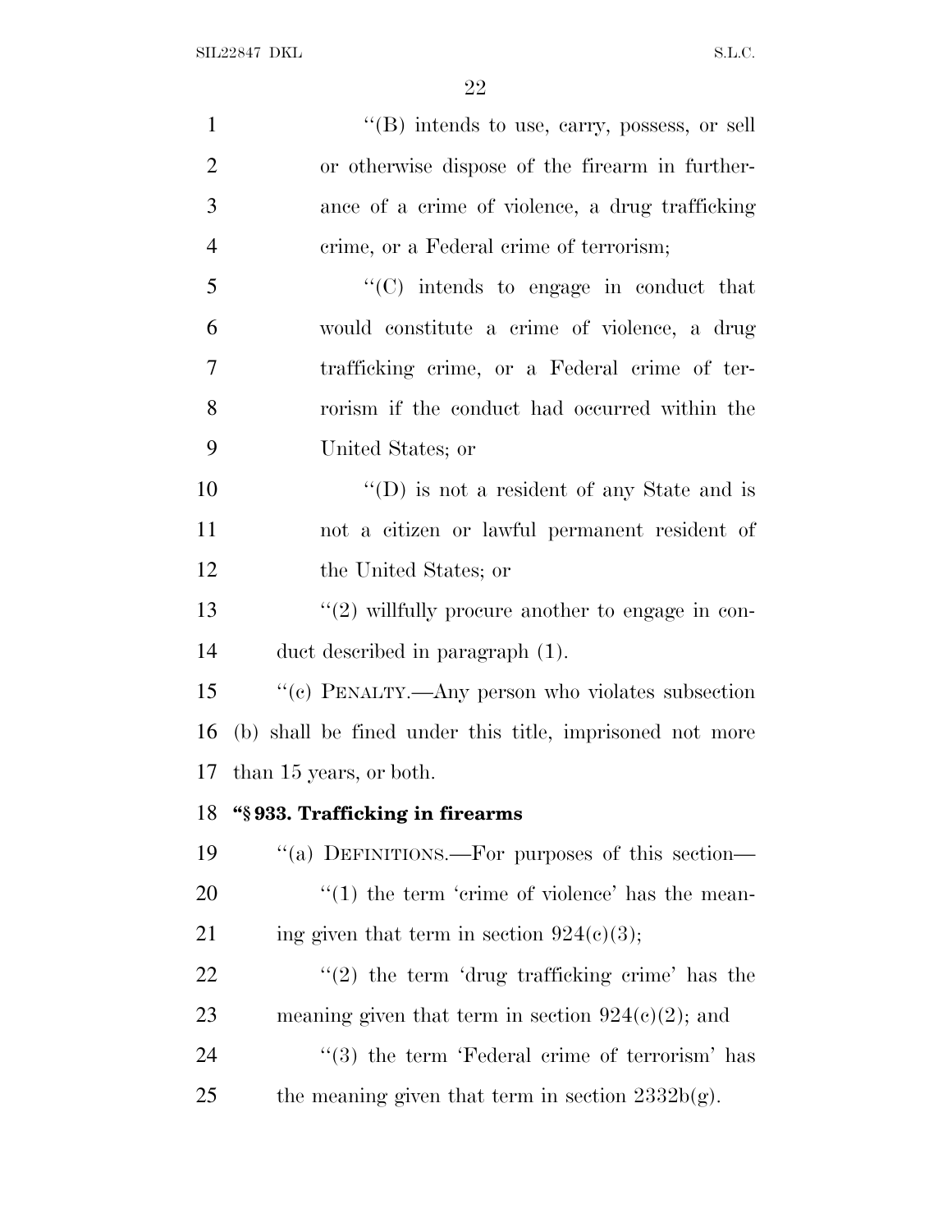"(B) intends to use, carry, possess, or sell or otherwise dispose of the firearm in furtherance of a crime of violence, a drug trafficking crime, or a Federal crime of terrorism;

"(C) intends to engage in conduct that would constitute a crime of violence, a drug trafficking crime, or a Federal crime of terrorism if the conduct had occurred within the United States; or

"(D) is not a resident of any State and is not a citizen or lawful permanent resident of the United States; or

"(2) willfully procure another to engage in conduct described in paragraph (1).

"(c) PENALTY.—Any person who violates subsection (b) shall be fined under this title, imprisoned not more than 15 years, or both.

**"§ 933. Trafficking in firearms**

"(a) DEFINITIONS.—For purposes of this section—

"(1) the term 'crime of violence' has the meaning given that term in section 924(c)(3);

"(2) the term 'drug trafficking crime' has the meaning given that term in section 924(c)(2); and

"(3) the term 'Federal crime of terrorism' has the meaning given that term in section 2332b(g).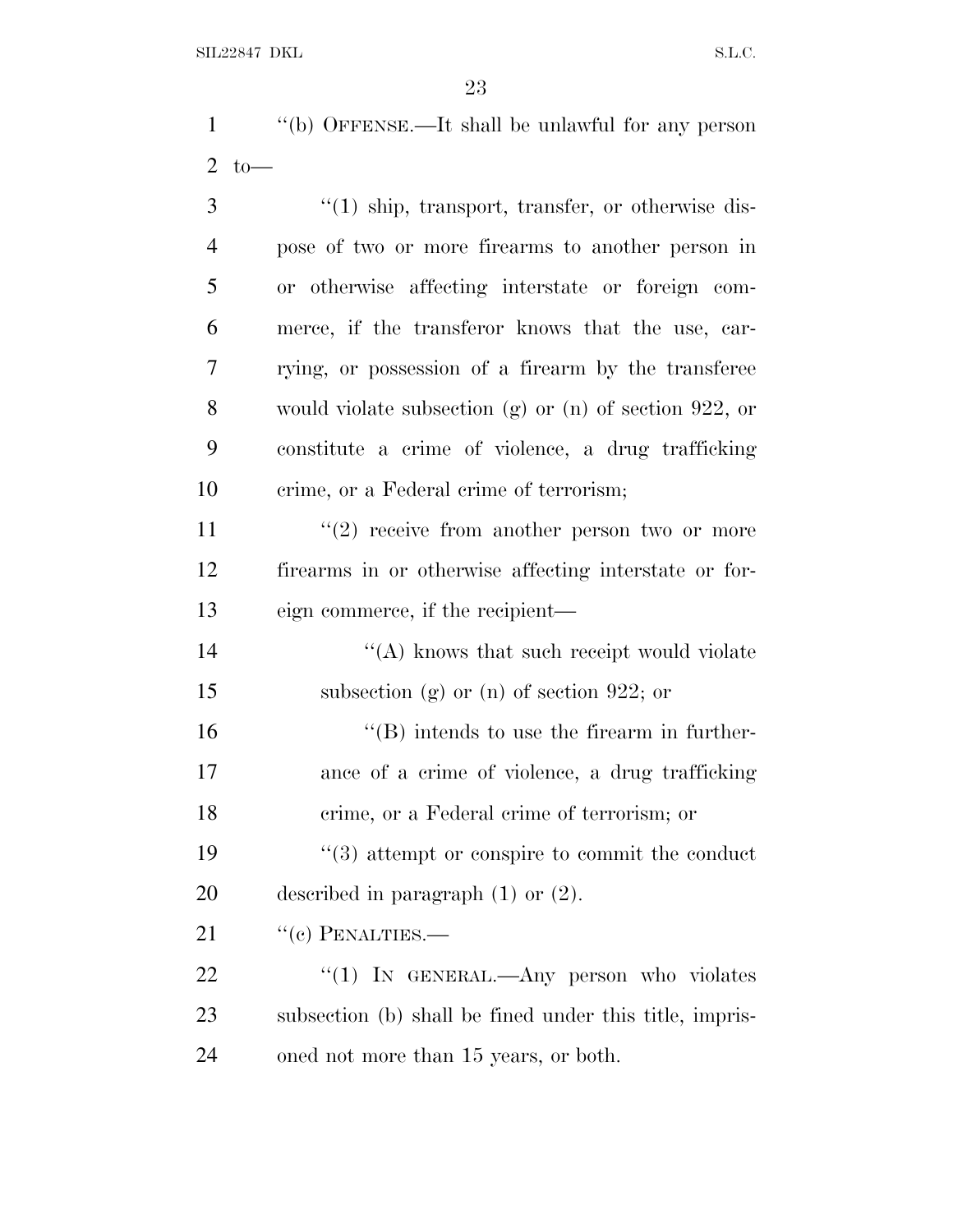"(b) OFFENSE.—It shall be unlawful for any person to—

"(1) ship, transport, transfer, or otherwise dispose of two or more firearms to another person in or otherwise affecting interstate or foreign commerce, if the transferor knows that the use, carrying, or possession of a firearm by the transferee would violate subsection (g) or (n) of section 922, or constitute a crime of violence, a drug trafficking crime, or a Federal crime of terrorism;

"(2) receive from another person two or more firearms in or otherwise affecting interstate or foreign commerce, if the recipient—

"(A) knows that such receipt would violate subsection (g) or (n) of section 922; or

"(B) intends to use the firearm in furtherance of a crime of violence, a drug trafficking crime, or a Federal crime of terrorism; or

"(3) attempt or conspire to commit the conduct described in paragraph (1) or (2).

"(c) PENALTIES.—

"(1) IN GENERAL.—Any person who violates subsection (b) shall be fined under this title, imprisoned not more than 15 years, or both.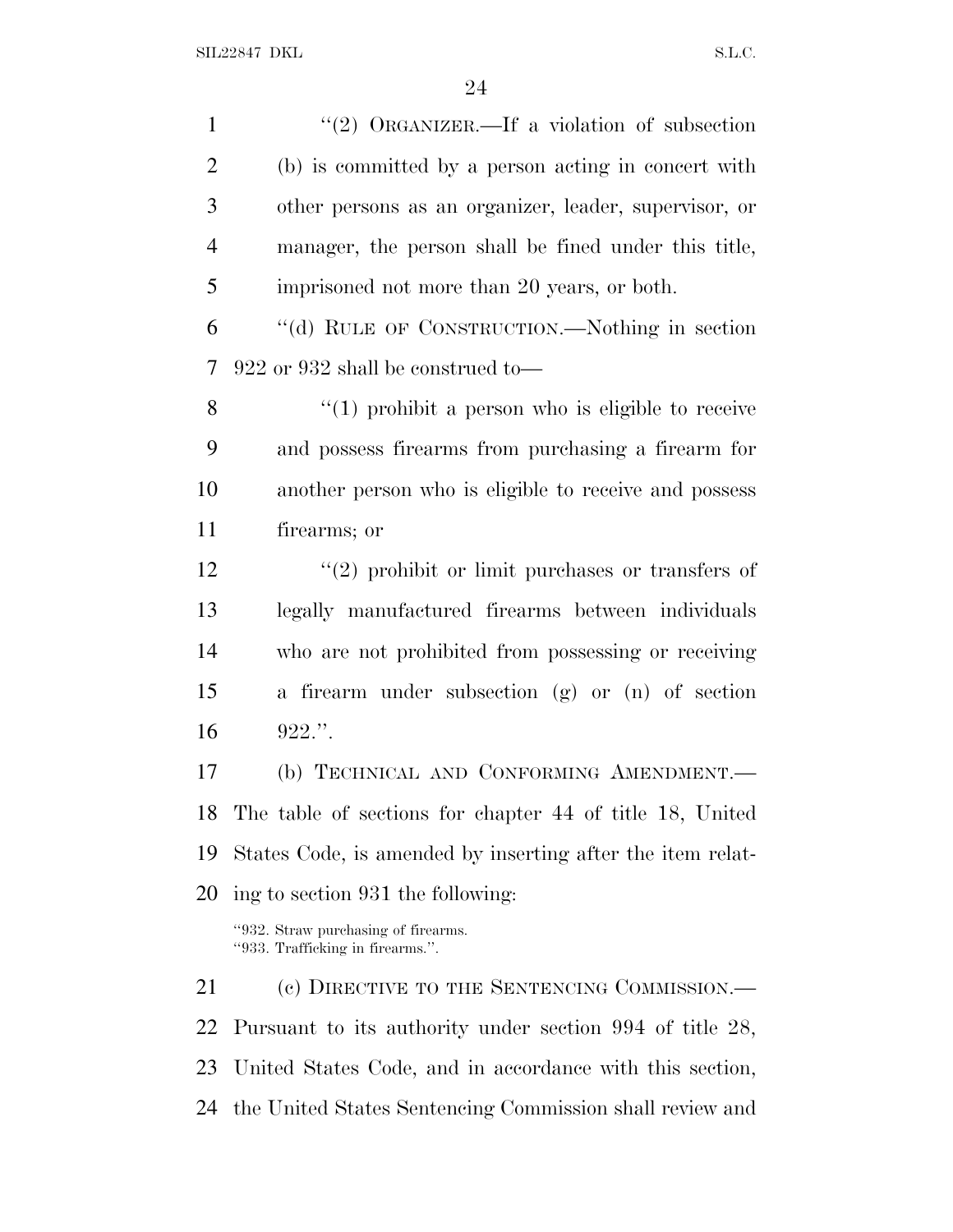"(2) ORGANIZER.—If a violation of subsection (b) is committed by a person acting in concert with other persons as an organizer, leader, supervisor, or manager, the person shall be fined under this title, imprisoned not more than 20 years, or both.

"(d) RULE OF CONSTRUCTION.—Nothing in section 922 or 932 shall be construed to—

"(1) prohibit a person who is eligible to receive and possess firearms from purchasing a firearm for another person who is eligible to receive and possess firearms; or

"(2) prohibit or limit purchases or transfers of legally manufactured firearms between individuals who are not prohibited from possessing or receiving a firearm under subsection (g) or (n) of section 922.".

(b) TECHNICAL AND CONFORMING AMENDMENT.—The table of sections for chapter 44 of title 18, United States Code, is amended by inserting after the item relating to section 931 the following:

"932. Straw purchasing of firearms.
"933. Trafficking in firearms.".

(c) DIRECTIVE TO THE SENTENCING COMMISSION.—Pursuant to its authority under section 994 of title 28, United States Code, and in accordance with this section, the United States Sentencing Commission shall review and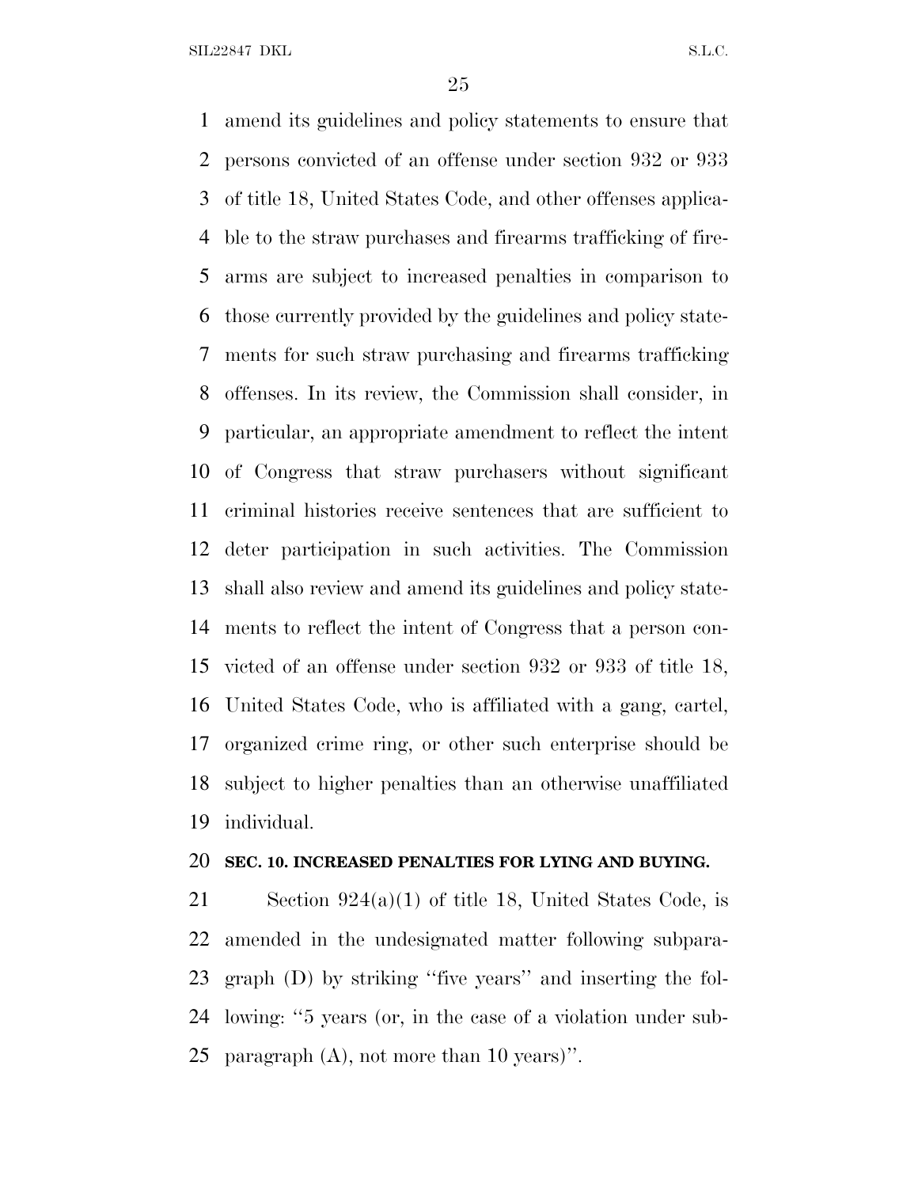amend its guidelines and policy statements to ensure that persons convicted of an offense under section 932 or 933 of title 18, United States Code, and other offenses applicable to the straw purchases and firearms trafficking of firearms are subject to increased penalties in comparison to those currently provided by the guidelines and policy statements for such straw purchasing and firearms trafficking offenses. In its review, the Commission shall consider, in particular, an appropriate amendment to reflect the intent of Congress that straw purchasers without significant criminal histories receive sentences that are sufficient to deter participation in such activities. The Commission shall also review and amend its guidelines and policy statements to reflect the intent of Congress that a person convicted of an offense under section 932 or 933 of title 18, United States Code, who is affiliated with a gang, cartel, organized crime ring, or other such enterprise should be subject to higher penalties than an otherwise unaffiliated individual.

**SEC. 10. INCREASED PENALTIES FOR LYING AND BUYING.**

Section 924(a)(1) of title 18, United States Code, is amended in the undesignated matter following subparagraph (D) by striking ''five years'' and inserting the following: ''5 years (or, in the case of a violation under subparagraph (A), not more than 10 years)''.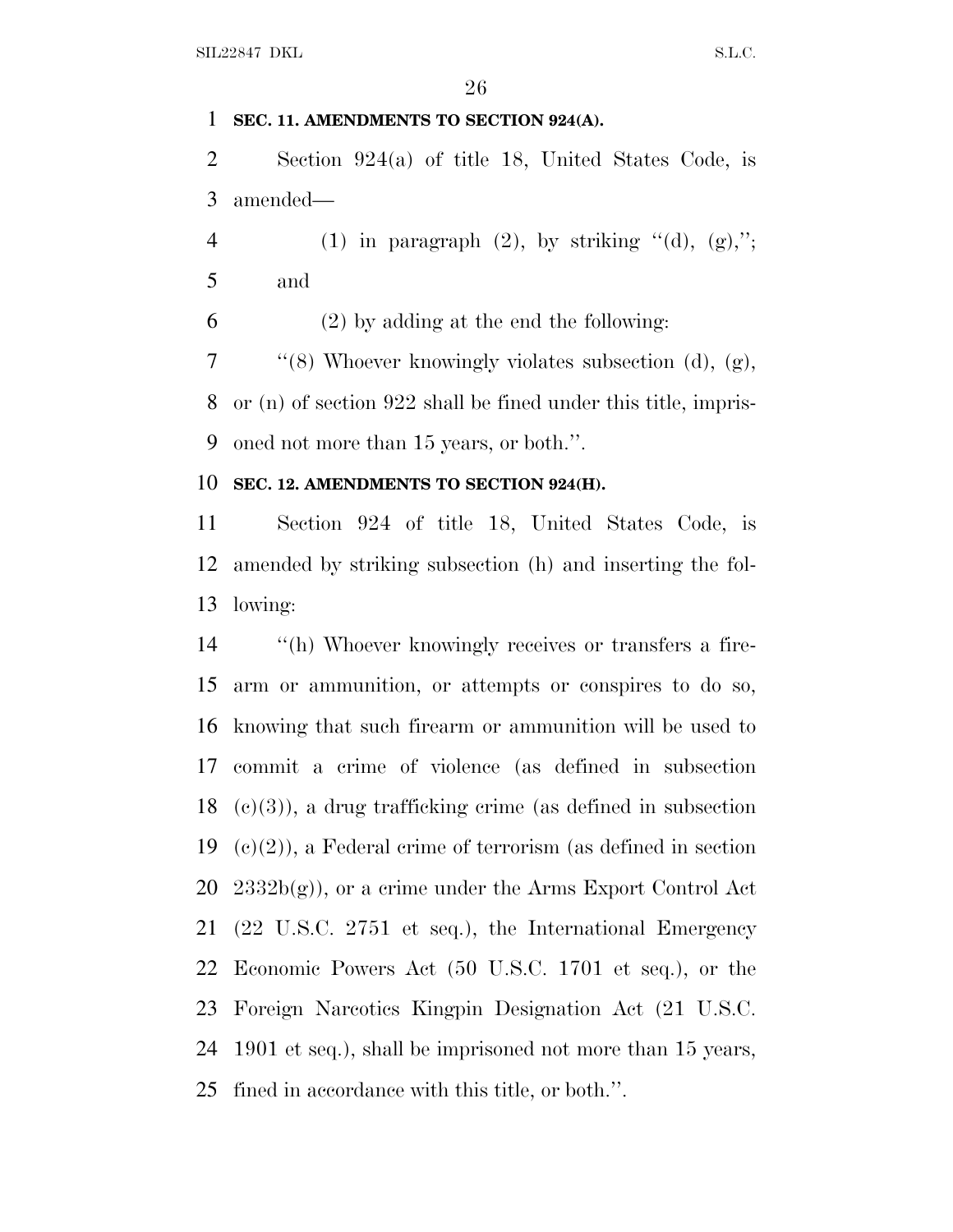**SEC. 11. AMENDMENTS TO SECTION 924(A).**

Section 924(a) of title 18, United States Code, is amended—

(1) in paragraph (2), by striking "(d), (g),"; and

(2) by adding at the end the following:

"(8) Whoever knowingly violates subsection (d), (g), or (n) of section 922 shall be fined under this title, imprisoned not more than 15 years, or both.".

**SEC. 12. AMENDMENTS TO SECTION 924(H).**

Section 924 of title 18, United States Code, is amended by striking subsection (h) and inserting the following:

"(h) Whoever knowingly receives or transfers a firearm or ammunition, or attempts or conspires to do so, knowing that such firearm or ammunition will be used to commit a crime of violence (as defined in subsection (c)(3)), a drug trafficking crime (as defined in subsection (c)(2)), a Federal crime of terrorism (as defined in section 2332b(g)), or a crime under the Arms Export Control Act (22 U.S.C. 2751 et seq.), the International Emergency Economic Powers Act (50 U.S.C. 1701 et seq.), or the Foreign Narcotics Kingpin Designation Act (21 U.S.C. 1901 et seq.), shall be imprisoned not more than 15 years, fined in accordance with this title, or both.".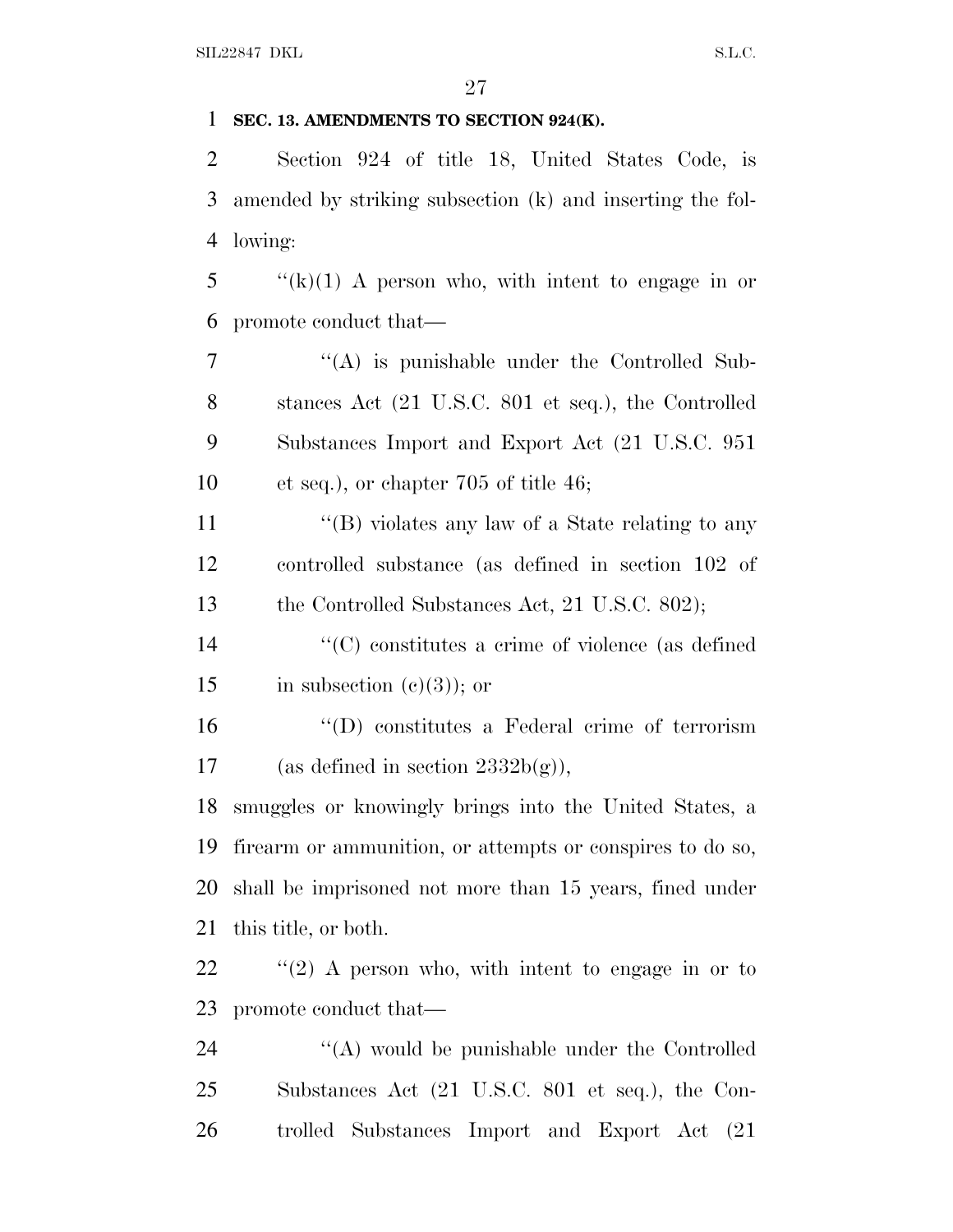**SEC. 13. AMENDMENTS TO SECTION 924(K).**

Section 924 of title 18, United States Code, is amended by striking subsection (k) and inserting the following:

''(k)(1) A person who, with intent to engage in or promote conduct that—

''(A) is punishable under the Controlled Substances Act (21 U.S.C. 801 et seq.), the Controlled Substances Import and Export Act (21 U.S.C. 951 et seq.), or chapter 705 of title 46;

''(B) violates any law of a State relating to any controlled substance (as defined in section 102 of the Controlled Substances Act, 21 U.S.C. 802);

''(C) constitutes a crime of violence (as defined in subsection (c)(3)); or

''(D) constitutes a Federal crime of terrorism (as defined in section 2332b(g)),

smuggles or knowingly brings into the United States, a firearm or ammunition, or attempts or conspires to do so, shall be imprisoned not more than 15 years, fined under this title, or both.

''(2) A person who, with intent to engage in or to promote conduct that—

''(A) would be punishable under the Controlled Substances Act (21 U.S.C. 801 et seq.), the Controlled Substances Import and Export Act (21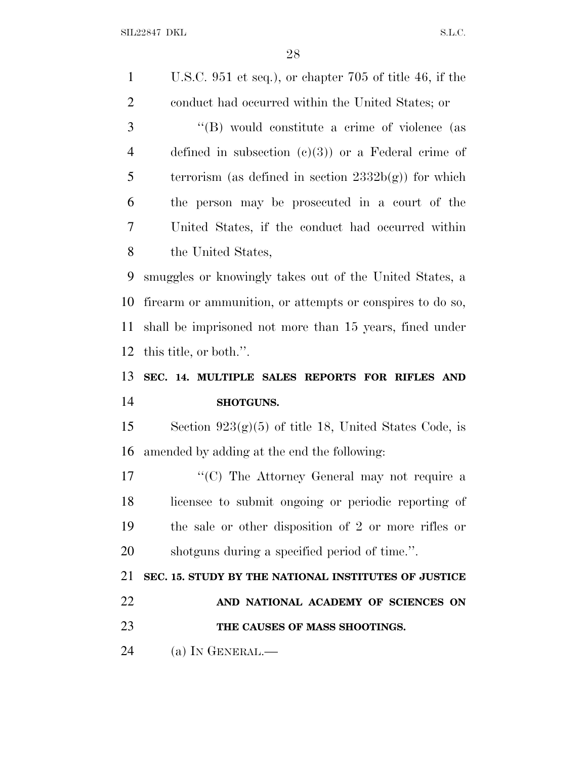U.S.C. 951 et seq.), or chapter 705 of title 46, if the conduct had occurred within the United States; or

''(B) would constitute a crime of violence (as defined in subsection (c)(3)) or a Federal crime of terrorism (as defined in section 2332b(g)) for which the person may be prosecuted in a court of the United States, if the conduct had occurred within the United States,

smuggles or knowingly takes out of the United States, a firearm or ammunition, or attempts or conspires to do so, shall be imprisoned not more than 15 years, fined under this title, or both.''.

**SEC. 14. MULTIPLE SALES REPORTS FOR RIFLES AND SHOTGUNS.**

Section 923(g)(5) of title 18, United States Code, is amended by adding at the end the following:

''(C) The Attorney General may not require a licensee to submit ongoing or periodic reporting of the sale or other disposition of 2 or more rifles or shotguns during a specified period of time.''.

**SEC. 15. STUDY BY THE NATIONAL INSTITUTES OF JUSTICE AND NATIONAL ACADEMY OF SCIENCES ON THE CAUSES OF MASS SHOOTINGS.**

(a) IN GENERAL.—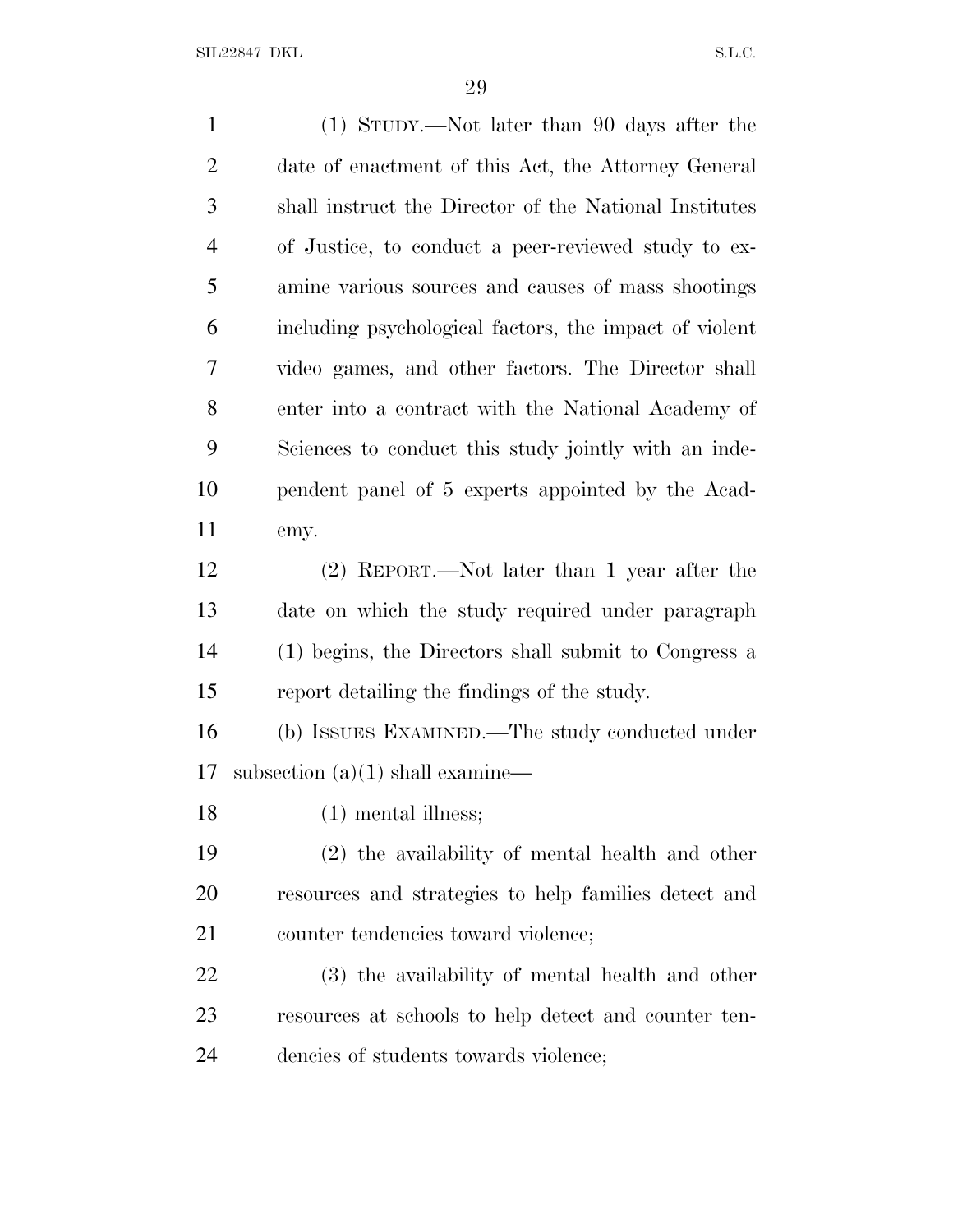(1) STUDY.—Not later than 90 days after the date of enactment of this Act, the Attorney General shall instruct the Director of the National Institutes of Justice, to conduct a peer-reviewed study to examine various sources and causes of mass shootings including psychological factors, the impact of violent video games, and other factors. The Director shall enter into a contract with the National Academy of Sciences to conduct this study jointly with an independent panel of 5 experts appointed by the Academy.

(2) REPORT.—Not later than 1 year after the date on which the study required under paragraph (1) begins, the Directors shall submit to Congress a report detailing the findings of the study.

(b) ISSUES EXAMINED.—The study conducted under subsection (a)(1) shall examine—

(1) mental illness;

(2) the availability of mental health and other resources and strategies to help families detect and counter tendencies toward violence;

(3) the availability of mental health and other resources at schools to help detect and counter tendencies of students towards violence;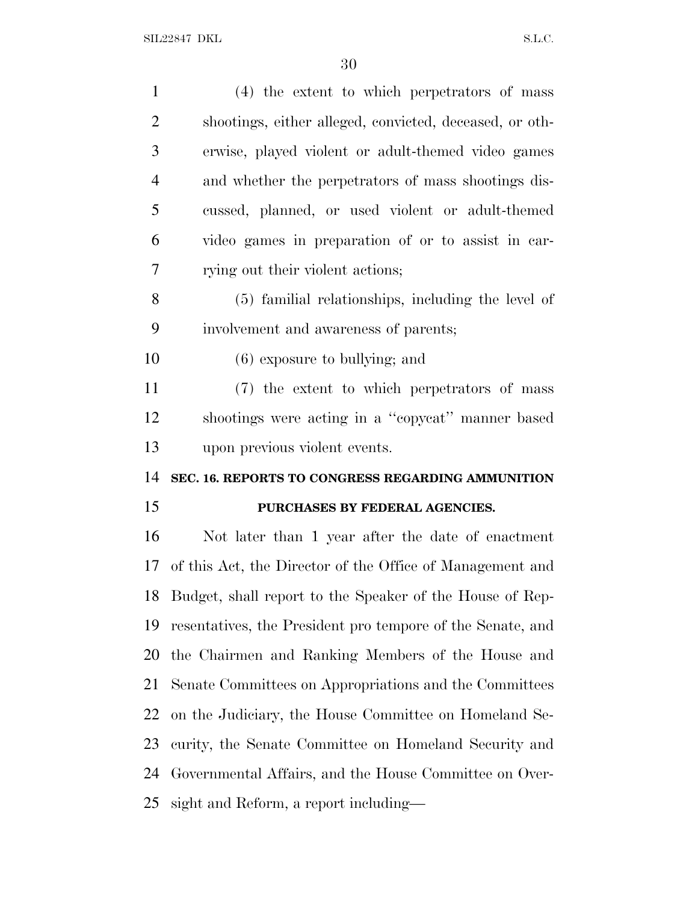(4) the extent to which perpetrators of mass shootings, either alleged, convicted, deceased, or otherwise, played violent or adult-themed video games and whether the perpetrators of mass shootings discussed, planned, or used violent or adult-themed video games in preparation of or to assist in carrying out their violent actions;

(5) familial relationships, including the level of involvement and awareness of parents;

(6) exposure to bullying; and

(7) the extent to which perpetrators of mass shootings were acting in a "copycat" manner based upon previous violent events.

**SEC. 16. REPORTS TO CONGRESS REGARDING AMMUNITION PURCHASES BY FEDERAL AGENCIES.**

Not later than 1 year after the date of enactment of this Act, the Director of the Office of Management and Budget, shall report to the Speaker of the House of Representatives, the President pro tempore of the Senate, and the Chairmen and Ranking Members of the House and Senate Committees on Appropriations and the Committees on the Judiciary, the House Committee on Homeland Security, the Senate Committee on Homeland Security and Governmental Affairs, and the House Committee on Oversight and Reform, a report including—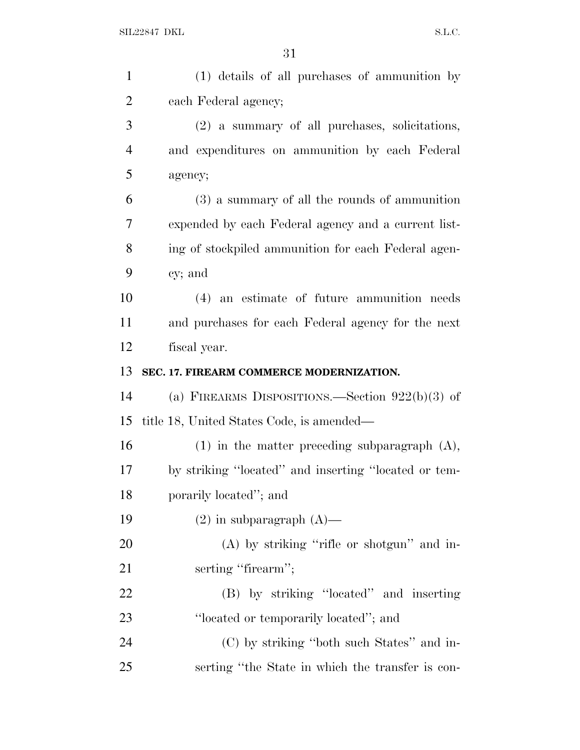(1) details of all purchases of ammunition by each Federal agency;

(2) a summary of all purchases, solicitations, and expenditures on ammunition by each Federal agency;

(3) a summary of all the rounds of ammunition expended by each Federal agency and a current listing of stockpiled ammunition for each Federal agency; and

(4) an estimate of future ammunition needs and purchases for each Federal agency for the next fiscal year.

**SEC. 17. FIREARM COMMERCE MODERNIZATION.**

(a) FIREARMS DISPOSITIONS.—Section 922(b)(3) of title 18, United States Code, is amended—

(1) in the matter preceding subparagraph (A), by striking ''located'' and inserting ''located or temporarily located''; and

(2) in subparagraph (A)—

(A) by striking ''rifle or shotgun'' and inserting ''firearm'';

(B) by striking ''located'' and inserting ''located or temporarily located''; and

(C) by striking ''both such States'' and inserting ''the State in which the transfer is con-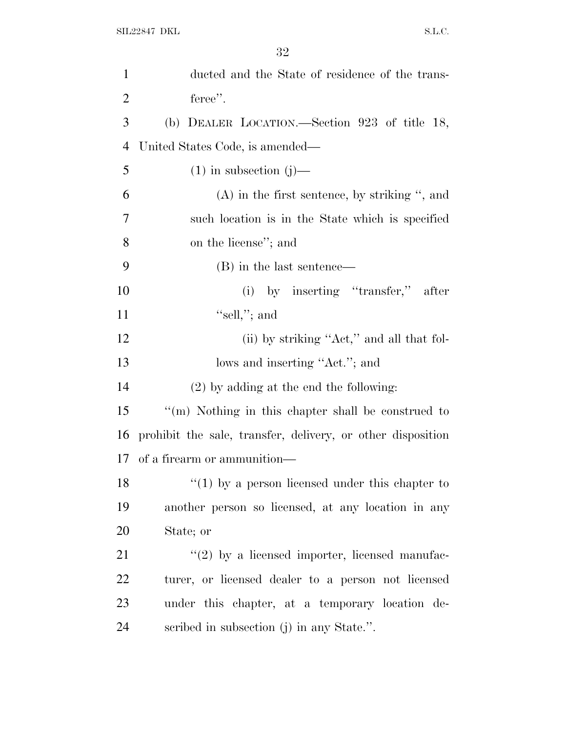ducted and the State of residence of the transferee''.

(b) DEALER LOCATION.—Section 923 of title 18, United States Code, is amended—

(1) in subsection (j)—

(A) in the first sentence, by striking '', and such location is in the State which is specified on the license''; and

(B) in the last sentence—

(i) by inserting ''transfer,'' after ''sell,''; and

(ii) by striking ''Act,'' and all that follows and inserting ''Act.''; and

(2) by adding at the end the following:

''(m) Nothing in this chapter shall be construed to prohibit the sale, transfer, delivery, or other disposition of a firearm or ammunition—

''(1) by a person licensed under this chapter to another person so licensed, at any location in any State; or

''(2) by a licensed importer, licensed manufacturer, or licensed dealer to a person not licensed under this chapter, at a temporary location described in subsection (j) in any State.''.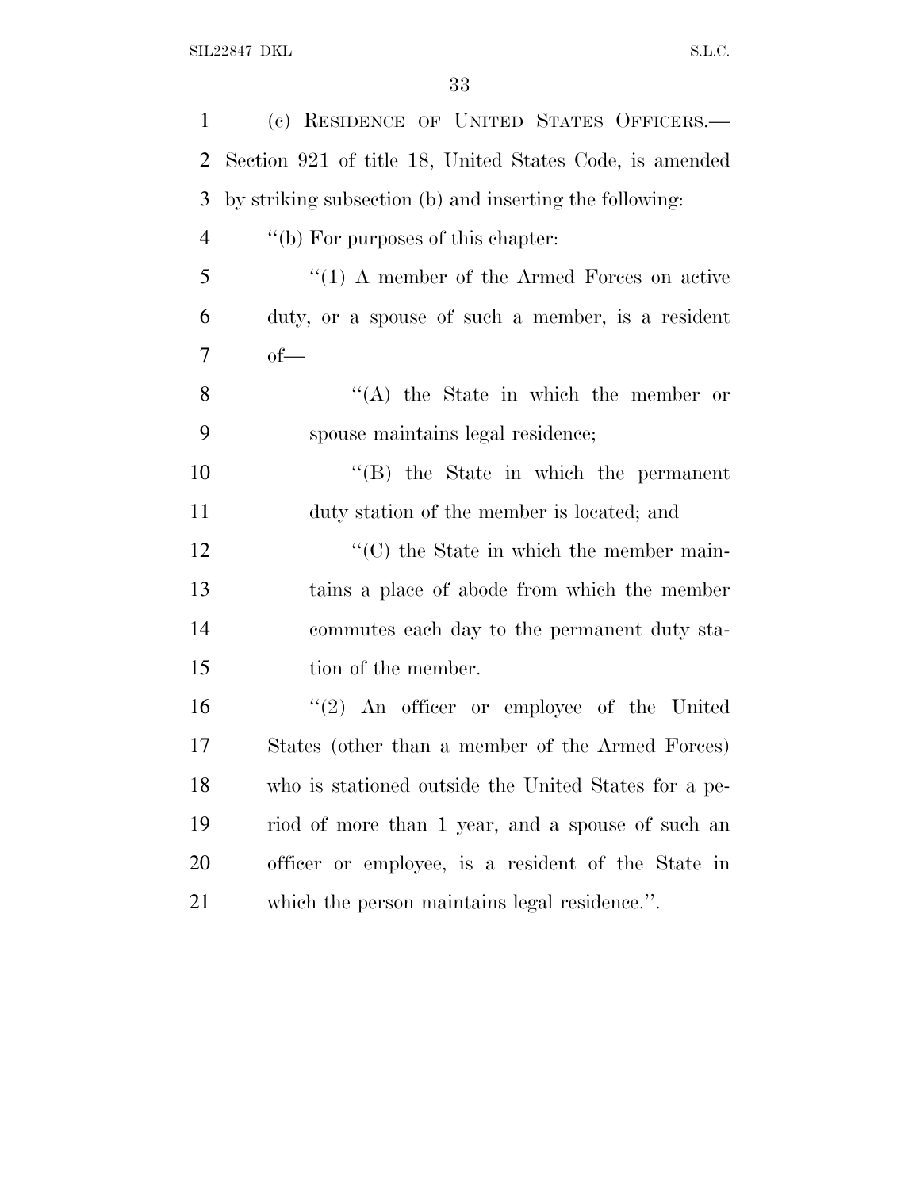(c) RESIDENCE OF UNITED STATES OFFICERS.—Section 921 of title 18, United States Code, is amended by striking subsection (b) and inserting the following:

"(b) For purposes of this chapter:

"(1) A member of the Armed Forces on active duty, or a spouse of such a member, is a resident of—

"(A) the State in which the member or spouse maintains legal residence;

"(B) the State in which the permanent duty station of the member is located; and

"(C) the State in which the member maintains a place of abode from which the member commutes each day to the permanent duty station of the member.

"(2) An officer or employee of the United States (other than a member of the Armed Forces) who is stationed outside the United States for a period of more than 1 year, and a spouse of such an officer or employee, is a resident of the State in which the person maintains legal residence.".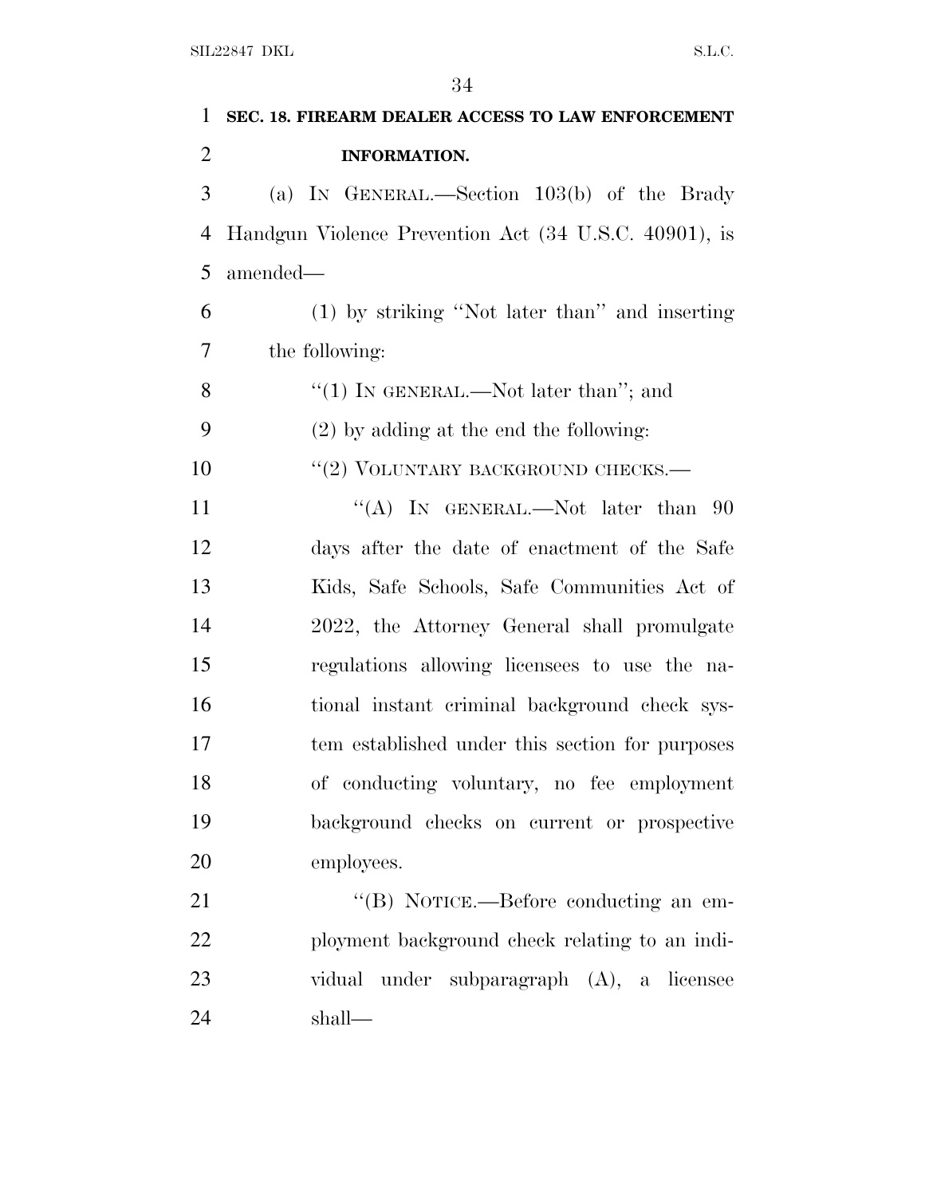**SEC. 18. FIREARM DEALER ACCESS TO LAW ENFORCEMENT INFORMATION.**

(a) IN GENERAL.—Section 103(b) of the Brady Handgun Violence Prevention Act (34 U.S.C. 40901), is amended—

(1) by striking ''Not later than'' and inserting the following:

''(1) IN GENERAL.—Not later than''; and

(2) by adding at the end the following:

''(2) VOLUNTARY BACKGROUND CHECKS.—

''(A) IN GENERAL.—Not later than 90 days after the date of enactment of the Safe Kids, Safe Schools, Safe Communities Act of 2022, the Attorney General shall promulgate regulations allowing licensees to use the national instant criminal background check system established under this section for purposes of conducting voluntary, no fee employment background checks on current or prospective employees.

''(B) NOTICE.—Before conducting an employment background check relating to an individual under subparagraph (A), a licensee shall—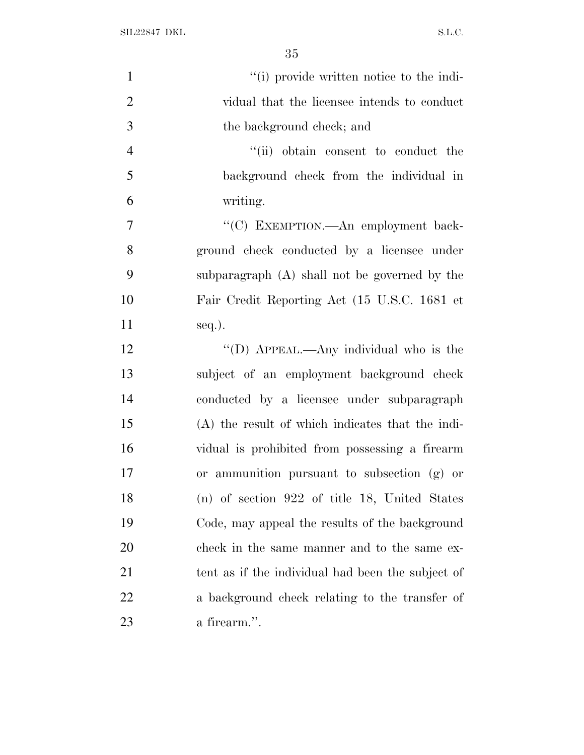"(i) provide written notice to the individual that the licensee intends to conduct the background check; and

"(ii) obtain consent to conduct the background check from the individual in writing.

"(C) EXEMPTION.—An employment background check conducted by a licensee under subparagraph (A) shall not be governed by the Fair Credit Reporting Act (15 U.S.C. 1681 et seq.).

"(D) APPEAL.—Any individual who is the subject of an employment background check conducted by a licensee under subparagraph (A) the result of which indicates that the individual is prohibited from possessing a firearm or ammunition pursuant to subsection (g) or (n) of section 922 of title 18, United States Code, may appeal the results of the background check in the same manner and to the same extent as if the individual had been the subject of a background check relating to the transfer of a firearm.".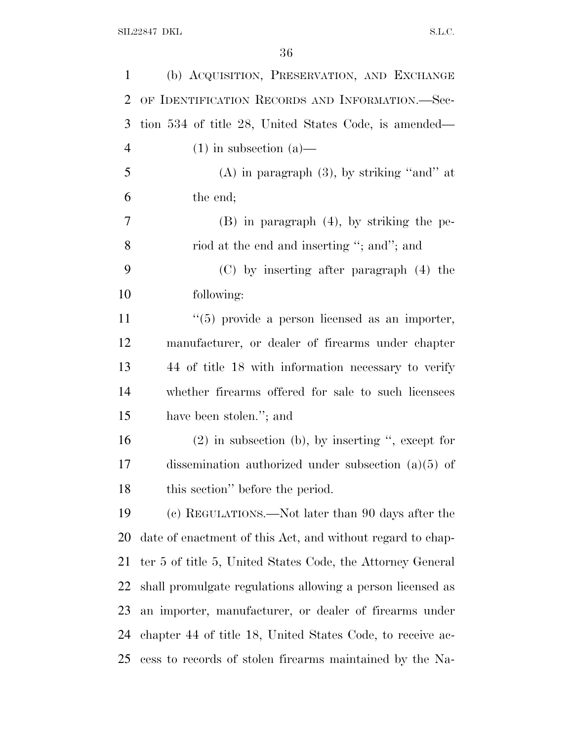(b) ACQUISITION, PRESERVATION, AND EXCHANGE OF IDENTIFICATION RECORDS AND INFORMATION.—Section 534 of title 28, United States Code, is amended—

(1) in subsection (a)—

(A) in paragraph (3), by striking "and" at the end;

(B) in paragraph (4), by striking the period at the end and inserting "; and"; and

(C) by inserting after paragraph (4) the following:

"(5) provide a person licensed as an importer, manufacturer, or dealer of firearms under chapter 44 of title 18 with information necessary to verify whether firearms offered for sale to such licensees have been stolen."; and

(2) in subsection (b), by inserting ", except for dissemination authorized under subsection (a)(5) of this section" before the period.

(c) REGULATIONS.—Not later than 90 days after the date of enactment of this Act, and without regard to chapter 5 of title 5, United States Code, the Attorney General shall promulgate regulations allowing a person licensed as an importer, manufacturer, or dealer of firearms under chapter 44 of title 18, United States Code, to receive access to records of stolen firearms maintained by the Na-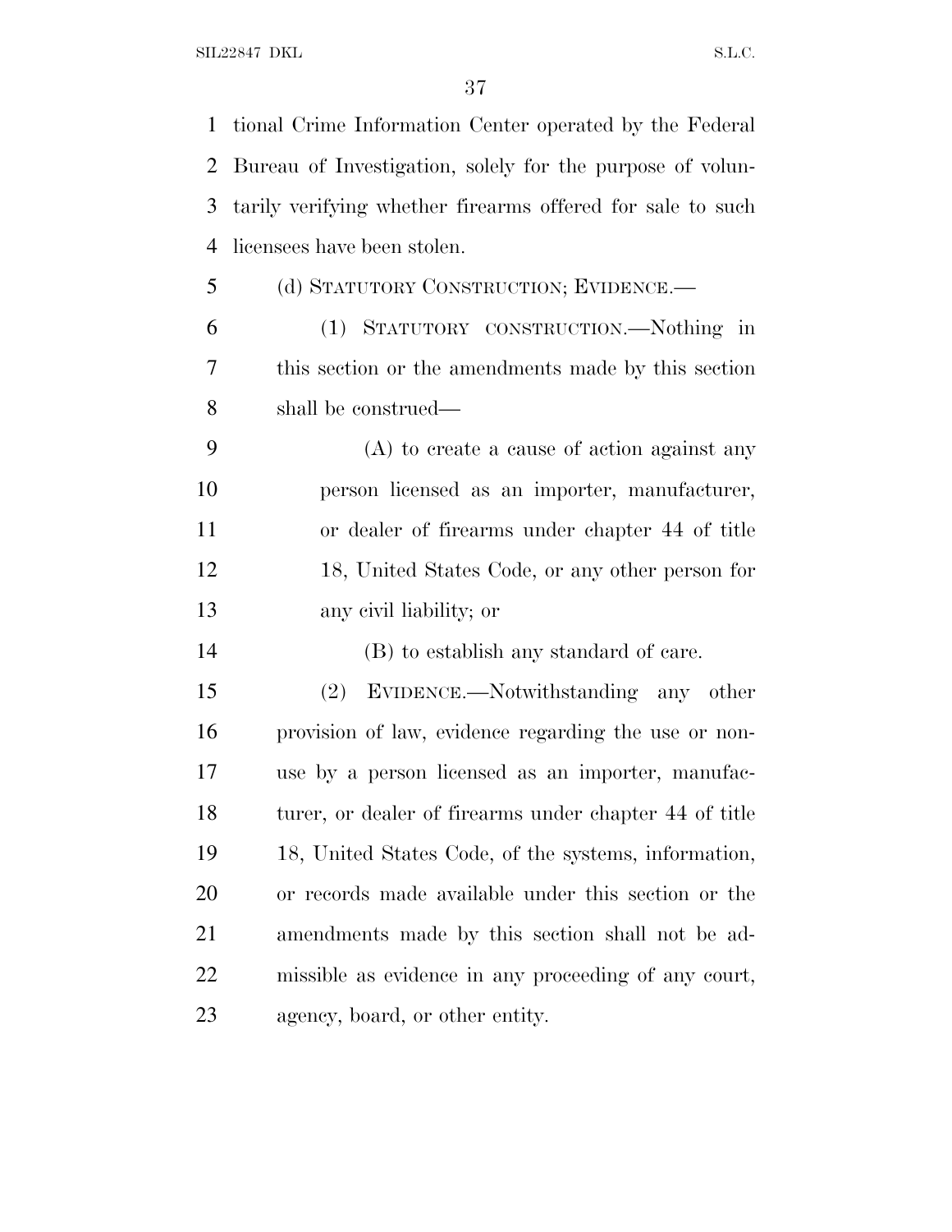tional Crime Information Center operated by the Federal Bureau of Investigation, solely for the purpose of voluntarily verifying whether firearms offered for sale to such licensees have been stolen.

(d) STATUTORY CONSTRUCTION; EVIDENCE.—

(1) STATUTORY CONSTRUCTION.—Nothing in this section or the amendments made by this section shall be construed—

(A) to create a cause of action against any person licensed as an importer, manufacturer, or dealer of firearms under chapter 44 of title 18, United States Code, or any other person for any civil liability; or

(B) to establish any standard of care.

(2) EVIDENCE.—Notwithstanding any other provision of law, evidence regarding the use or non-use by a person licensed as an importer, manufacturer, or dealer of firearms under chapter 44 of title 18, United States Code, of the systems, information, or records made available under this section or the amendments made by this section shall not be admissible as evidence in any proceeding of any court, agency, board, or other entity.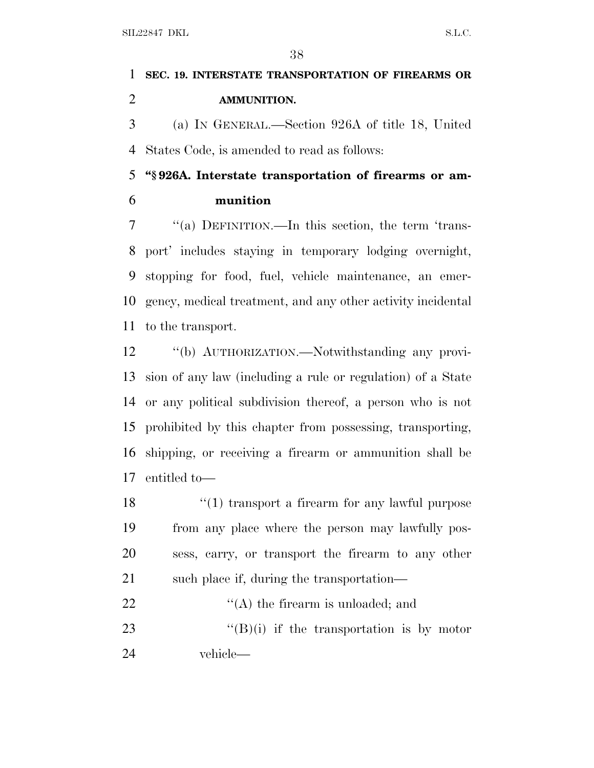**SEC. 19. INTERSTATE TRANSPORTATION OF FIREARMS OR AMMUNITION.**

(a) IN GENERAL.—Section 926A of title 18, United States Code, is amended to read as follows:

**"§ 926A. Interstate transportation of firearms or ammunition**

"(a) DEFINITION.—In this section, the term 'transport' includes staying in temporary lodging overnight, stopping for food, fuel, vehicle maintenance, an emergency, medical treatment, and any other activity incidental to the transport.

"(b) AUTHORIZATION.—Notwithstanding any provision of any law (including a rule or regulation) of a State or any political subdivision thereof, a person who is not prohibited by this chapter from possessing, transporting, shipping, or receiving a firearm or ammunition shall be entitled to—

"(1) transport a firearm for any lawful purpose from any place where the person may lawfully possess, carry, or transport the firearm to any other such place if, during the transportation—

"(A) the firearm is unloaded; and

"(B)(i) if the transportation is by motor vehicle—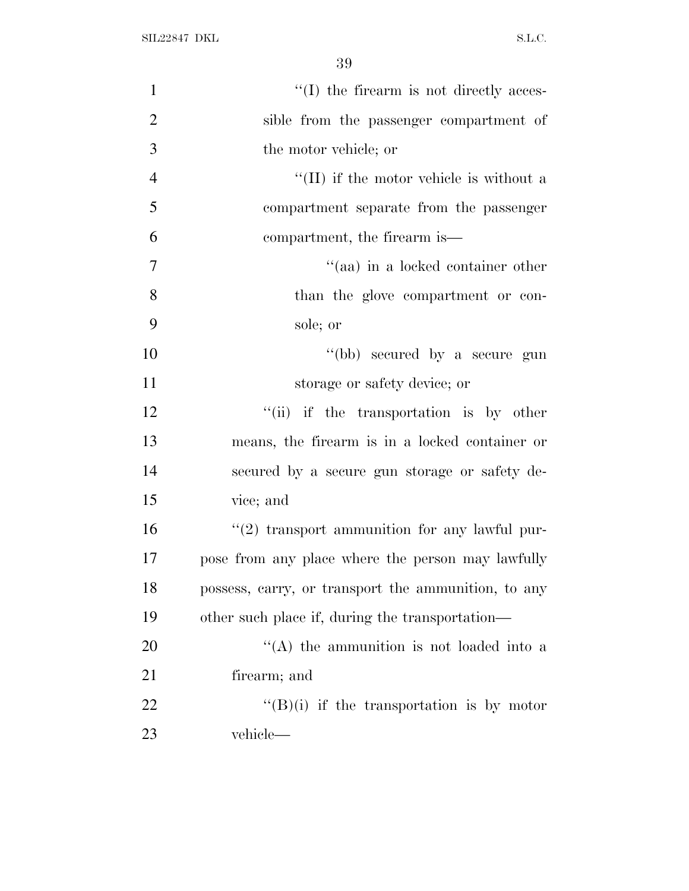''(I) the firearm is not directly accessible from the passenger compartment of the motor vehicle; or

''(II) if the motor vehicle is without a compartment separate from the passenger compartment, the firearm is—

''(aa) in a locked container other than the glove compartment or console; or

''(bb) secured by a secure gun storage or safety device; or

''(ii) if the transportation is by other means, the firearm is in a locked container or secured by a secure gun storage or safety device; and

''(2) transport ammunition for any lawful purpose from any place where the person may lawfully possess, carry, or transport the ammunition, to any other such place if, during the transportation—

''(A) the ammunition is not loaded into a firearm; and

''(B)(i) if the transportation is by motor vehicle—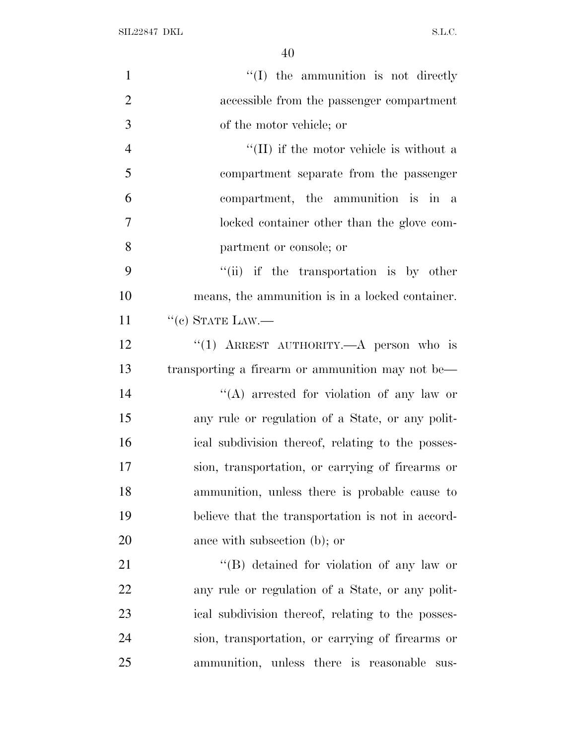''(I) the ammunition is not directly accessible from the passenger compartment of the motor vehicle; or

''(II) if the motor vehicle is without a compartment separate from the passenger compartment, the ammunition is in a locked container other than the glove compartment or console; or

''(ii) if the transportation is by other means, the ammunition is in a locked container.

''(c) STATE LAW.—

''(1) ARREST AUTHORITY.—A person who is transporting a firearm or ammunition may not be—

''(A) arrested for violation of any law or any rule or regulation of a State, or any political subdivision thereof, relating to the possession, transportation, or carrying of firearms or ammunition, unless there is probable cause to believe that the transportation is not in accordance with subsection (b); or

''(B) detained for violation of any law or any rule or regulation of a State, or any political subdivision thereof, relating to the possession, transportation, or carrying of firearms or ammunition, unless there is reasonable sus-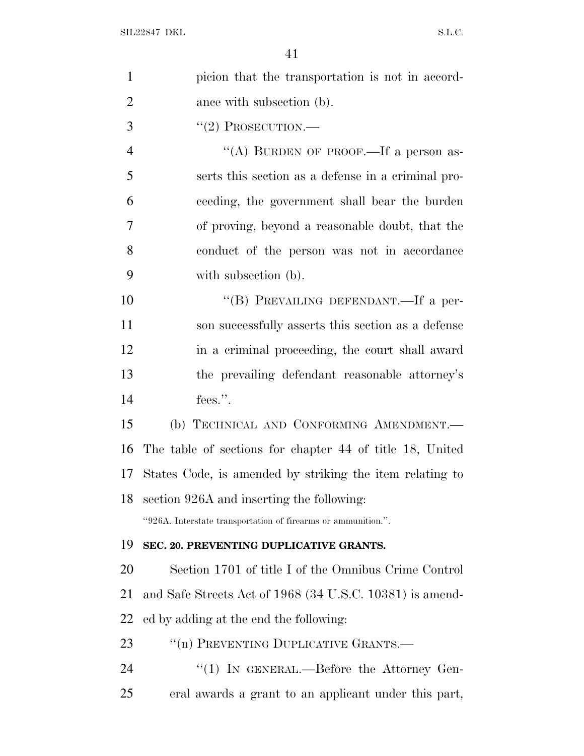picion that the transportation is not in accordance with subsection (b).

"(2) PROSECUTION.—

"(A) BURDEN OF PROOF.—If a person asserts this section as a defense in a criminal proceeding, the government shall bear the burden of proving, beyond a reasonable doubt, that the conduct of the person was not in accordance with subsection (b).

"(B) PREVAILING DEFENDANT.—If a person successfully asserts this section as a defense in a criminal proceeding, the court shall award the prevailing defendant reasonable attorney's fees.".

(b) TECHNICAL AND CONFORMING AMENDMENT.—The table of sections for chapter 44 of title 18, United States Code, is amended by striking the item relating to section 926A and inserting the following:

"926A. Interstate transportation of firearms or ammunition.".

**SEC. 20. PREVENTING DUPLICATIVE GRANTS.**

Section 1701 of title I of the Omnibus Crime Control and Safe Streets Act of 1968 (34 U.S.C. 10381) is amended by adding at the end the following:

"(n) PREVENTING DUPLICATIVE GRANTS.—

"(1) IN GENERAL.—Before the Attorney General awards a grant to an applicant under this part,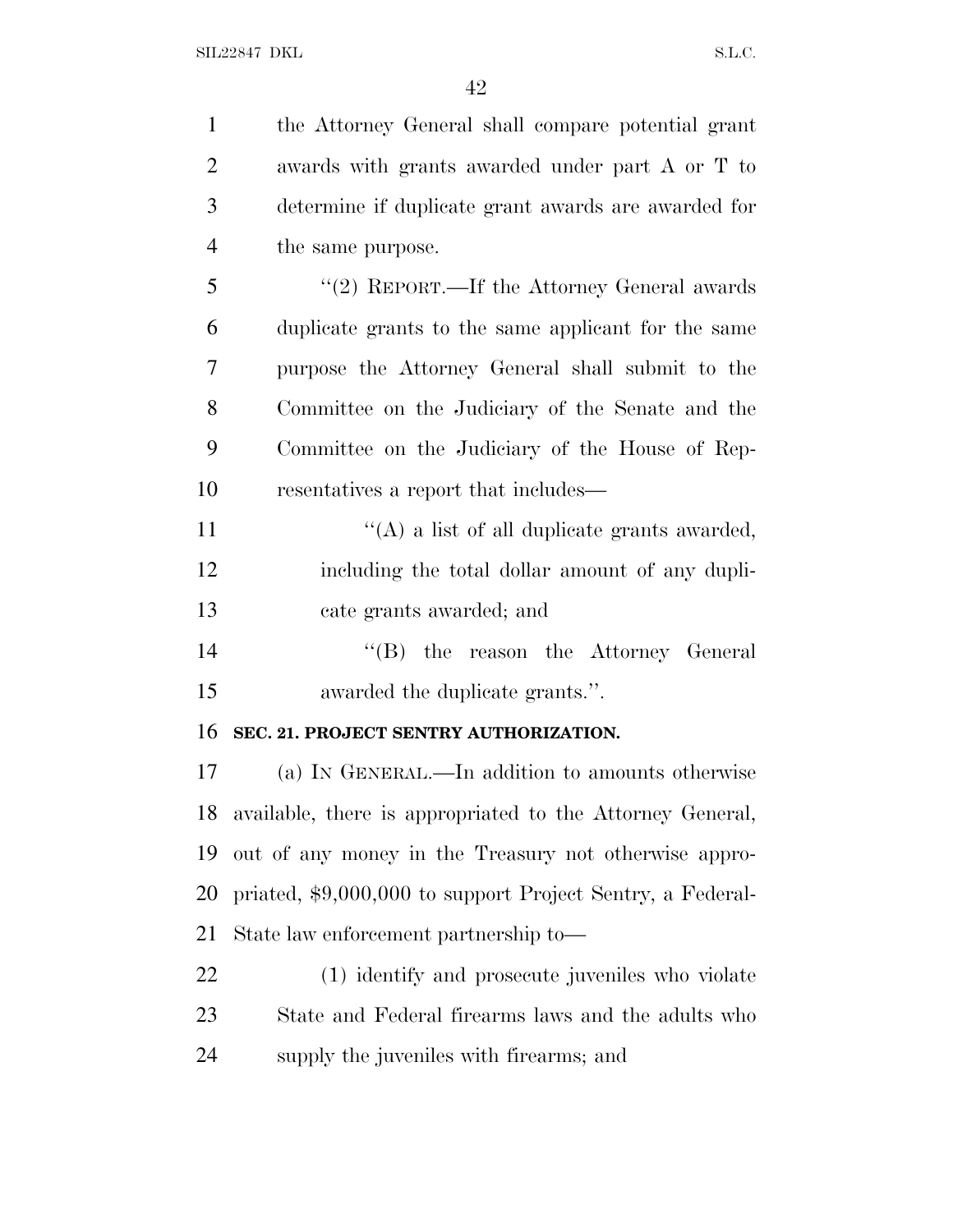the Attorney General shall compare potential grant awards with grants awarded under part A or T to determine if duplicate grant awards are awarded for the same purpose.

"(2) REPORT.—If the Attorney General awards duplicate grants to the same applicant for the same purpose the Attorney General shall submit to the Committee on the Judiciary of the Senate and the Committee on the Judiciary of the House of Representatives a report that includes—

"(A) a list of all duplicate grants awarded, including the total dollar amount of any duplicate grants awarded; and

"(B) the reason the Attorney General awarded the duplicate grants.".

**SEC. 21. PROJECT SENTRY AUTHORIZATION.**

(a) IN GENERAL.—In addition to amounts otherwise available, there is appropriated to the Attorney General, out of any money in the Treasury not otherwise appropriated, $9,000,000 to support Project Sentry, a Federal-State law enforcement partnership to—

(1) identify and prosecute juveniles who violate State and Federal firearms laws and the adults who supply the juveniles with firearms; and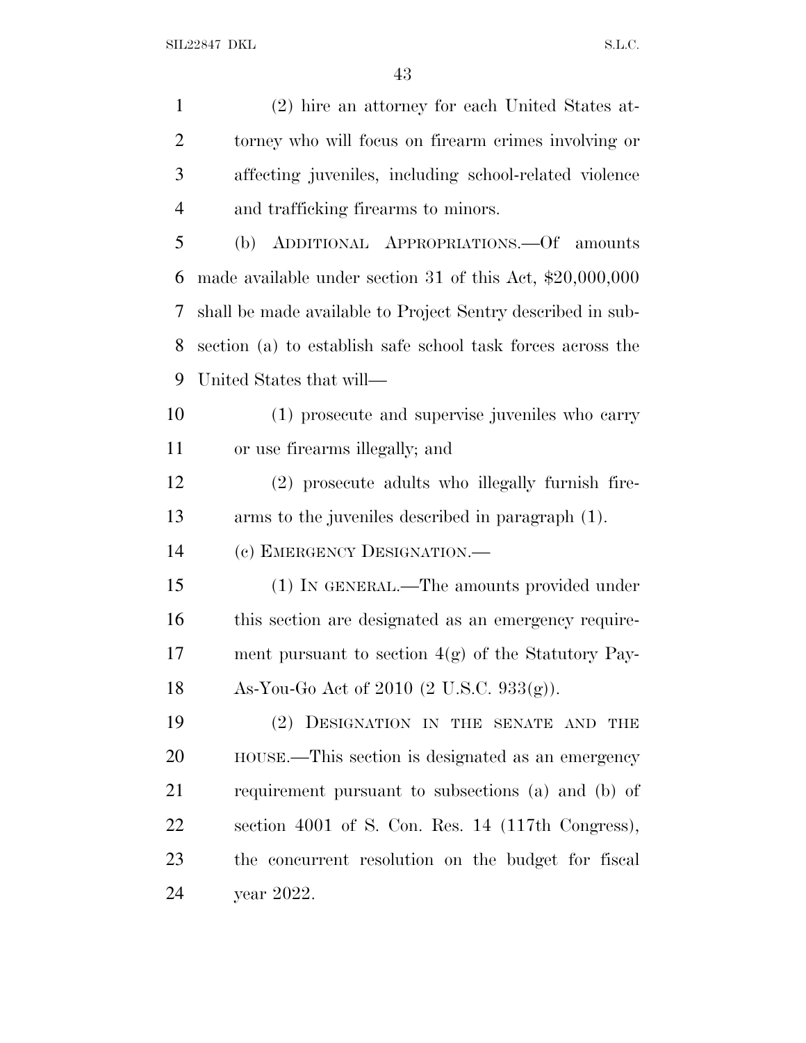(2) hire an attorney for each United States attorney who will focus on firearm crimes involving or affecting juveniles, including school-related violence and trafficking firearms to minors.

(b) ADDITIONAL APPROPRIATIONS.—Of amounts made available under section 31 of this Act, $20,000,000 shall be made available to Project Sentry described in subsection (a) to establish safe school task forces across the United States that will—

(1) prosecute and supervise juveniles who carry or use firearms illegally; and

(2) prosecute adults who illegally furnish firearms to the juveniles described in paragraph (1).

(c) EMERGENCY DESIGNATION.—

(1) IN GENERAL.—The amounts provided under this section are designated as an emergency requirement pursuant to section 4(g) of the Statutory Pay-As-You-Go Act of 2010 (2 U.S.C. 933(g)).

(2) DESIGNATION IN THE SENATE AND THE HOUSE.—This section is designated as an emergency requirement pursuant to subsections (a) and (b) of section 4001 of S. Con. Res. 14 (117th Congress), the concurrent resolution on the budget for fiscal year 2022.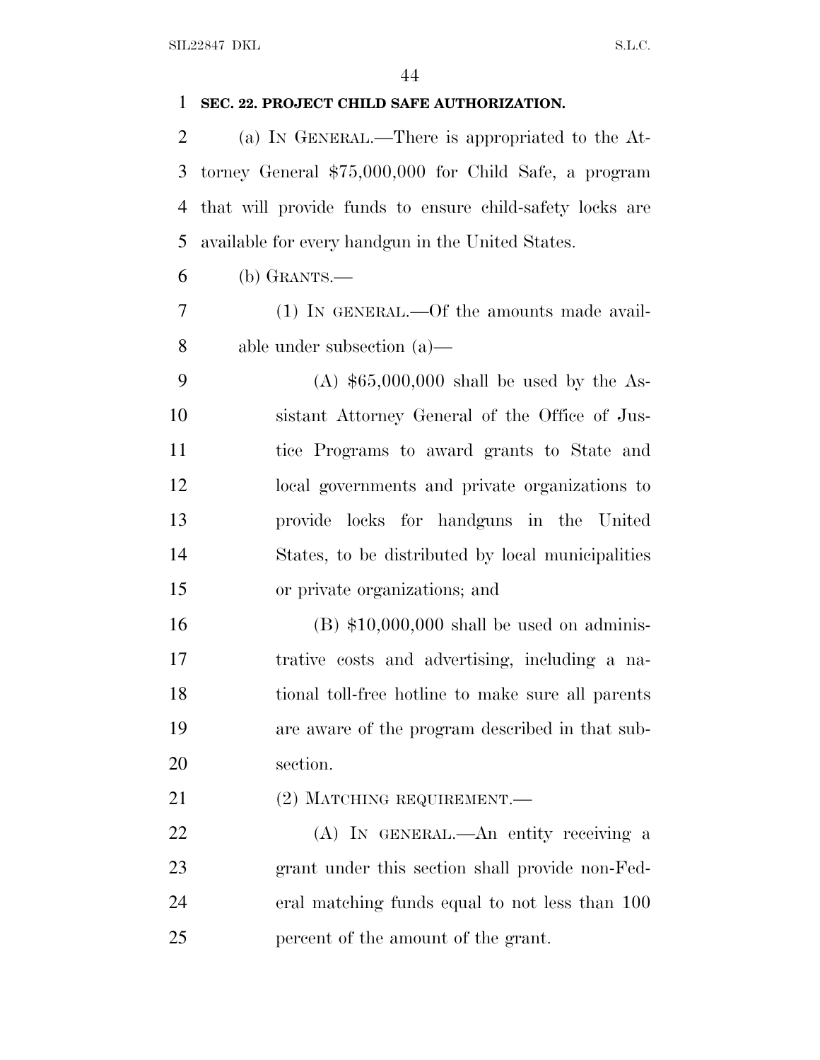**SEC. 22. PROJECT CHILD SAFE AUTHORIZATION.**

(a) IN GENERAL.—There is appropriated to the Attorney General $75,000,000 for Child Safe, a program that will provide funds to ensure child-safety locks are available for every handgun in the United States.

(b) GRANTS.—

(1) IN GENERAL.—Of the amounts made available under subsection (a)—

(A) $65,000,000 shall be used by the Assistant Attorney General of the Office of Justice Programs to award grants to State and local governments and private organizations to provide locks for handguns in the United States, to be distributed by local municipalities or private organizations; and

(B) $10,000,000 shall be used on administrative costs and advertising, including a national toll-free hotline to make sure all parents are aware of the program described in that subsection.

(2) MATCHING REQUIREMENT.—

(A) IN GENERAL.—An entity receiving a grant under this section shall provide non-Federal matching funds equal to not less than 100 percent of the amount of the grant.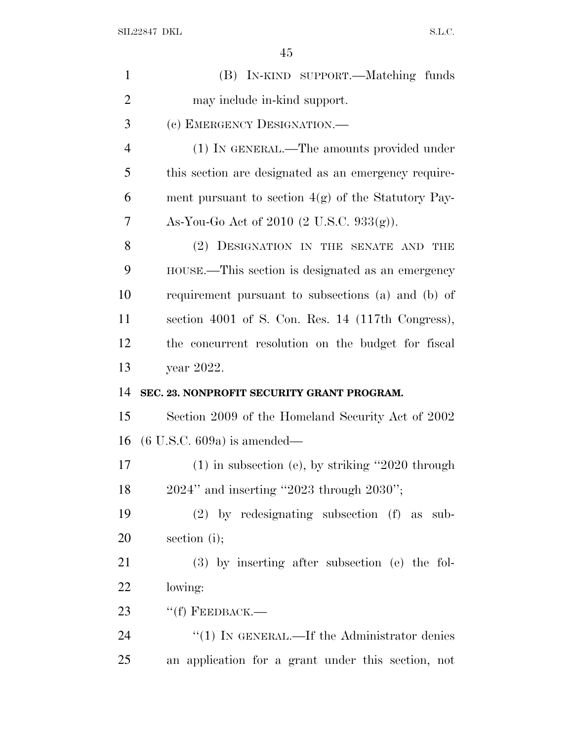(B) IN-KIND SUPPORT.—Matching funds may include in-kind support.

(c) EMERGENCY DESIGNATION.—

(1) IN GENERAL.—The amounts provided under this section are designated as an emergency requirement pursuant to section 4(g) of the Statutory Pay-As-You-Go Act of 2010 (2 U.S.C. 933(g)).

(2) DESIGNATION IN THE SENATE AND THE HOUSE.—This section is designated as an emergency requirement pursuant to subsections (a) and (b) of section 4001 of S. Con. Res. 14 (117th Congress), the concurrent resolution on the budget for fiscal year 2022.

**SEC. 23. NONPROFIT SECURITY GRANT PROGRAM.**

Section 2009 of the Homeland Security Act of 2002 (6 U.S.C. 609a) is amended—

(1) in subsection (e), by striking "2020 through 2024" and inserting "2023 through 2030";

(2) by redesignating subsection (f) as subsection (i);

(3) by inserting after subsection (e) the following:

"(f) FEEDBACK.—

"(1) IN GENERAL.—If the Administrator denies an application for a grant under this section, not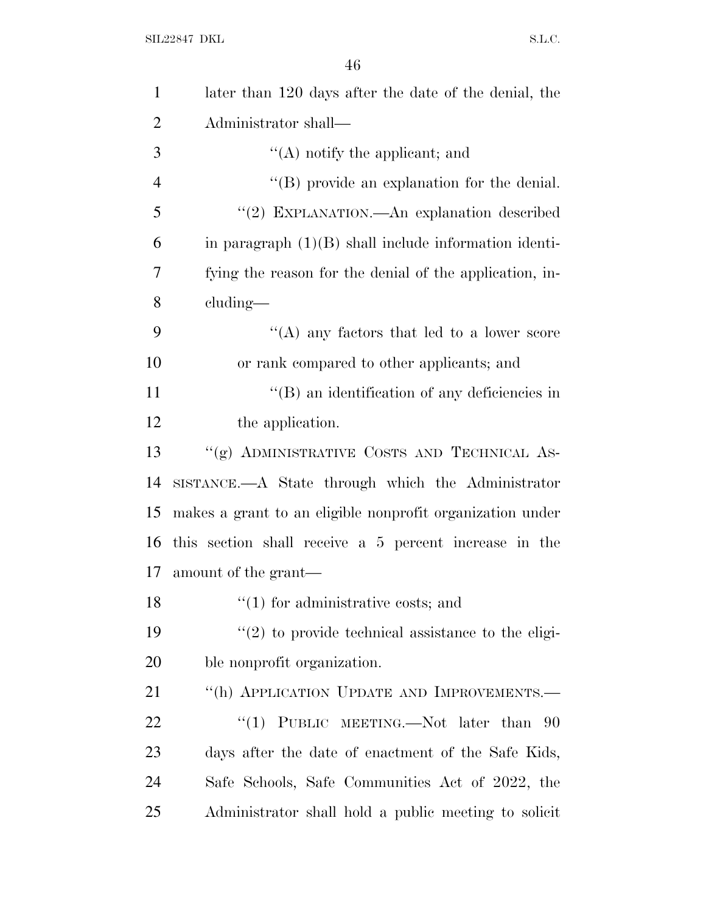later than 120 days after the date of the denial, the Administrator shall—

''(A) notify the applicant; and

''(B) provide an explanation for the denial.

''(2) EXPLANATION.—An explanation described in paragraph (1)(B) shall include information identifying the reason for the denial of the application, including—

''(A) any factors that led to a lower score or rank compared to other applicants; and

''(B) an identification of any deficiencies in the application.

''(g) ADMINISTRATIVE COSTS AND TECHNICAL ASSISTANCE.—A State through which the Administrator makes a grant to an eligible nonprofit organization under this section shall receive a 5 percent increase in the amount of the grant—

''(1) for administrative costs; and

''(2) to provide technical assistance to the eligible nonprofit organization.

''(h) APPLICATION UPDATE AND IMPROVEMENTS.—

''(1) PUBLIC MEETING.—Not later than 90 days after the date of enactment of the Safe Kids, Safe Schools, Safe Communities Act of 2022, the Administrator shall hold a public meeting to solicit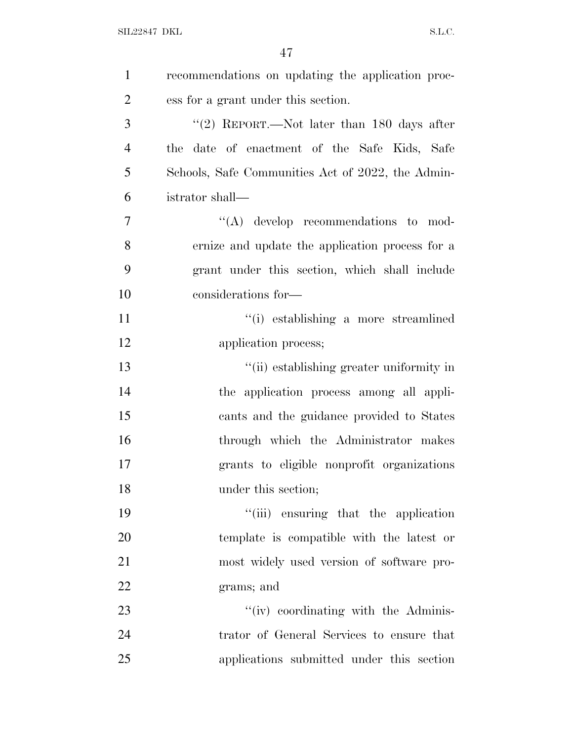recommendations on updating the application process for a grant under this section.

"(2) REPORT.—Not later than 180 days after the date of enactment of the Safe Kids, Safe Schools, Safe Communities Act of 2022, the Administrator shall—

"(A) develop recommendations to modernize and update the application process for a grant under this section, which shall include considerations for—

"(i) establishing a more streamlined application process;

"(ii) establishing greater uniformity in the application process among all applicants and the guidance provided to States through which the Administrator makes grants to eligible nonprofit organizations under this section;

"(iii) ensuring that the application template is compatible with the latest or most widely used version of software programs; and

"(iv) coordinating with the Administrator of General Services to ensure that applications submitted under this section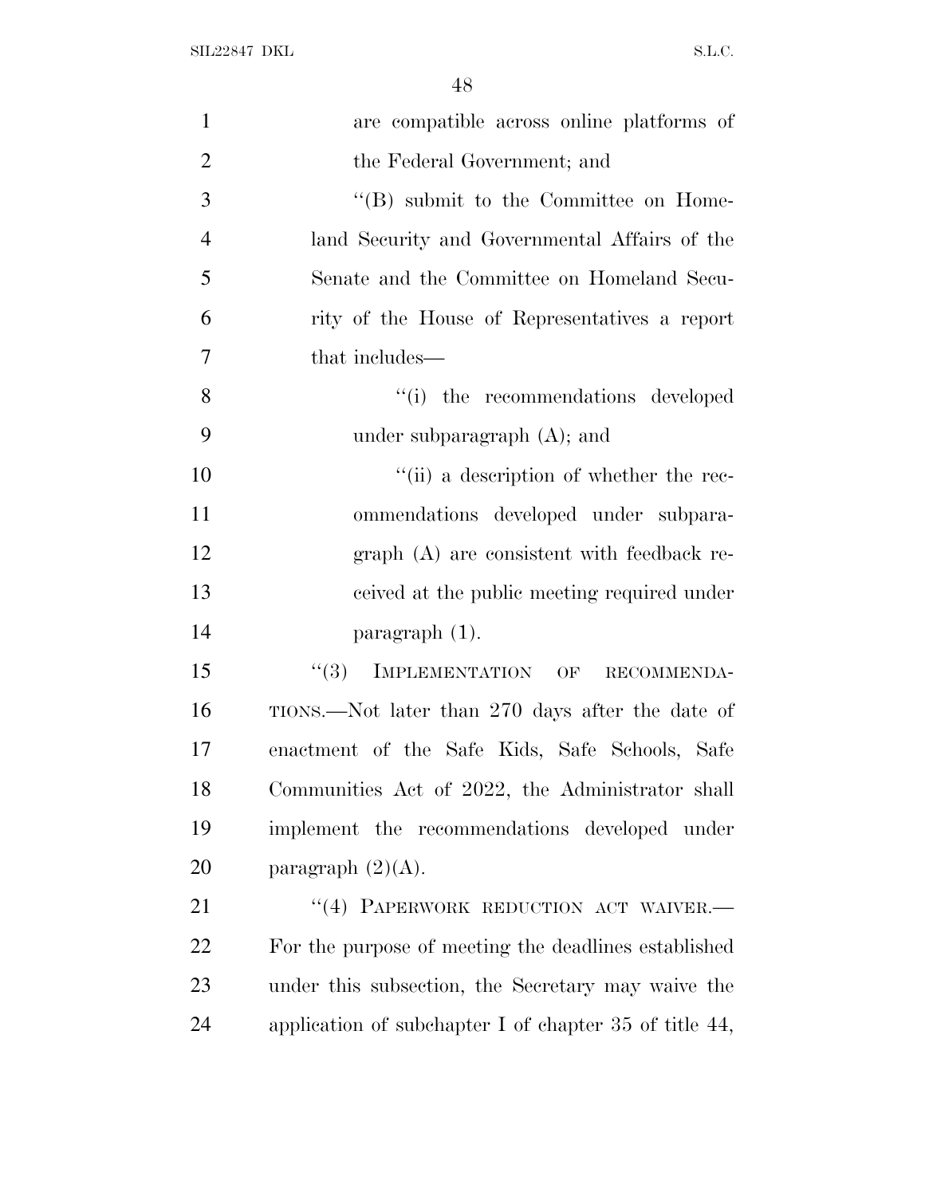are compatible across online platforms of the Federal Government; and

''(B) submit to the Committee on Homeland Security and Governmental Affairs of the Senate and the Committee on Homeland Security of the House of Representatives a report that includes—

''(i) the recommendations developed under subparagraph (A); and

''(ii) a description of whether the recommendations developed under subparagraph (A) are consistent with feedback received at the public meeting required under paragraph (1).

''(3) IMPLEMENTATION OF RECOMMENDATIONS.—Not later than 270 days after the date of enactment of the Safe Kids, Safe Schools, Safe Communities Act of 2022, the Administrator shall implement the recommendations developed under paragraph (2)(A).

''(4) PAPERWORK REDUCTION ACT WAIVER.— For the purpose of meeting the deadlines established under this subsection, the Secretary may waive the application of subchapter I of chapter 35 of title 44,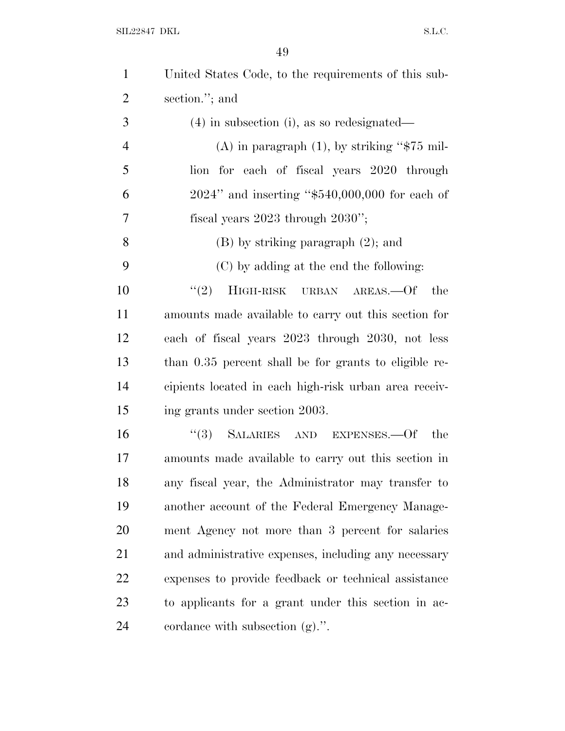United States Code, to the requirements of this subsection.''; and

(4) in subsection (i), as so redesignated—

(A) in paragraph (1), by striking ''$75 million for each of fiscal years 2020 through 2024'' and inserting ''$540,000,000 for each of fiscal years 2023 through 2030'';

(B) by striking paragraph (2); and

(C) by adding at the end the following:

''(2) HIGH-RISK URBAN AREAS.—Of the amounts made available to carry out this section for each of fiscal years 2023 through 2030, not less than 0.35 percent shall be for grants to eligible recipients located in each high-risk urban area receiving grants under section 2003.

''(3) SALARIES AND EXPENSES.—Of the amounts made available to carry out this section in any fiscal year, the Administrator may transfer to another account of the Federal Emergency Management Agency not more than 3 percent for salaries and administrative expenses, including any necessary expenses to provide feedback or technical assistance to applicants for a grant under this section in accordance with subsection (g).''.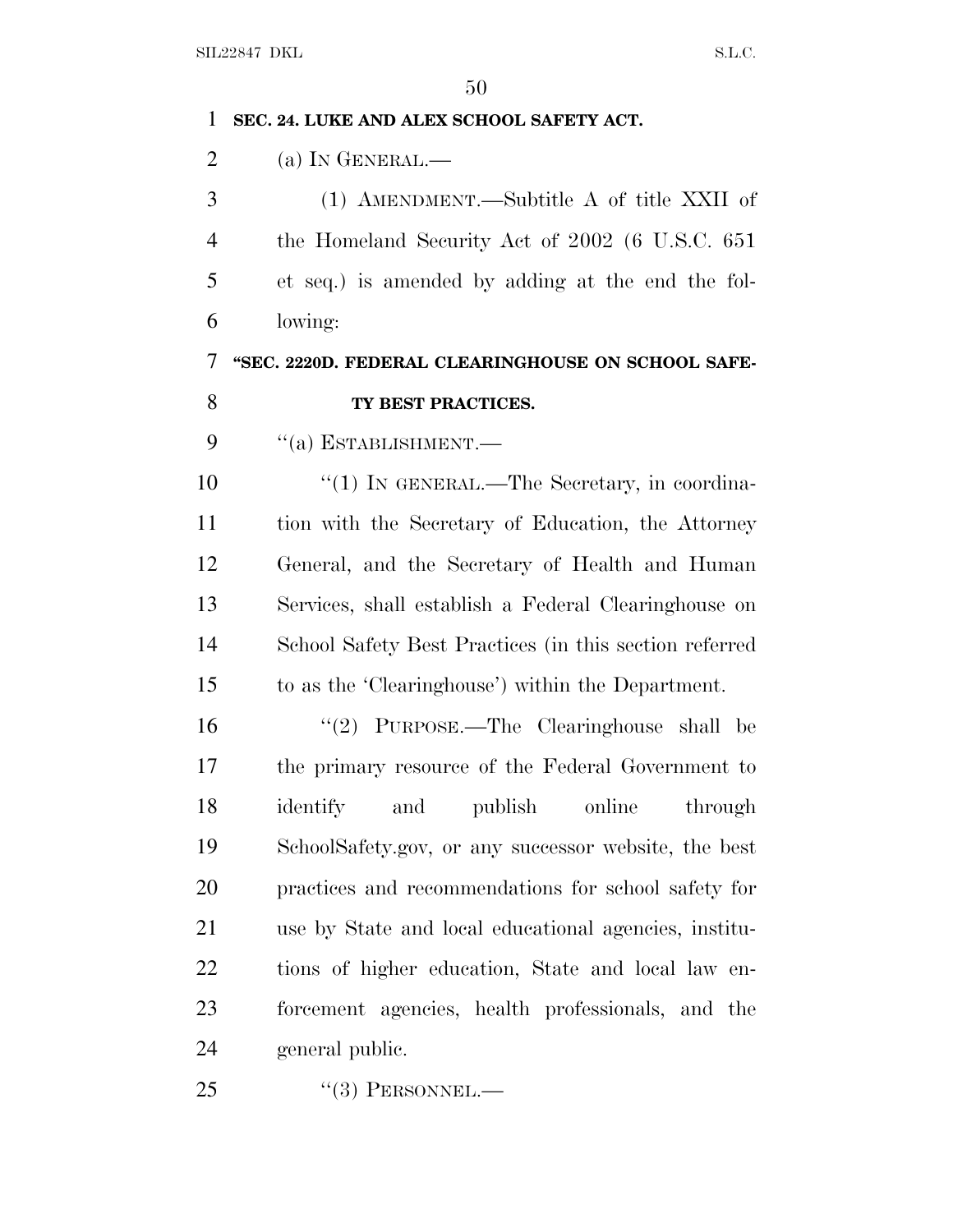**SEC. 24. LUKE AND ALEX SCHOOL SAFETY ACT.**

(a) IN GENERAL.—

(1) AMENDMENT.—Subtitle A of title XXII of the Homeland Security Act of 2002 (6 U.S.C. 651 et seq.) is amended by adding at the end the following:

**"SEC. 2220D. FEDERAL CLEARINGHOUSE ON SCHOOL SAFETY BEST PRACTICES.**

"(a) ESTABLISHMENT.—

"(1) IN GENERAL.—The Secretary, in coordination with the Secretary of Education, the Attorney General, and the Secretary of Health and Human Services, shall establish a Federal Clearinghouse on School Safety Best Practices (in this section referred to as the 'Clearinghouse') within the Department.

"(2) PURPOSE.—The Clearinghouse shall be the primary resource of the Federal Government to identify and publish online through SchoolSafety.gov, or any successor website, the best practices and recommendations for school safety for use by State and local educational agencies, institutions of higher education, State and local law enforcement agencies, health professionals, and the general public.

"(3) PERSONNEL.—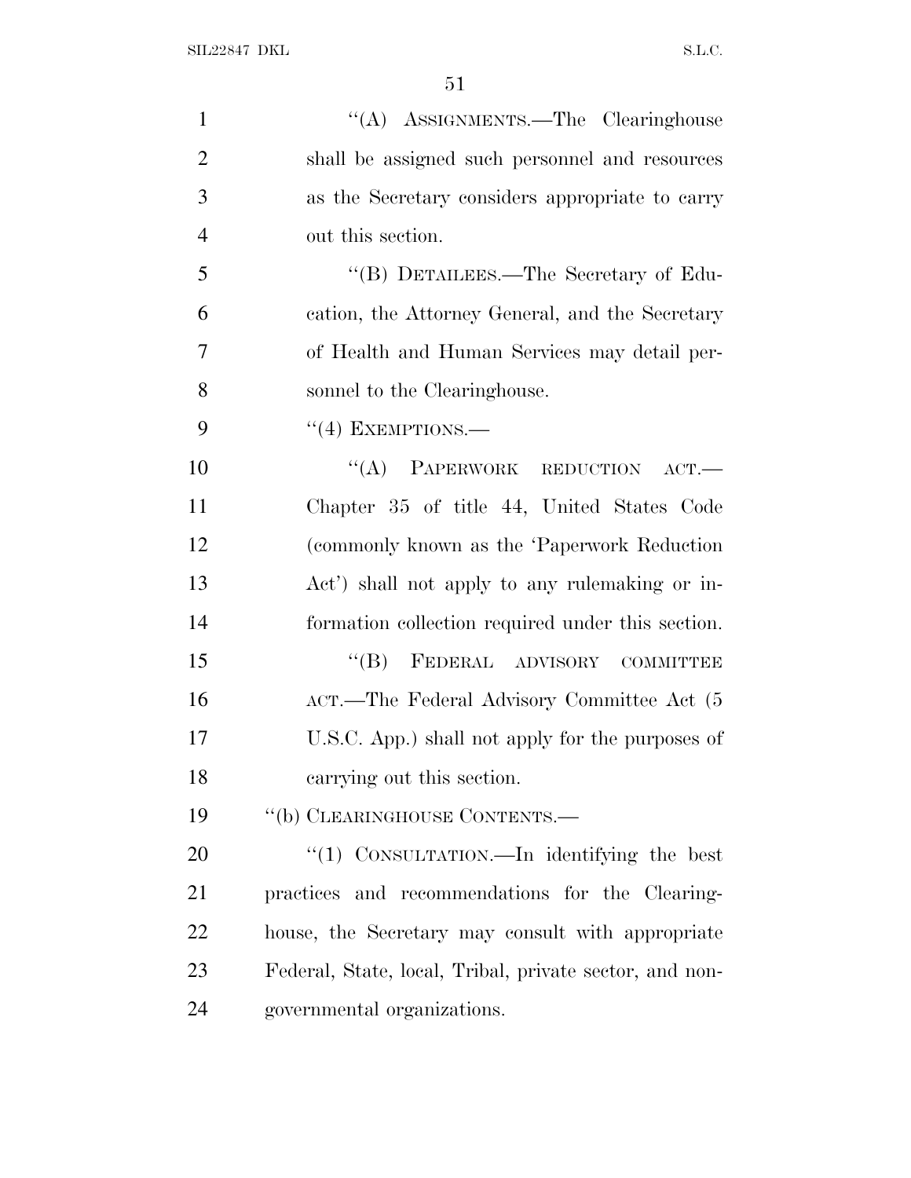"(A) ASSIGNMENTS.—The Clearinghouse shall be assigned such personnel and resources as the Secretary considers appropriate to carry out this section.

"(B) DETAILEES.—The Secretary of Education, the Attorney General, and the Secretary of Health and Human Services may detail personnel to the Clearinghouse.

"(4) EXEMPTIONS.—

"(A) PAPERWORK REDUCTION ACT.—Chapter 35 of title 44, United States Code (commonly known as the 'Paperwork Reduction Act') shall not apply to any rulemaking or information collection required under this section.

"(B) FEDERAL ADVISORY COMMITTEE ACT.—The Federal Advisory Committee Act (5 U.S.C. App.) shall not apply for the purposes of carrying out this section.

"(b) CLEARINGHOUSE CONTENTS.—

"(1) CONSULTATION.—In identifying the best practices and recommendations for the Clearinghouse, the Secretary may consult with appropriate Federal, State, local, Tribal, private sector, and nongovernmental organizations.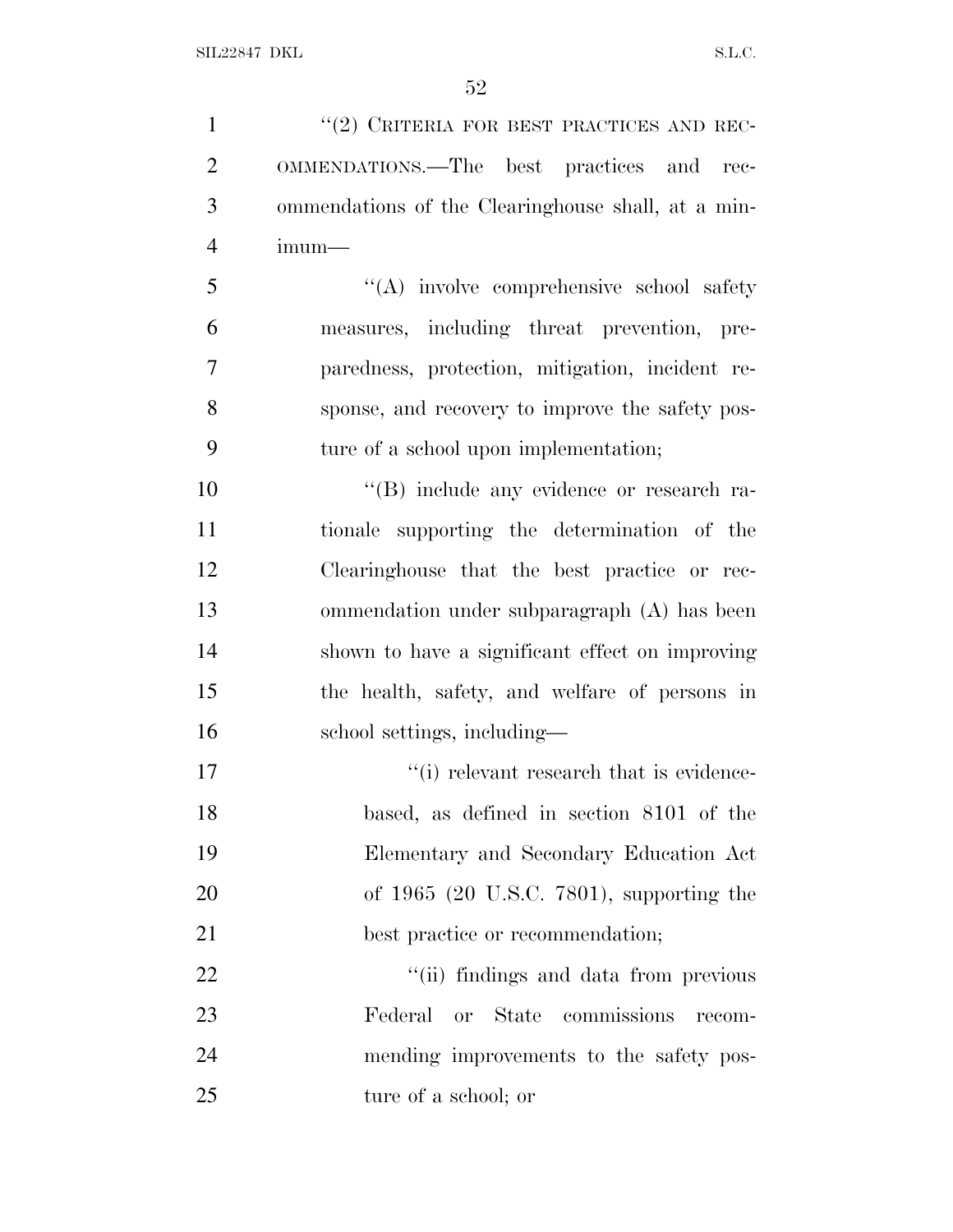"(2) CRITERIA FOR BEST PRACTICES AND RECOMMENDATIONS.—The best practices and recommendations of the Clearinghouse shall, at a minimum—

"(A) involve comprehensive school safety measures, including threat prevention, preparedness, protection, mitigation, incident response, and recovery to improve the safety posture of a school upon implementation;

"(B) include any evidence or research rationale supporting the determination of the Clearinghouse that the best practice or recommendation under subparagraph (A) has been shown to have a significant effect on improving the health, safety, and welfare of persons in school settings, including—

"(i) relevant research that is evidence-based, as defined in section 8101 of the Elementary and Secondary Education Act of 1965 (20 U.S.C. 7801), supporting the best practice or recommendation;

"(ii) findings and data from previous Federal or State commissions recommending improvements to the safety posture of a school; or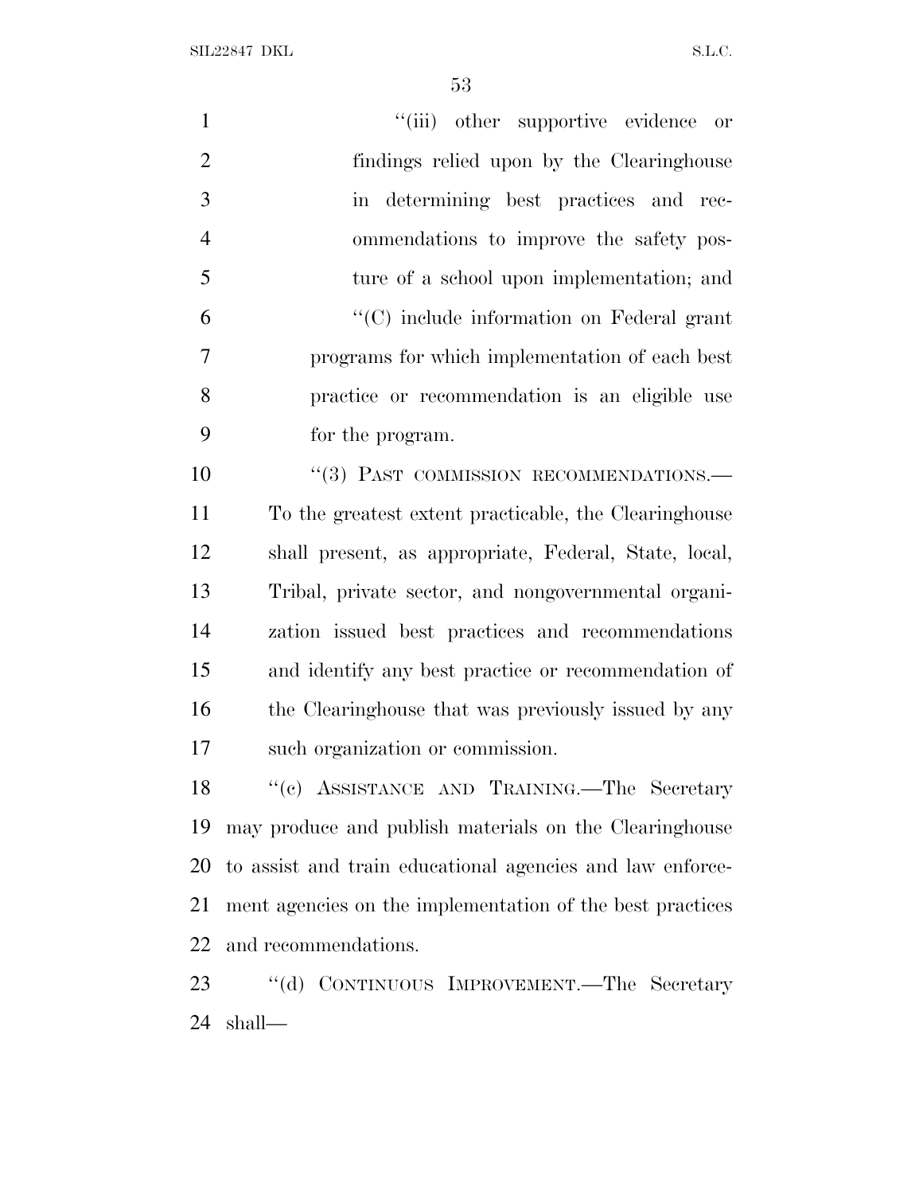"(iii) other supportive evidence or findings relied upon by the Clearinghouse in determining best practices and recommendations to improve the safety posture of a school upon implementation; and

"(C) include information on Federal grant programs for which implementation of each best practice or recommendation is an eligible use for the program.

"(3) PAST COMMISSION RECOMMENDATIONS.—To the greatest extent practicable, the Clearinghouse shall present, as appropriate, Federal, State, local, Tribal, private sector, and nongovernmental organization issued best practices and recommendations and identify any best practice or recommendation of the Clearinghouse that was previously issued by any such organization or commission.

"(c) ASSISTANCE AND TRAINING.—The Secretary may produce and publish materials on the Clearinghouse to assist and train educational agencies and law enforcement agencies on the implementation of the best practices and recommendations.

"(d) CONTINUOUS IMPROVEMENT.—The Secretary shall—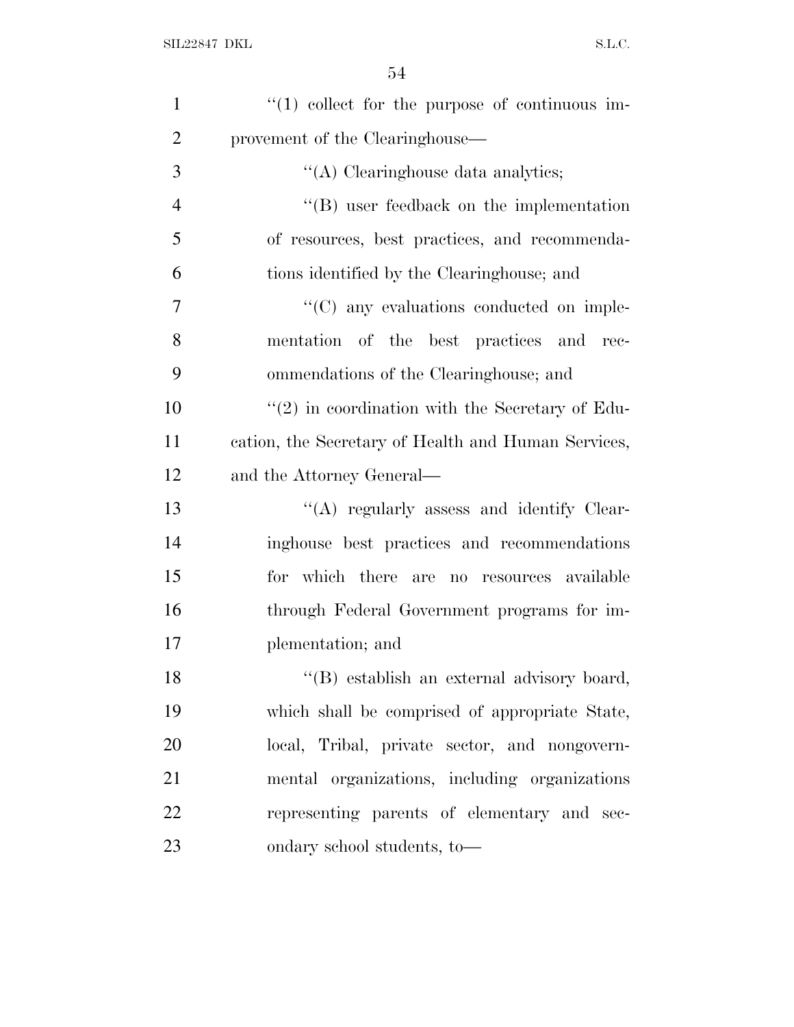''(1) collect for the purpose of continuous improvement of the Clearinghouse—

''(A) Clearinghouse data analytics;

''(B) user feedback on the implementation of resources, best practices, and recommendations identified by the Clearinghouse; and

''(C) any evaluations conducted on implementation of the best practices and recommendations of the Clearinghouse; and

''(2) in coordination with the Secretary of Education, the Secretary of Health and Human Services, and the Attorney General—

''(A) regularly assess and identify Clearinghouse best practices and recommendations for which there are no resources available through Federal Government programs for implementation; and

''(B) establish an external advisory board, which shall be comprised of appropriate State, local, Tribal, private sector, and nongovernmental organizations, including organizations representing parents of elementary and secondary school students, to—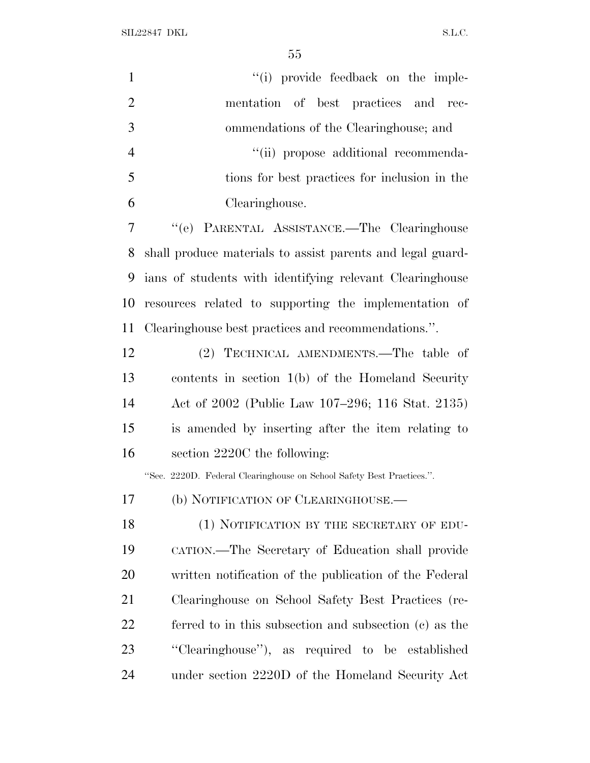"(i) provide feedback on the implementation of best practices and recommendations of the Clearinghouse; and

"(ii) propose additional recommendations for best practices for inclusion in the Clearinghouse.

"(e) PARENTAL ASSISTANCE.—The Clearinghouse shall produce materials to assist parents and legal guardians of students with identifying relevant Clearinghouse resources related to supporting the implementation of Clearinghouse best practices and recommendations.".

(2) TECHNICAL AMENDMENTS.—The table of contents in section 1(b) of the Homeland Security Act of 2002 (Public Law 107–296; 116 Stat. 2135) is amended by inserting after the item relating to section 2220C the following:

"Sec. 2220D. Federal Clearinghouse on School Safety Best Practices.".

(b) NOTIFICATION OF CLEARINGHOUSE.—

(1) NOTIFICATION BY THE SECRETARY OF EDUCATION.—The Secretary of Education shall provide written notification of the publication of the Federal Clearinghouse on School Safety Best Practices (referred to in this subsection and subsection (c) as the "Clearinghouse"), as required to be established under section 2220D of the Homeland Security Act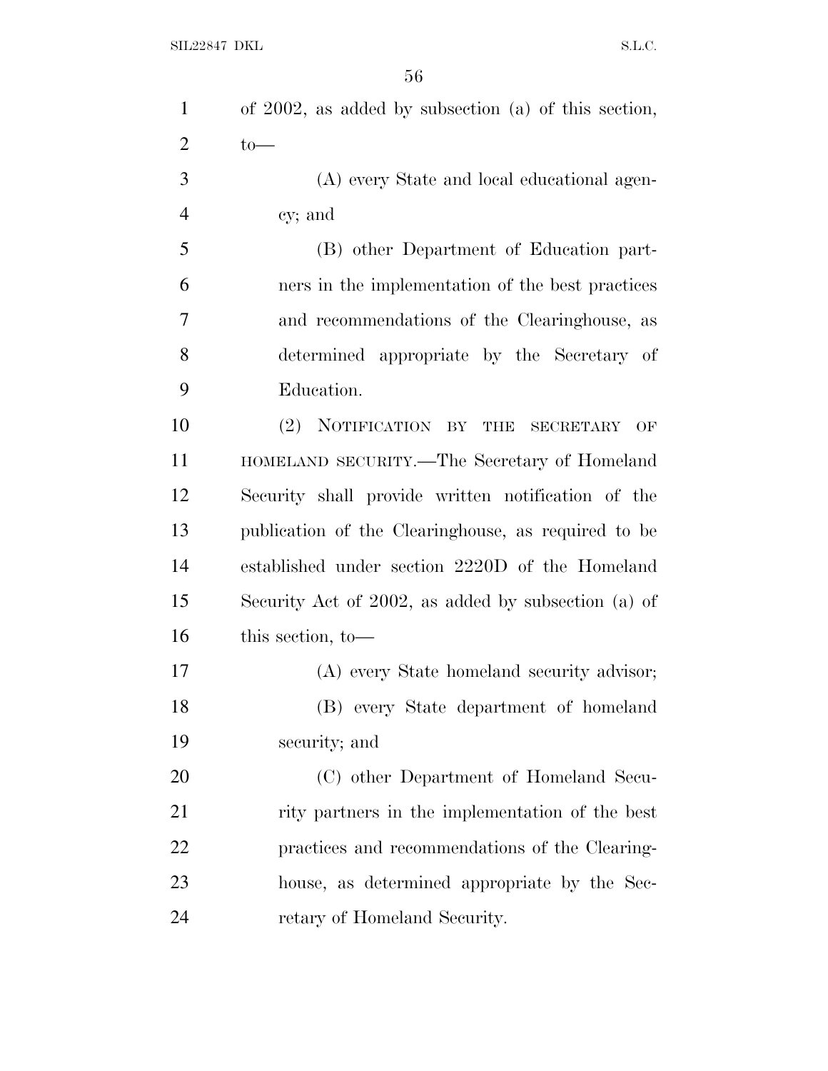of 2002, as added by subsection (a) of this section, to—

(A) every State and local educational agency; and

(B) other Department of Education partners in the implementation of the best practices and recommendations of the Clearinghouse, as determined appropriate by the Secretary of Education.

(2) NOTIFICATION BY THE SECRETARY OF HOMELAND SECURITY.—The Secretary of Homeland Security shall provide written notification of the publication of the Clearinghouse, as required to be established under section 2220D of the Homeland Security Act of 2002, as added by subsection (a) of this section, to—

(A) every State homeland security advisor;

(B) every State department of homeland security; and

(C) other Department of Homeland Security partners in the implementation of the best practices and recommendations of the Clearinghouse, as determined appropriate by the Secretary of Homeland Security.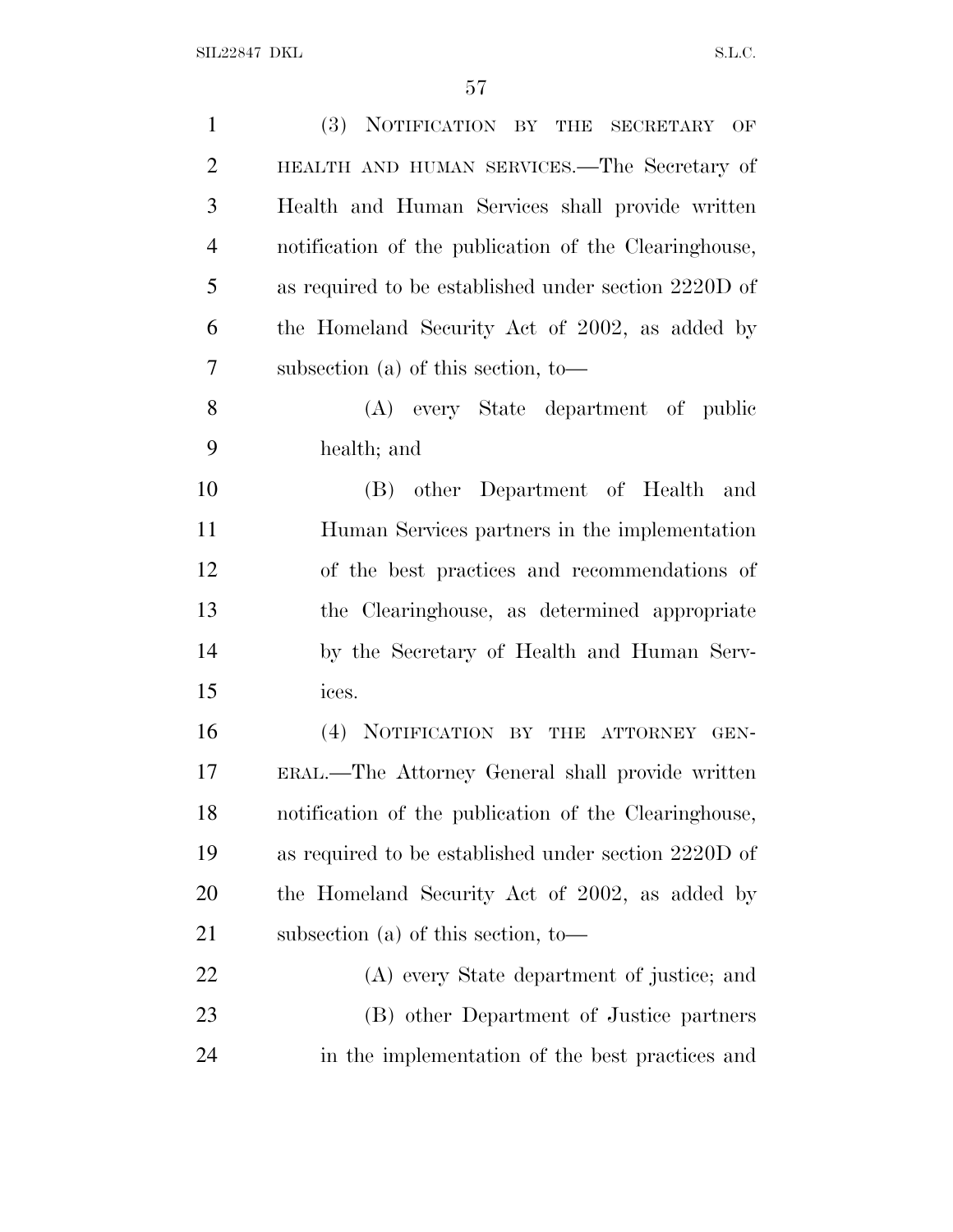(3) NOTIFICATION BY THE SECRETARY OF HEALTH AND HUMAN SERVICES.—The Secretary of Health and Human Services shall provide written notification of the publication of the Clearinghouse, as required to be established under section 2220D of the Homeland Security Act of 2002, as added by subsection (a) of this section, to—

(A) every State department of public health; and

(B) other Department of Health and Human Services partners in the implementation of the best practices and recommendations of the Clearinghouse, as determined appropriate by the Secretary of Health and Human Services.

(4) NOTIFICATION BY THE ATTORNEY GENERAL.—The Attorney General shall provide written notification of the publication of the Clearinghouse, as required to be established under section 2220D of the Homeland Security Act of 2002, as added by subsection (a) of this section, to—

(A) every State department of justice; and

(B) other Department of Justice partners in the implementation of the best practices and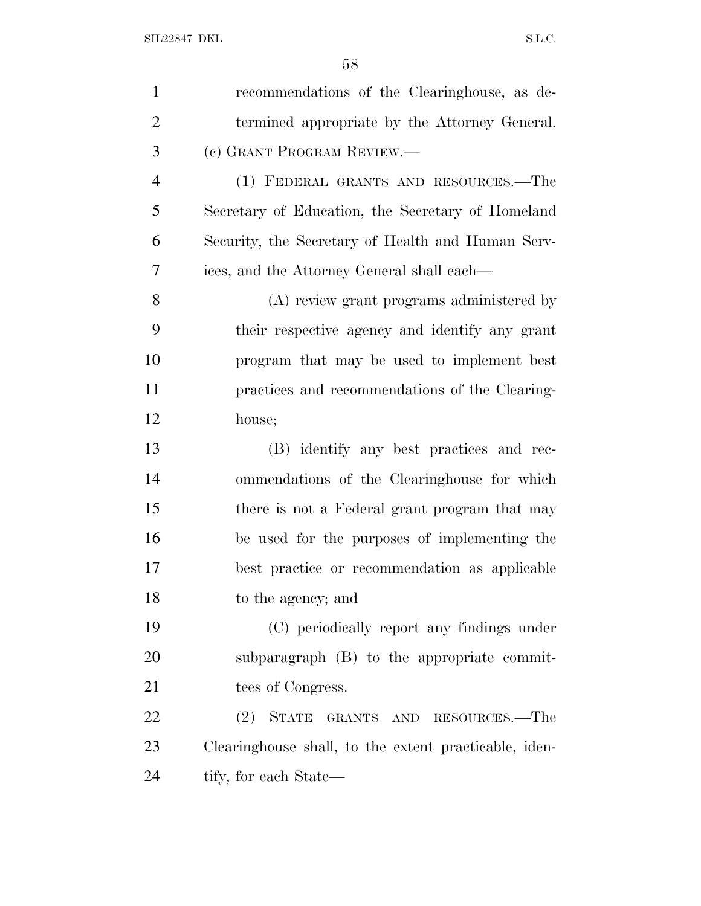recommendations of the Clearinghouse, as determined appropriate by the Attorney General.

(c) GRANT PROGRAM REVIEW.—

(1) FEDERAL GRANTS AND RESOURCES.—The Secretary of Education, the Secretary of Homeland Security, the Secretary of Health and Human Services, and the Attorney General shall each—

(A) review grant programs administered by their respective agency and identify any grant program that may be used to implement best practices and recommendations of the Clearinghouse;

(B) identify any best practices and recommendations of the Clearinghouse for which there is not a Federal grant program that may be used for the purposes of implementing the best practice or recommendation as applicable to the agency; and

(C) periodically report any findings under subparagraph (B) to the appropriate committees of Congress.

(2) STATE GRANTS AND RESOURCES.—The Clearinghouse shall, to the extent practicable, identify, for each State—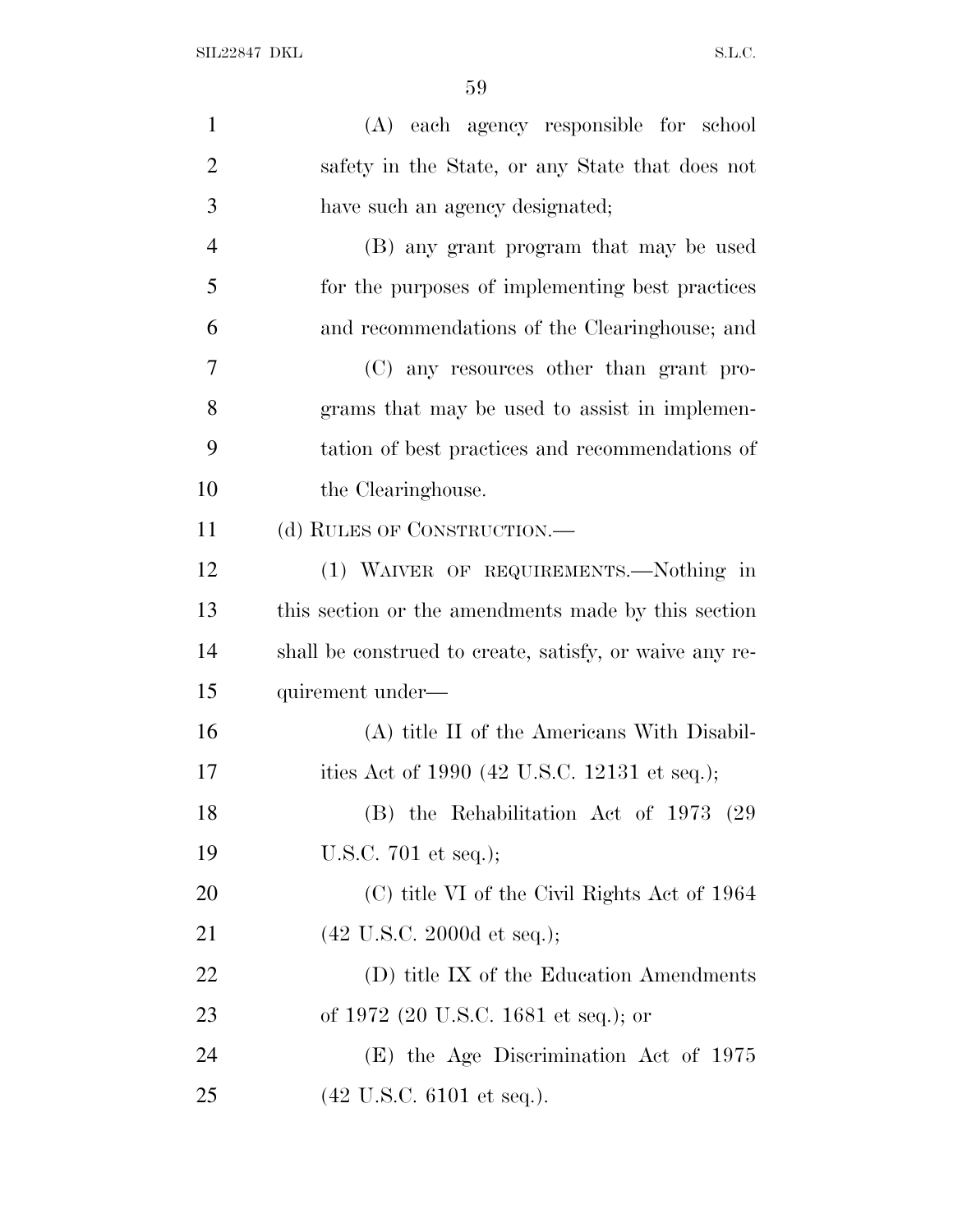(A) each agency responsible for school safety in the State, or any State that does not have such an agency designated;

(B) any grant program that may be used for the purposes of implementing best practices and recommendations of the Clearinghouse; and

(C) any resources other than grant programs that may be used to assist in implementation of best practices and recommendations of the Clearinghouse.

(d) RULES OF CONSTRUCTION.—

(1) WAIVER OF REQUIREMENTS.—Nothing in this section or the amendments made by this section shall be construed to create, satisfy, or waive any requirement under—

(A) title II of the Americans With Disabilities Act of 1990 (42 U.S.C. 12131 et seq.);

(B) the Rehabilitation Act of 1973 (29 U.S.C. 701 et seq.);

(C) title VI of the Civil Rights Act of 1964 (42 U.S.C. 2000d et seq.);

(D) title IX of the Education Amendments of 1972 (20 U.S.C. 1681 et seq.); or

(E) the Age Discrimination Act of 1975 (42 U.S.C. 6101 et seq.).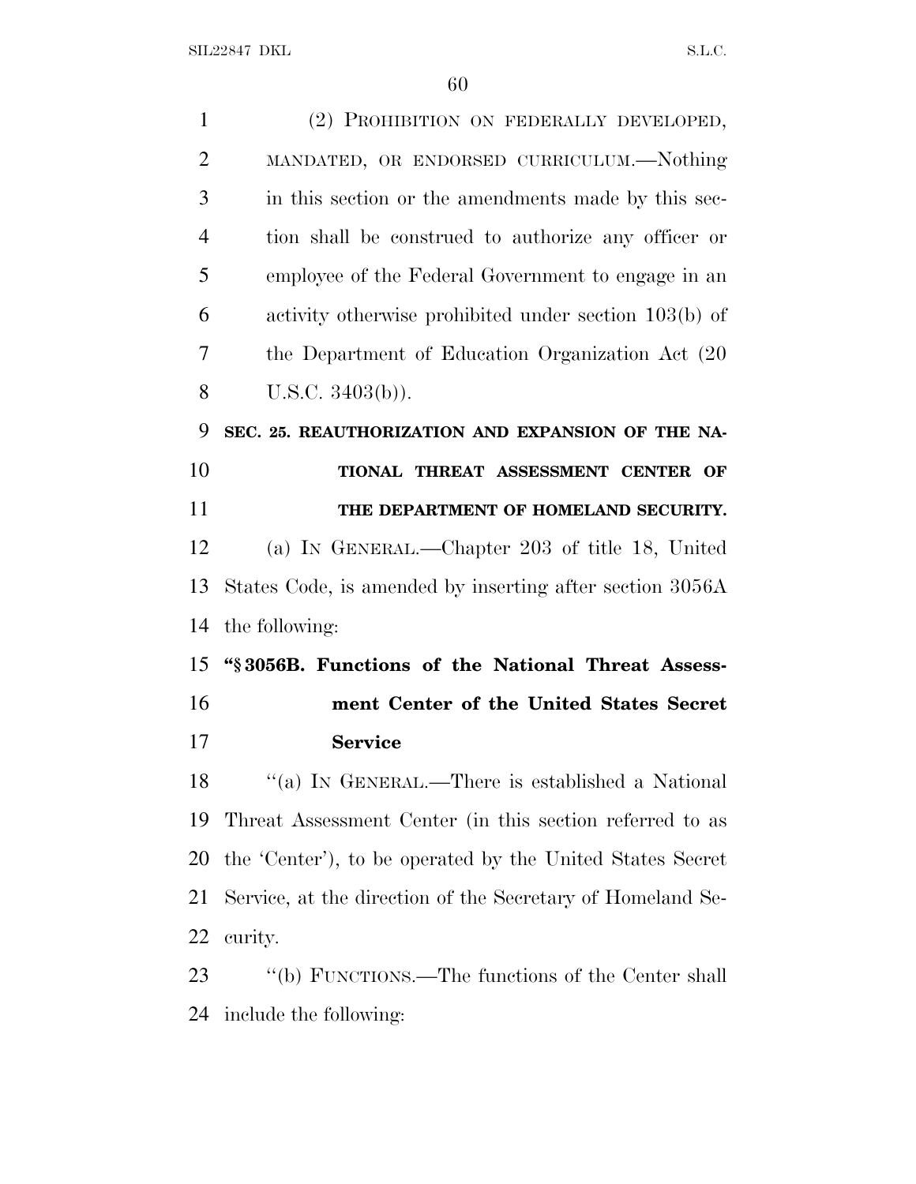(2) PROHIBITION ON FEDERALLY DEVELOPED, MANDATED, OR ENDORSED CURRICULUM.—Nothing in this section or the amendments made by this section shall be construed to authorize any officer or employee of the Federal Government to engage in an activity otherwise prohibited under section 103(b) of the Department of Education Organization Act (20 U.S.C. 3403(b)).

**SEC. 25. REAUTHORIZATION AND EXPANSION OF THE NATIONAL THREAT ASSESSMENT CENTER OF THE DEPARTMENT OF HOMELAND SECURITY.**

(a) IN GENERAL.—Chapter 203 of title 18, United States Code, is amended by inserting after section 3056A the following:

**"§ 3056B. Functions of the National Threat Assessment Center of the United States Secret Service**

"(a) IN GENERAL.—There is established a National Threat Assessment Center (in this section referred to as the 'Center'), to be operated by the United States Secret Service, at the direction of the Secretary of Homeland Security.

"(b) FUNCTIONS.—The functions of the Center shall include the following: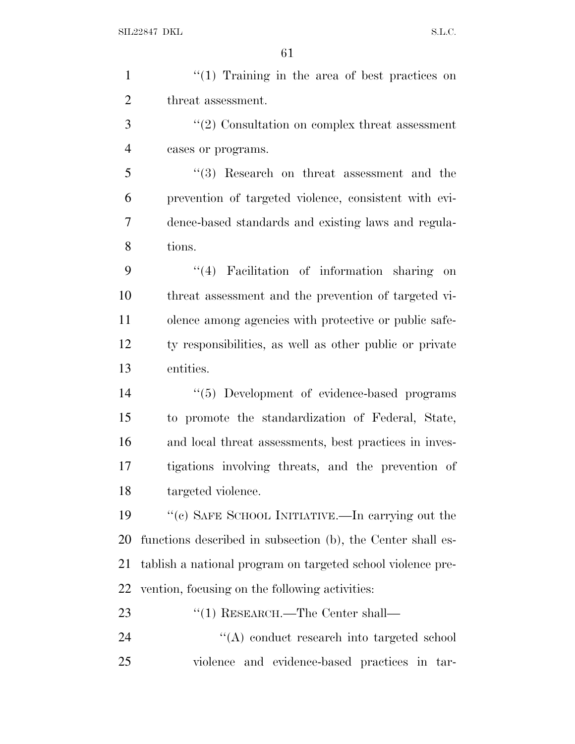"(1) Training in the area of best practices on threat assessment.

"(2) Consultation on complex threat assessment cases or programs.

"(3) Research on threat assessment and the prevention of targeted violence, consistent with evidence-based standards and existing laws and regulations.

"(4) Facilitation of information sharing on threat assessment and the prevention of targeted violence among agencies with protective or public safety responsibilities, as well as other public or private entities.

"(5) Development of evidence-based programs to promote the standardization of Federal, State, and local threat assessments, best practices in investigations involving threats, and the prevention of targeted violence.

"(c) SAFE SCHOOL INITIATIVE.—In carrying out the functions described in subsection (b), the Center shall establish a national program on targeted school violence prevention, focusing on the following activities:

"(1) RESEARCH.—The Center shall—

"(A) conduct research into targeted school violence and evidence-based practices in tar-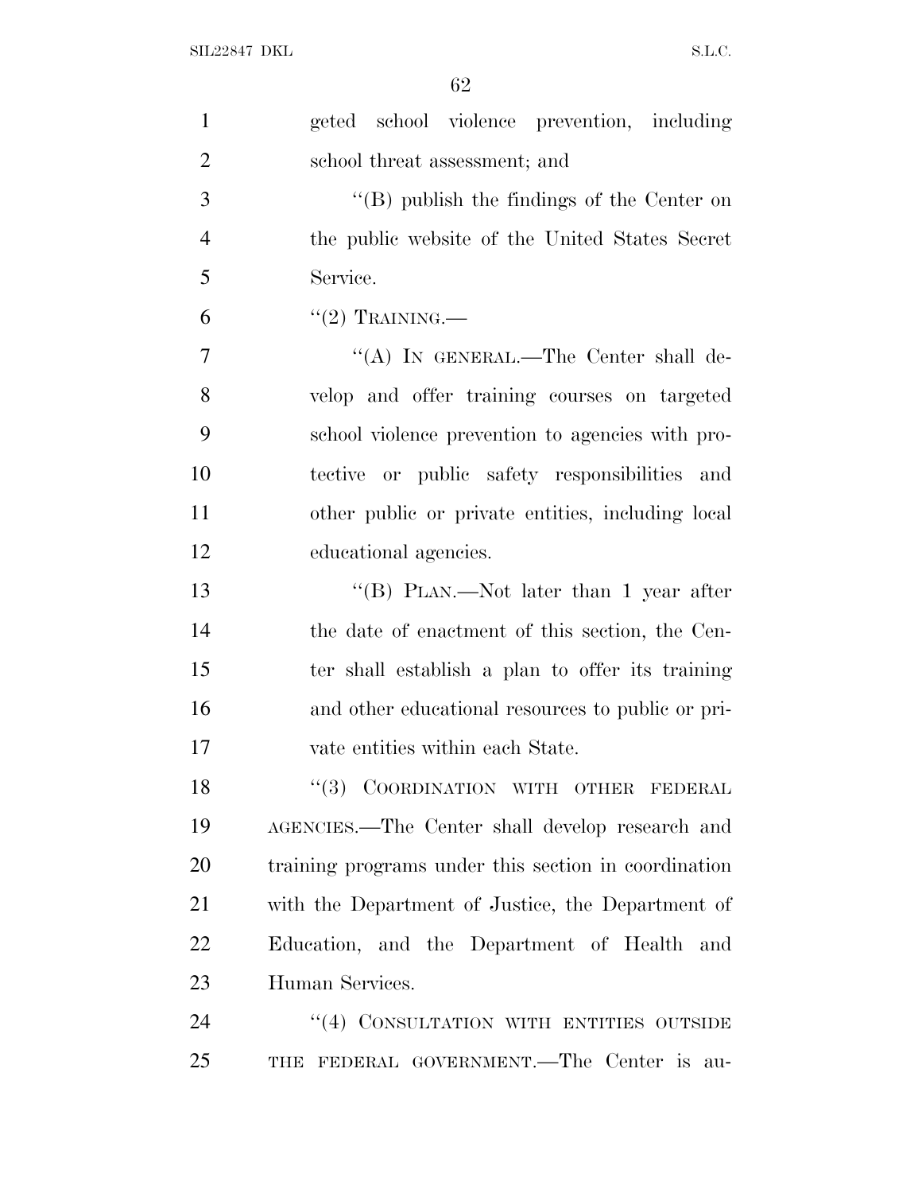geted school violence prevention, including school threat assessment; and

"(B) publish the findings of the Center on the public website of the United States Secret Service.

"(2) TRAINING.—

"(A) IN GENERAL.—The Center shall develop and offer training courses on targeted school violence prevention to agencies with protective or public safety responsibilities and other public or private entities, including local educational agencies.

"(B) PLAN.—Not later than 1 year after the date of enactment of this section, the Center shall establish a plan to offer its training and other educational resources to public or private entities within each State.

"(3) COORDINATION WITH OTHER FEDERAL AGENCIES.—The Center shall develop research and training programs under this section in coordination with the Department of Justice, the Department of Education, and the Department of Health and Human Services.

"(4) CONSULTATION WITH ENTITIES OUTSIDE THE FEDERAL GOVERNMENT.—The Center is au-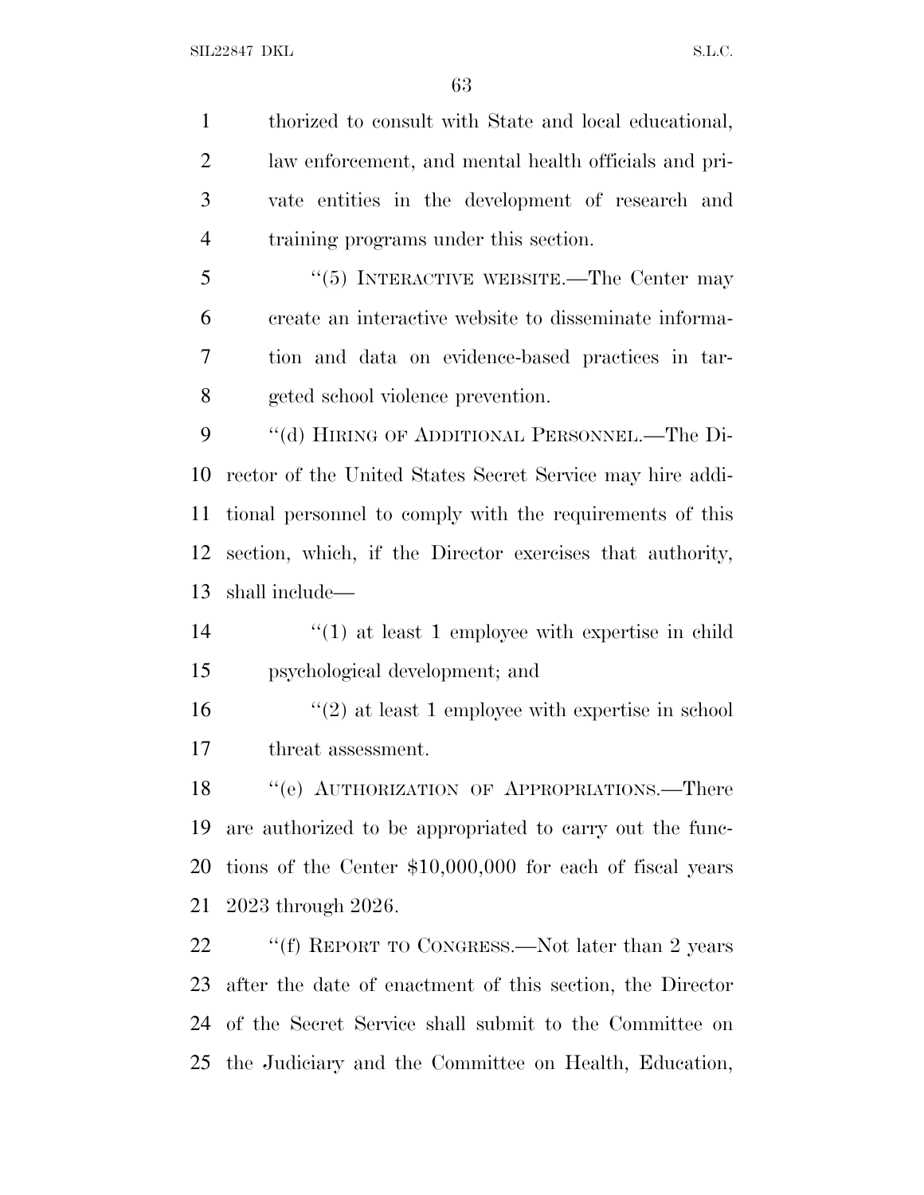thorized to consult with State and local educational, law enforcement, and mental health officials and private entities in the development of research and training programs under this section.

"(5) INTERACTIVE WEBSITE.—The Center may create an interactive website to disseminate information and data on evidence-based practices in targeted school violence prevention.

"(d) HIRING OF ADDITIONAL PERSONNEL.—The Director of the United States Secret Service may hire additional personnel to comply with the requirements of this section, which, if the Director exercises that authority, shall include—

"(1) at least 1 employee with expertise in child psychological development; and

"(2) at least 1 employee with expertise in school threat assessment.

"(e) AUTHORIZATION OF APPROPRIATIONS.—There are authorized to be appropriated to carry out the functions of the Center $10,000,000 for each of fiscal years 2023 through 2026.

"(f) REPORT TO CONGRESS.—Not later than 2 years after the date of enactment of this section, the Director of the Secret Service shall submit to the Committee on the Judiciary and the Committee on Health, Education,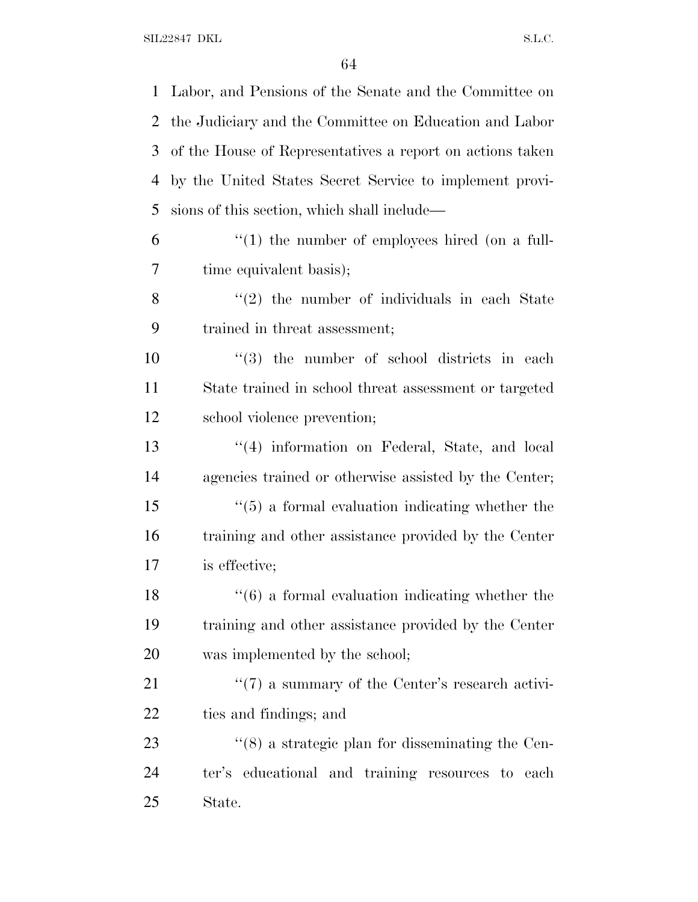Labor, and Pensions of the Senate and the Committee on the Judiciary and the Committee on Education and Labor of the House of Representatives a report on actions taken by the United States Secret Service to implement provisions of this section, which shall include—

"(1) the number of employees hired (on a full-time equivalent basis);

"(2) the number of individuals in each State trained in threat assessment;

"(3) the number of school districts in each State trained in school threat assessment or targeted school violence prevention;

"(4) information on Federal, State, and local agencies trained or otherwise assisted by the Center;

"(5) a formal evaluation indicating whether the training and other assistance provided by the Center is effective;

"(6) a formal evaluation indicating whether the training and other assistance provided by the Center was implemented by the school;

"(7) a summary of the Center's research activities and findings; and

"(8) a strategic plan for disseminating the Center's educational and training resources to each State.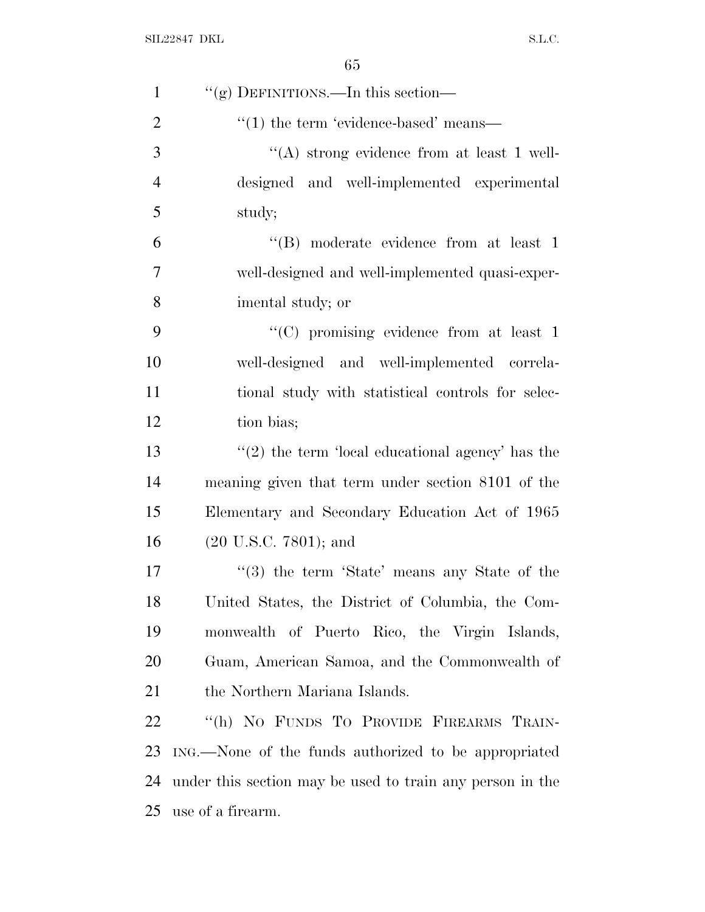"(g) DEFINITIONS.—In this section—

"(1) the term 'evidence-based' means—

"(A) strong evidence from at least 1 well-designed and well-implemented experimental study;

"(B) moderate evidence from at least 1 well-designed and well-implemented quasi-experimental study; or

"(C) promising evidence from at least 1 well-designed and well-implemented correlational study with statistical controls for selection bias;

"(2) the term 'local educational agency' has the meaning given that term under section 8101 of the Elementary and Secondary Education Act of 1965 (20 U.S.C. 7801); and

"(3) the term 'State' means any State of the United States, the District of Columbia, the Commonwealth of Puerto Rico, the Virgin Islands, Guam, American Samoa, and the Commonwealth of the Northern Mariana Islands.

"(h) NO FUNDS TO PROVIDE FIREARMS TRAINING.—None of the funds authorized to be appropriated under this section may be used to train any person in the use of a firearm.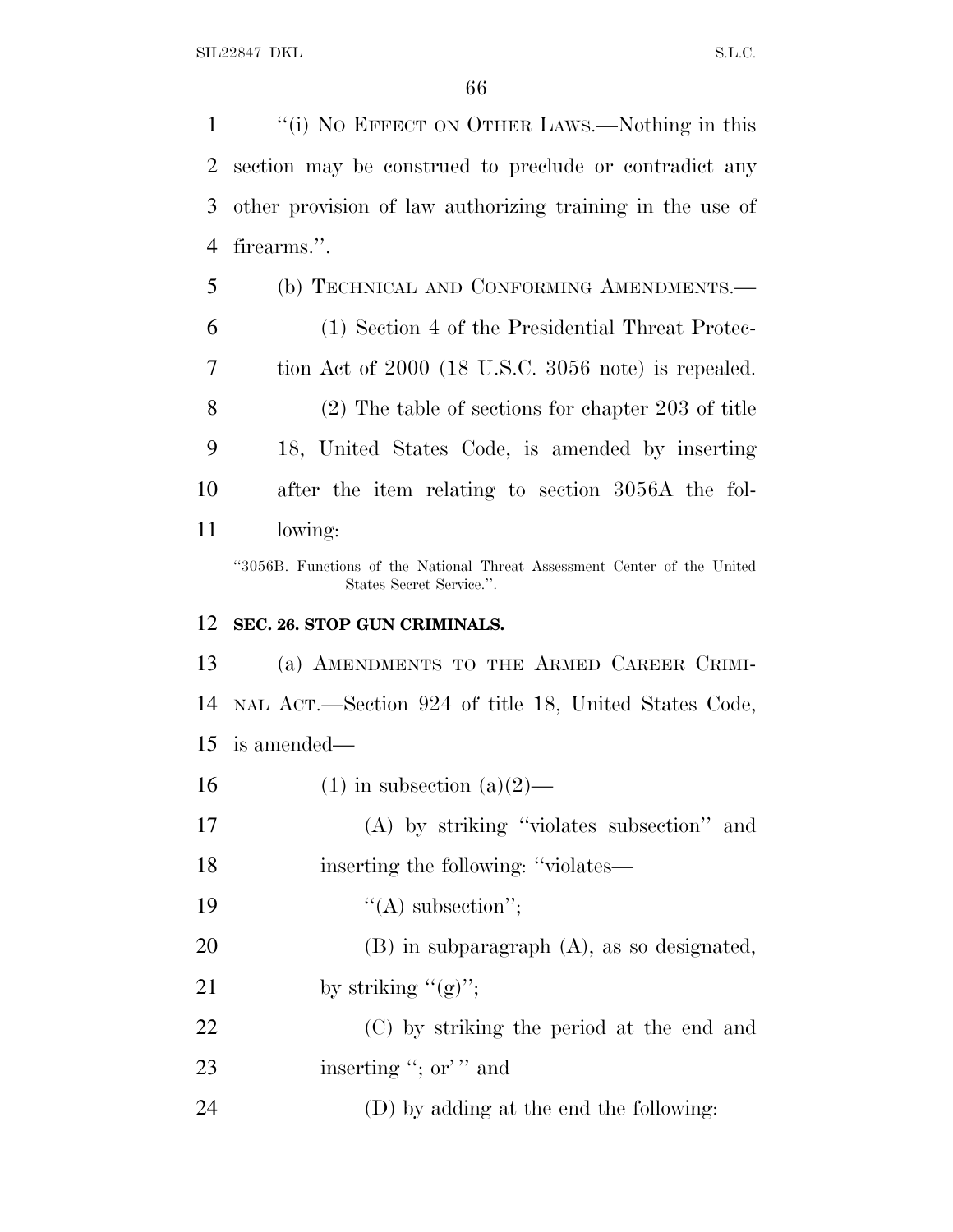"(i) NO EFFECT ON OTHER LAWS.—Nothing in this section may be construed to preclude or contradict any other provision of law authorizing training in the use of firearms.".

(b) TECHNICAL AND CONFORMING AMENDMENTS.—

(1) Section 4 of the Presidential Threat Protection Act of 2000 (18 U.S.C. 3056 note) is repealed.

(2) The table of sections for chapter 203 of title 18, United States Code, is amended by inserting after the item relating to section 3056A the following:

"3056B. Functions of the National Threat Assessment Center of the United States Secret Service.".

**SEC. 26. STOP GUN CRIMINALS.**

(a) AMENDMENTS TO THE ARMED CAREER CRIMINAL ACT.—Section 924 of title 18, United States Code, is amended—

(1) in subsection (a)(2)—

(A) by striking "violates subsection" and inserting the following: "violates—

"(A) subsection";

(B) in subparagraph (A), as so designated, by striking "(g)";

(C) by striking the period at the end and inserting "; or' " and

(D) by adding at the end the following: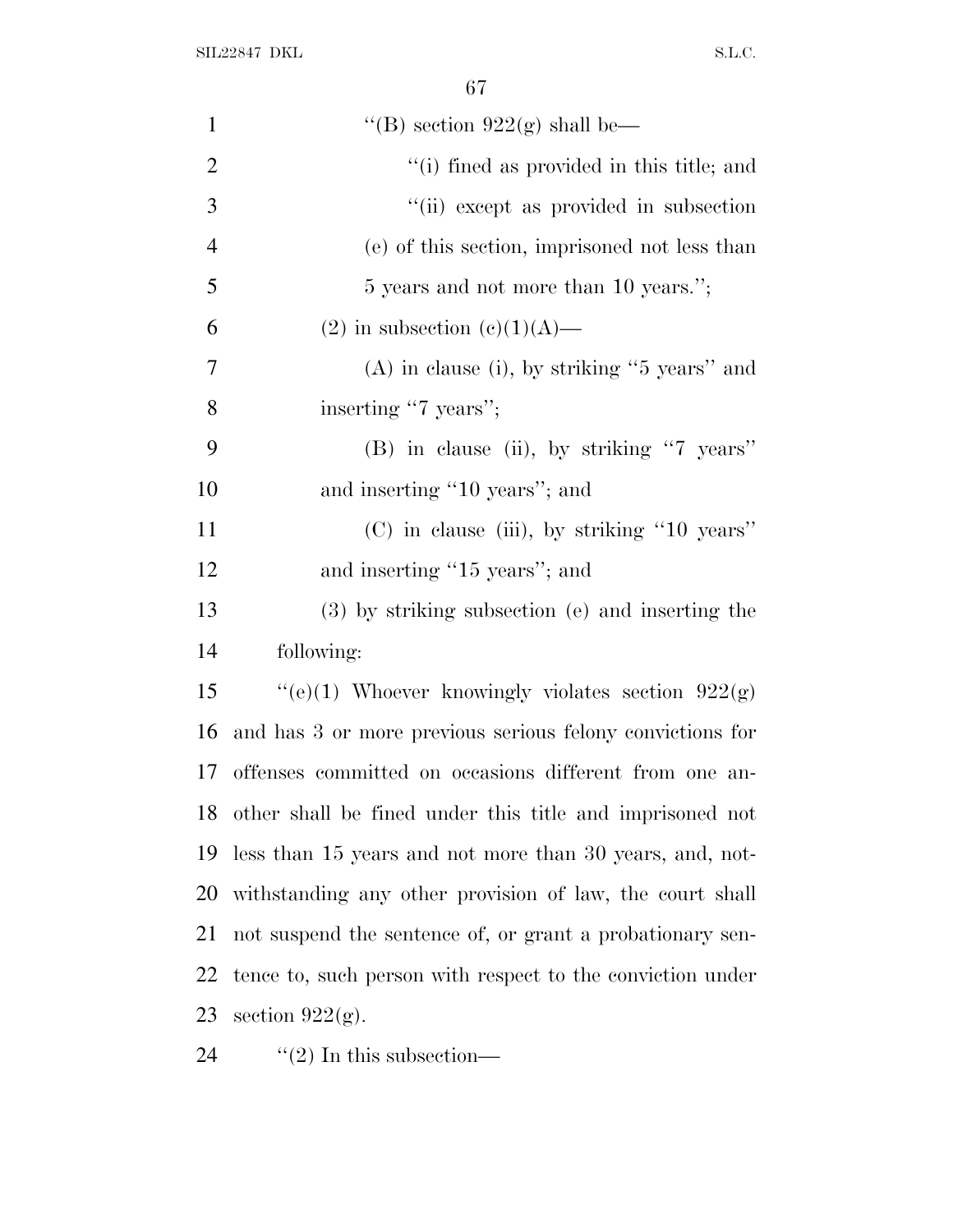"(B) section 922(g) shall be—

"(i) fined as provided in this title; and

"(ii) except as provided in subsection (e) of this section, imprisoned not less than 5 years and not more than 10 years.";

(2) in subsection (c)(1)(A)—

(A) in clause (i), by striking "5 years" and inserting "7 years";

(B) in clause (ii), by striking "7 years" and inserting "10 years"; and

(C) in clause (iii), by striking "10 years" and inserting "15 years"; and

(3) by striking subsection (e) and inserting the following:

"(e)(1) Whoever knowingly violates section 922(g) and has 3 or more previous serious felony convictions for offenses committed on occasions different from one another shall be fined under this title and imprisoned not less than 15 years and not more than 30 years, and, notwithstanding any other provision of law, the court shall not suspend the sentence of, or grant a probationary sentence to, such person with respect to the conviction under section 922(g).

"(2) In this subsection—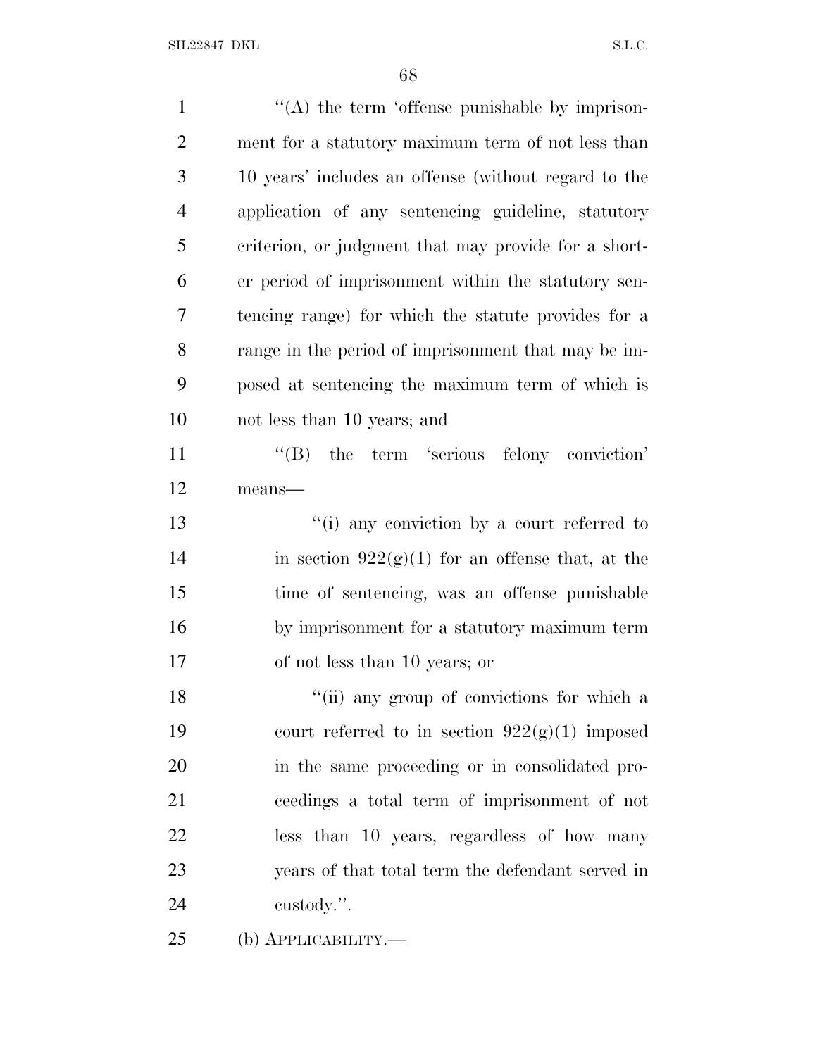''(A) the term 'offense punishable by imprisonment for a statutory maximum term of not less than 10 years' includes an offense (without regard to the application of any sentencing guideline, statutory criterion, or judgment that may provide for a shorter period of imprisonment within the statutory sentencing range) for which the statute provides for a range in the period of imprisonment that may be imposed at sentencing the maximum term of which is not less than 10 years; and

''(B) the term 'serious felony conviction' means—

''(i) any conviction by a court referred to in section 922(g)(1) for an offense that, at the time of sentencing, was an offense punishable by imprisonment for a statutory maximum term of not less than 10 years; or

''(ii) any group of convictions for which a court referred to in section 922(g)(1) imposed in the same proceeding or in consolidated proceedings a total term of imprisonment of not less than 10 years, regardless of how many years of that total term the defendant served in custody.''.

(b) APPLICABILITY.—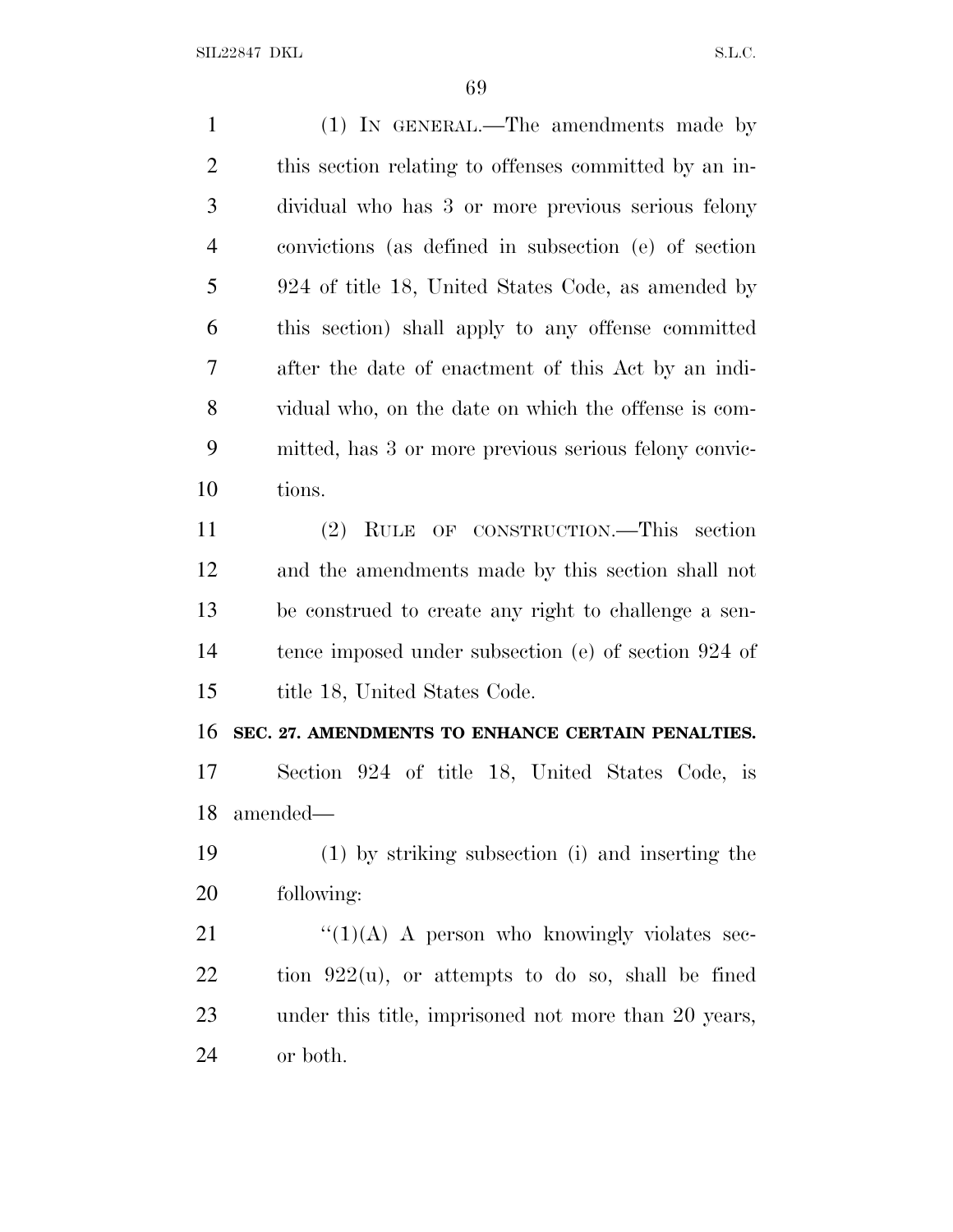(1) IN GENERAL.—The amendments made by this section relating to offenses committed by an individual who has 3 or more previous serious felony convictions (as defined in subsection (e) of section 924 of title 18, United States Code, as amended by this section) shall apply to any offense committed after the date of enactment of this Act by an individual who, on the date on which the offense is committed, has 3 or more previous serious felony convictions.

(2) RULE OF CONSTRUCTION.—This section and the amendments made by this section shall not be construed to create any right to challenge a sentence imposed under subsection (e) of section 924 of title 18, United States Code.

**SEC. 27. AMENDMENTS TO ENHANCE CERTAIN PENALTIES.**

Section 924 of title 18, United States Code, is amended—

(1) by striking subsection (i) and inserting the following:

"(1)(A) A person who knowingly violates section 922(u), or attempts to do so, shall be fined under this title, imprisoned not more than 20 years, or both.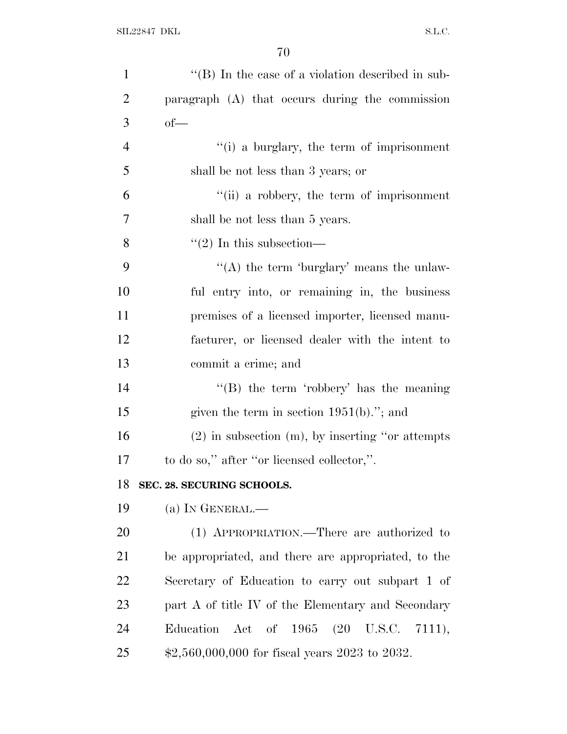''(B) In the case of a violation described in subparagraph (A) that occurs during the commission of—

''(i) a burglary, the term of imprisonment shall be not less than 3 years; or

''(ii) a robbery, the term of imprisonment shall be not less than 5 years.

''(2) In this subsection—

''(A) the term 'burglary' means the unlawful entry into, or remaining in, the business premises of a licensed importer, licensed manufacturer, or licensed dealer with the intent to commit a crime; and

''(B) the term 'robbery' has the meaning given the term in section 1951(b).''; and

(2) in subsection (m), by inserting ''or attempts to do so,'' after ''or licensed collector,''.

**SEC. 28. SECURING SCHOOLS.**

(a) IN GENERAL.—

(1) APPROPRIATION.—There are authorized to be appropriated, and there are appropriated, to the Secretary of Education to carry out subpart 1 of part A of title IV of the Elementary and Secondary Education Act of 1965 (20 U.S.C. 7111), $2,560,000,000 for fiscal years 2023 to 2032.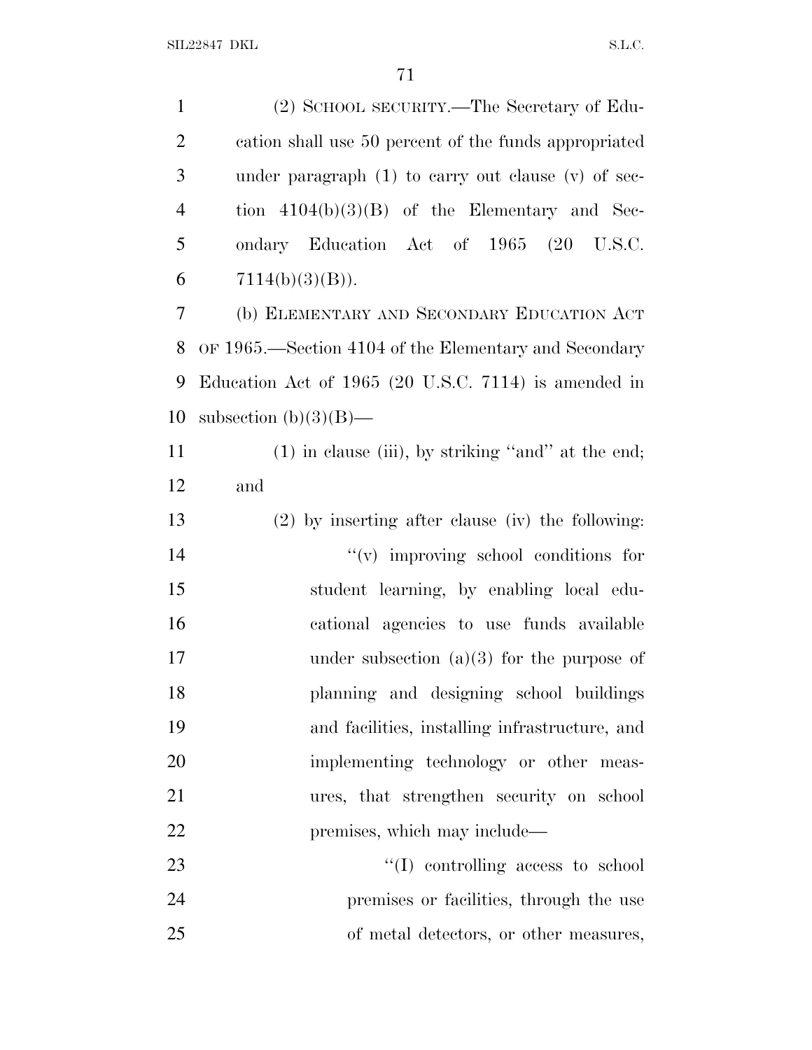(2) SCHOOL SECURITY.—The Secretary of Education shall use 50 percent of the funds appropriated under paragraph (1) to carry out clause (v) of section 4104(b)(3)(B) of the Elementary and Secondary Education Act of 1965 (20 U.S.C. 7114(b)(3)(B)).

(b) ELEMENTARY AND SECONDARY EDUCATION ACT OF 1965.—Section 4104 of the Elementary and Secondary Education Act of 1965 (20 U.S.C. 7114) is amended in subsection (b)(3)(B)—

(1) in clause (iii), by striking "and" at the end; and

(2) by inserting after clause (iv) the following:

"(v) improving school conditions for student learning, by enabling local educational agencies to use funds available under subsection (a)(3) for the purpose of planning and designing school buildings and facilities, installing infrastructure, and implementing technology or other measures, that strengthen security on school premises, which may include—

"(I) controlling access to school premises or facilities, through the use of metal detectors, or other measures,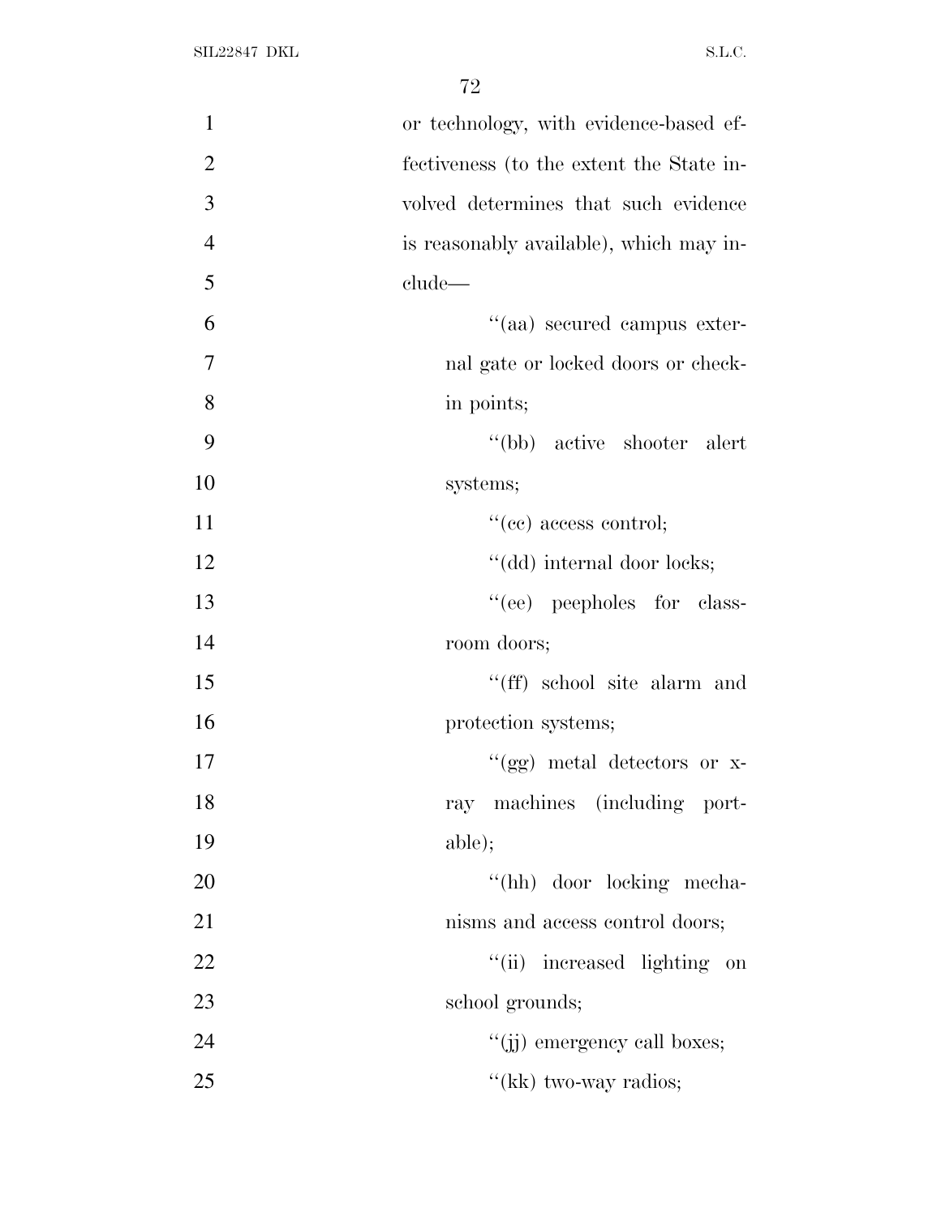or technology, with evidence-based effectiveness (to the extent the State involved determines that such evidence is reasonably available), which may include—

''(aa) secured campus external gate or locked doors or check-in points;

''(bb) active shooter alert systems;

''(cc) access control;

''(dd) internal door locks;

''(ee) peepholes for classroom doors;

''(ff) school site alarm and protection systems;

''(gg) metal detectors or x-ray machines (including portable);

''(hh) door locking mechanisms and access control doors;

''(ii) increased lighting on school grounds;

''(jj) emergency call boxes;

''(kk) two-way radios;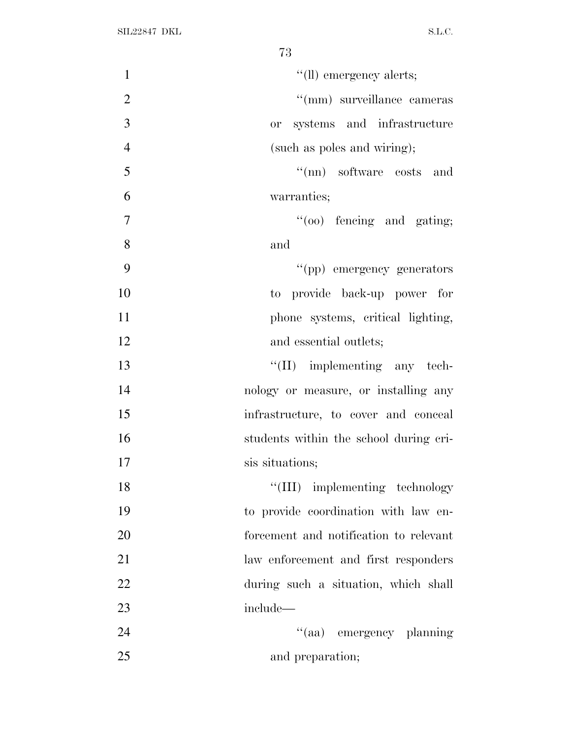''(ll) emergency alerts;

''(mm) surveillance cameras or systems and infrastructure (such as poles and wiring);

''(nn) software costs and warranties;

''(oo) fencing and gating; and

''(pp) emergency generators to provide back-up power for phone systems, critical lighting, and essential outlets;

''(II) implementing any technology or measure, or installing any infrastructure, to cover and conceal students within the school during crisis situations;

''(III) implementing technology to provide coordination with law enforcement and notification to relevant law enforcement and first responders during such a situation, which shall include—

''(aa) emergency planning and preparation;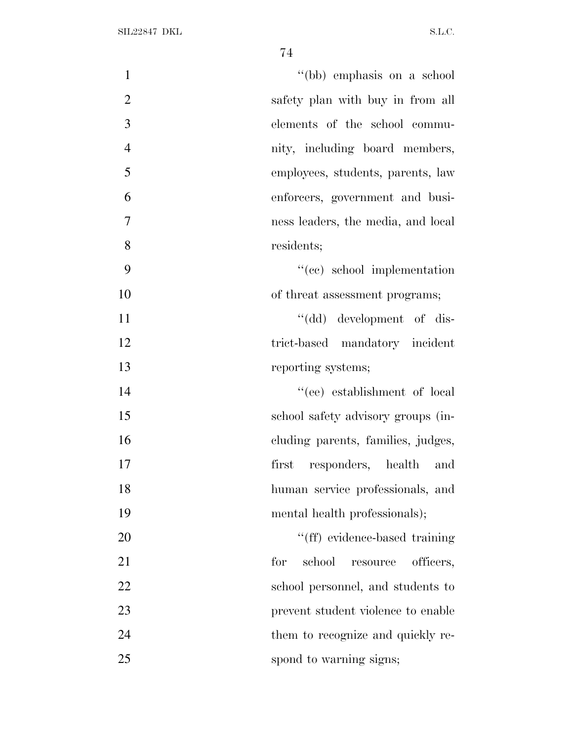''(bb) emphasis on a school safety plan with buy in from all elements of the school community, including board members, employees, students, parents, law enforcers, government and business leaders, the media, and local residents;

''(cc) school implementation of threat assessment programs;

''(dd) development of district-based mandatory incident reporting systems;

''(ee) establishment of local school safety advisory groups (including parents, families, judges, first responders, health and human service professionals, and mental health professionals);

''(ff) evidence-based training for school resource officers, school personnel, and students to prevent student violence to enable them to recognize and quickly respond to warning signs;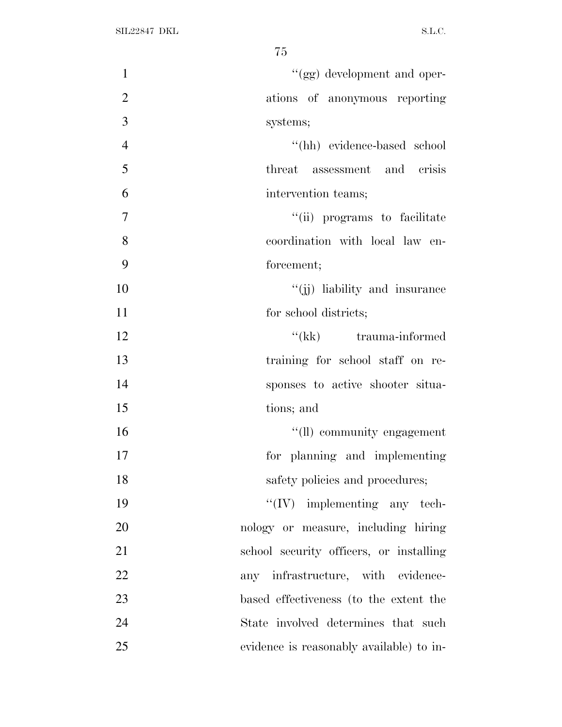''(gg) development and operations of anonymous reporting systems;

''(hh) evidence-based school threat assessment and crisis intervention teams;

''(ii) programs to facilitate coordination with local law enforcement;

''(jj) liability and insurance for school districts;

''(kk) trauma-informed training for school staff on responses to active shooter situations; and

''(ll) community engagement for planning and implementing safety policies and procedures;

''(IV) implementing any technology or measure, including hiring school security officers, or installing any infrastructure, with evidence-based effectiveness (to the extent the State involved determines that such evidence is reasonably available) to in-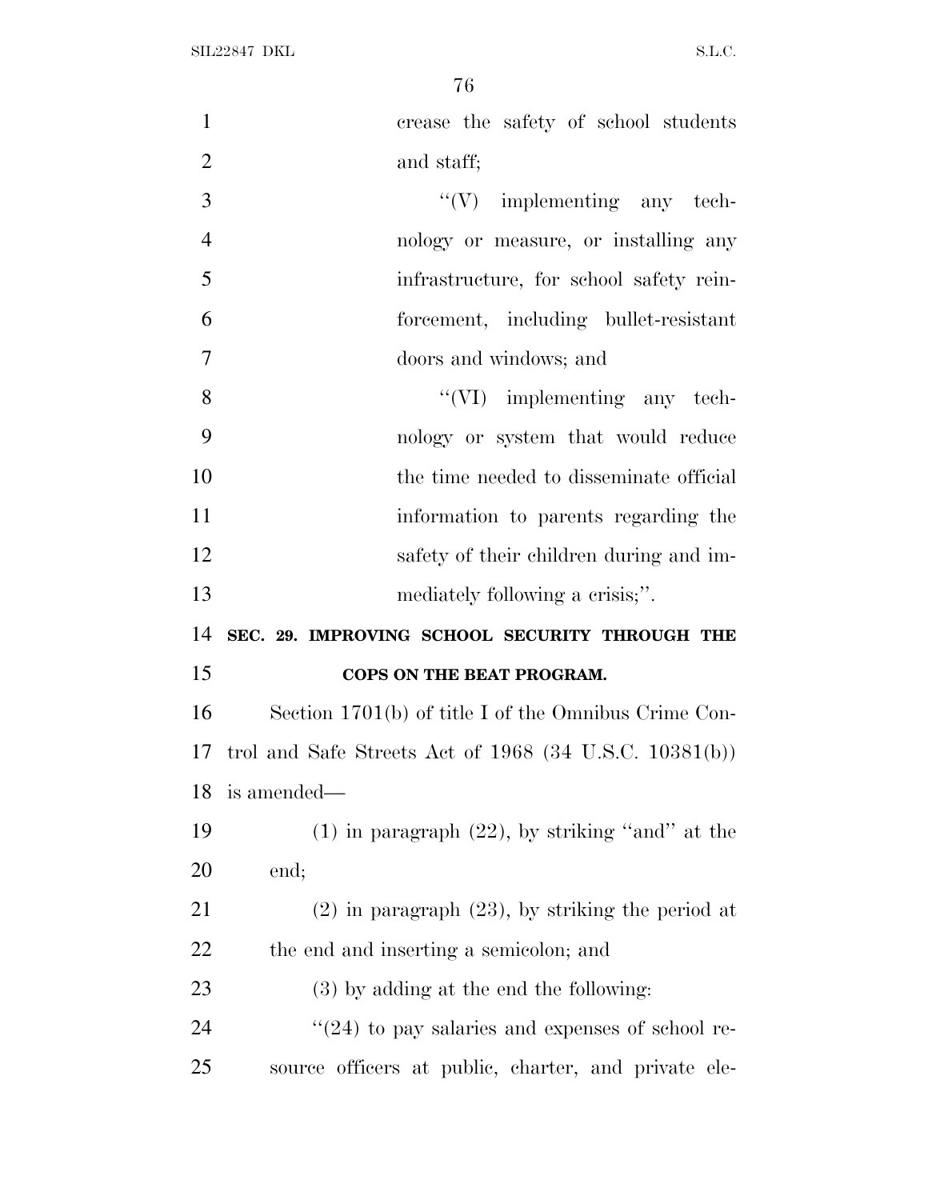crease the safety of school students and staff;

"(V) implementing any technology or measure, or installing any infrastructure, for school safety reinforcement, including bullet-resistant doors and windows; and

"(VI) implementing any technology or system that would reduce the time needed to disseminate official information to parents regarding the safety of their children during and immediately following a crisis;".

**SEC. 29. IMPROVING SCHOOL SECURITY THROUGH THE COPS ON THE BEAT PROGRAM.**

Section 1701(b) of title I of the Omnibus Crime Control and Safe Streets Act of 1968 (34 U.S.C. 10381(b)) is amended—

(1) in paragraph (22), by striking "and" at the end;

(2) in paragraph (23), by striking the period at the end and inserting a semicolon; and

(3) by adding at the end the following:

"(24) to pay salaries and expenses of school resource officers at public, charter, and private ele-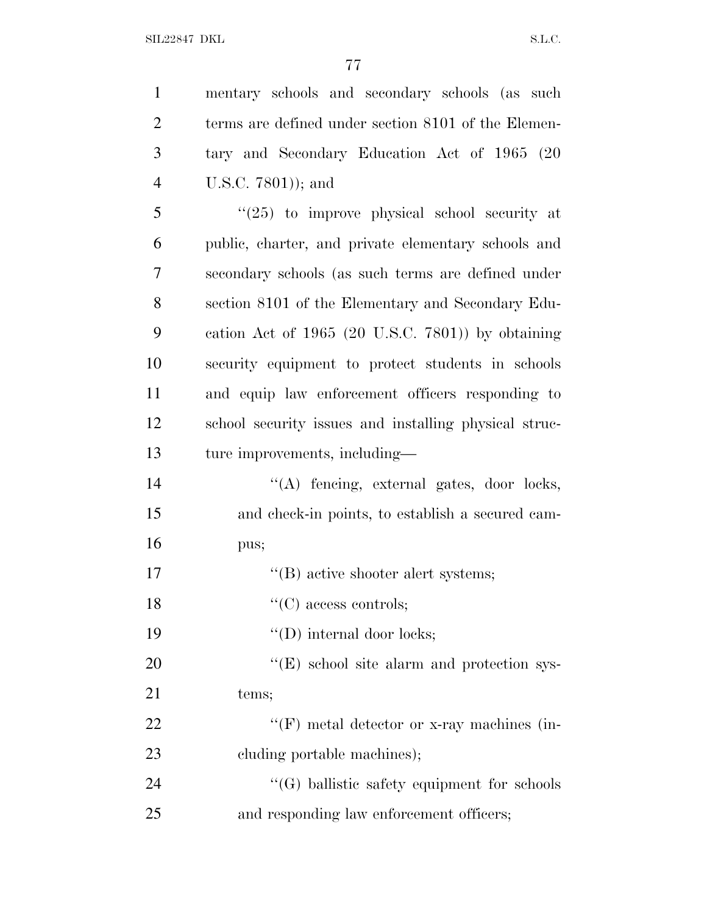mentary schools and secondary schools (as such terms are defined under section 8101 of the Elementary and Secondary Education Act of 1965 (20 U.S.C. 7801)); and

"(25) to improve physical school security at public, charter, and private elementary schools and secondary schools (as such terms are defined under section 8101 of the Elementary and Secondary Education Act of 1965 (20 U.S.C. 7801)) by obtaining security equipment to protect students in schools and equip law enforcement officers responding to school security issues and installing physical structure improvements, including—

"(A) fencing, external gates, door locks, and check-in points, to establish a secured campus;

"(B) active shooter alert systems;

"(C) access controls;

"(D) internal door locks;

"(E) school site alarm and protection systems;

"(F) metal detector or x-ray machines (including portable machines);

"(G) ballistic safety equipment for schools and responding law enforcement officers;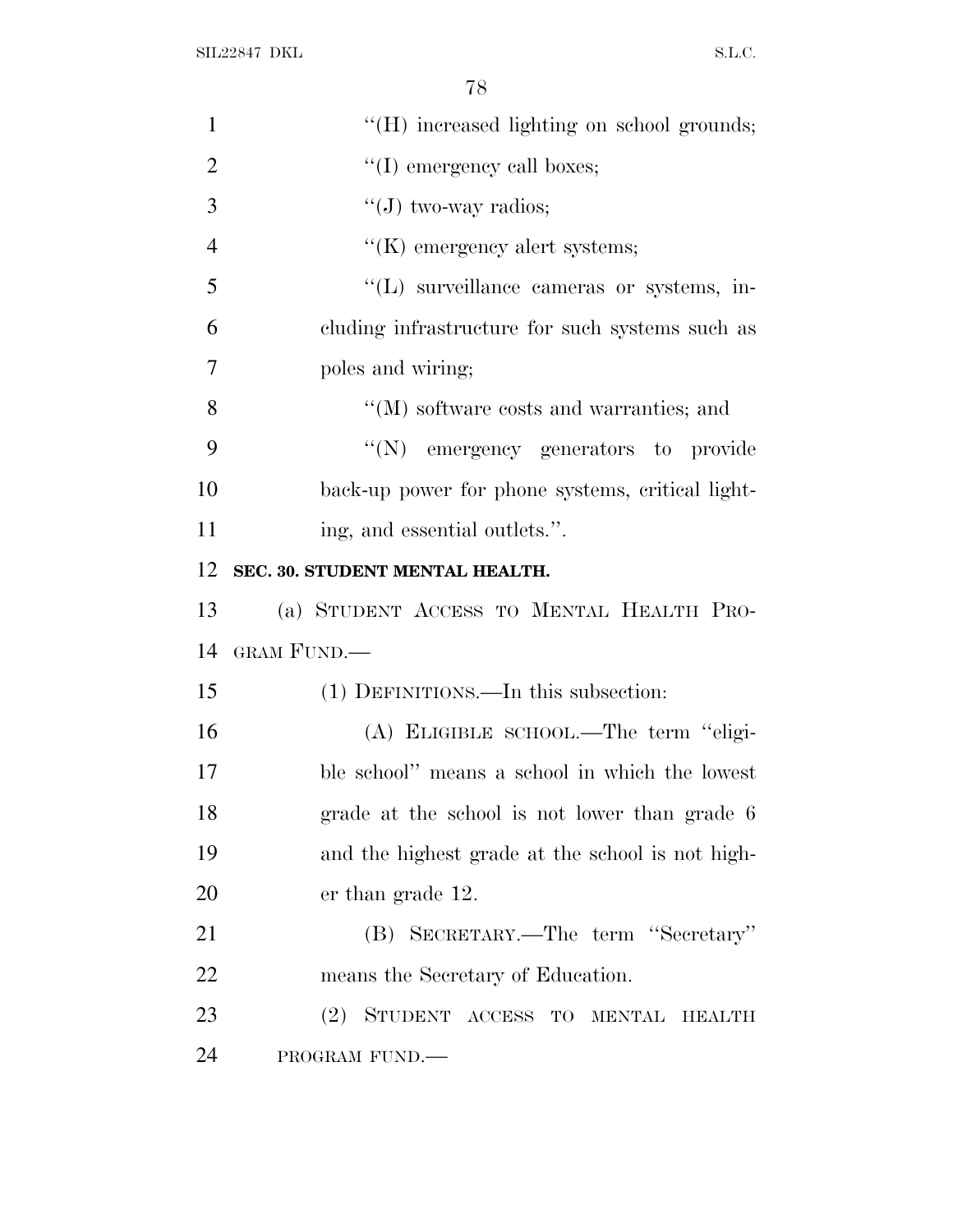"(H) increased lighting on school grounds;

"(I) emergency call boxes;

"(J) two-way radios;

"(K) emergency alert systems;

"(L) surveillance cameras or systems, including infrastructure for such systems such as poles and wiring;

"(M) software costs and warranties; and

"(N) emergency generators to provide back-up power for phone systems, critical lighting, and essential outlets.".

**SEC. 30. STUDENT MENTAL HEALTH.**

(a) STUDENT ACCESS TO MENTAL HEALTH PROGRAM FUND.—

(1) DEFINITIONS.—In this subsection:

(A) ELIGIBLE SCHOOL.—The term "eligible school" means a school in which the lowest grade at the school is not lower than grade 6 and the highest grade at the school is not higher than grade 12.

(B) SECRETARY.—The term "Secretary" means the Secretary of Education.

(2) STUDENT ACCESS TO MENTAL HEALTH PROGRAM FUND.—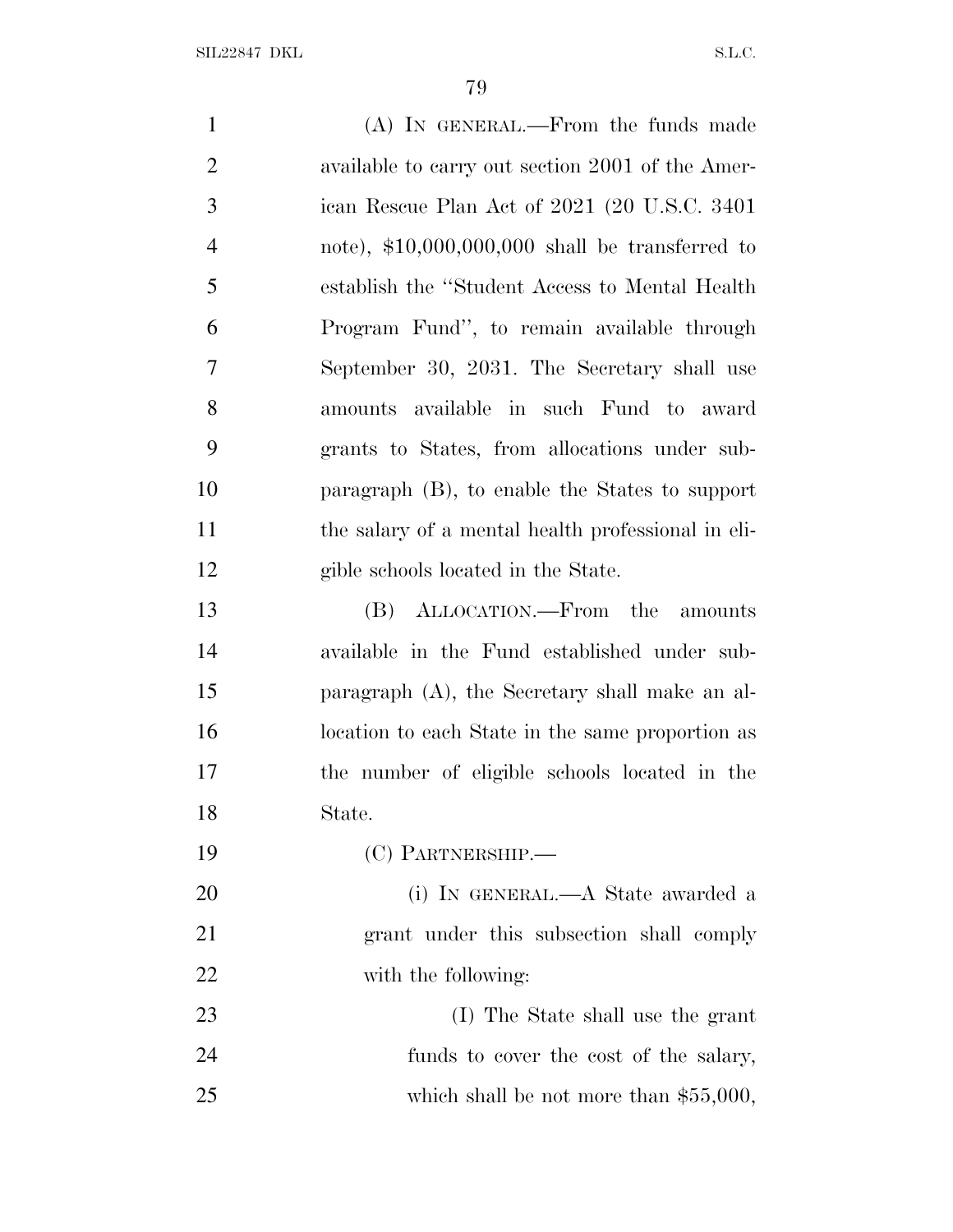(A) IN GENERAL.—From the funds made available to carry out section 2001 of the American Rescue Plan Act of 2021 (20 U.S.C. 3401 note), $10,000,000,000 shall be transferred to establish the ''Student Access to Mental Health Program Fund'', to remain available through September 30, 2031. The Secretary shall use amounts available in such Fund to award grants to States, from allocations under subparagraph (B), to enable the States to support the salary of a mental health professional in eligible schools located in the State.

(B) ALLOCATION.—From the amounts available in the Fund established under subparagraph (A), the Secretary shall make an allocation to each State in the same proportion as the number of eligible schools located in the State.

(C) PARTNERSHIP.—

(i) IN GENERAL.—A State awarded a grant under this subsection shall comply with the following:

(I) The State shall use the grant funds to cover the cost of the salary, which shall be not more than $55,000,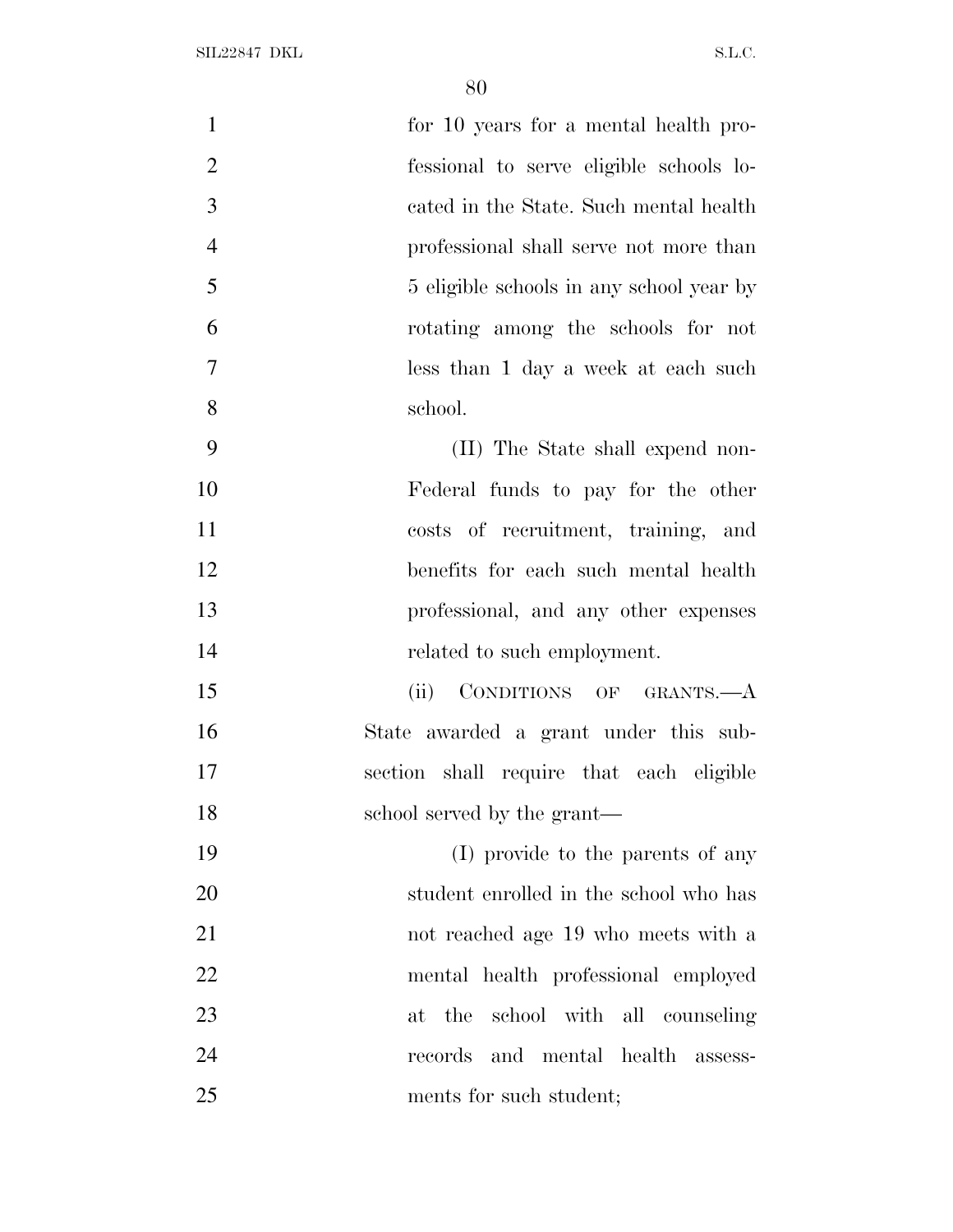for 10 years for a mental health professional to serve eligible schools located in the State. Such mental health professional shall serve not more than 5 eligible schools in any school year by rotating among the schools for not less than 1 day a week at each such school.

(II) The State shall expend non-Federal funds to pay for the other costs of recruitment, training, and benefits for each such mental health professional, and any other expenses related to such employment.

(ii) CONDITIONS OF GRANTS.—A State awarded a grant under this subsection shall require that each eligible school served by the grant—

(I) provide to the parents of any student enrolled in the school who has not reached age 19 who meets with a mental health professional employed at the school with all counseling records and mental health assessments for such student;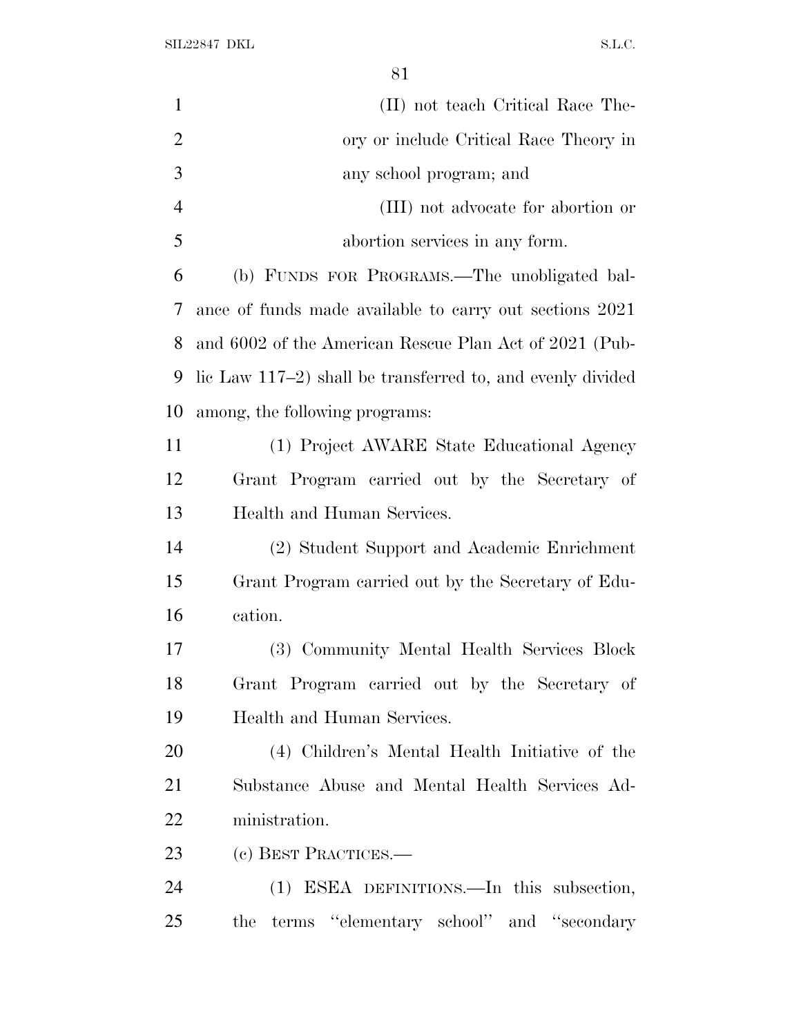(II) not teach Critical Race Theory or include Critical Race Theory in any school program; and

(III) not advocate for abortion or abortion services in any form.

(b) FUNDS FOR PROGRAMS.—The unobligated balance of funds made available to carry out sections 2021 and 6002 of the American Rescue Plan Act of 2021 (Public Law 117–2) shall be transferred to, and evenly divided among, the following programs:

(1) Project AWARE State Educational Agency Grant Program carried out by the Secretary of Health and Human Services.

(2) Student Support and Academic Enrichment Grant Program carried out by the Secretary of Education.

(3) Community Mental Health Services Block Grant Program carried out by the Secretary of Health and Human Services.

(4) Children's Mental Health Initiative of the Substance Abuse and Mental Health Services Administration.

(c) BEST PRACTICES.—

(1) ESEA DEFINITIONS.—In this subsection, the terms "elementary school" and "secondary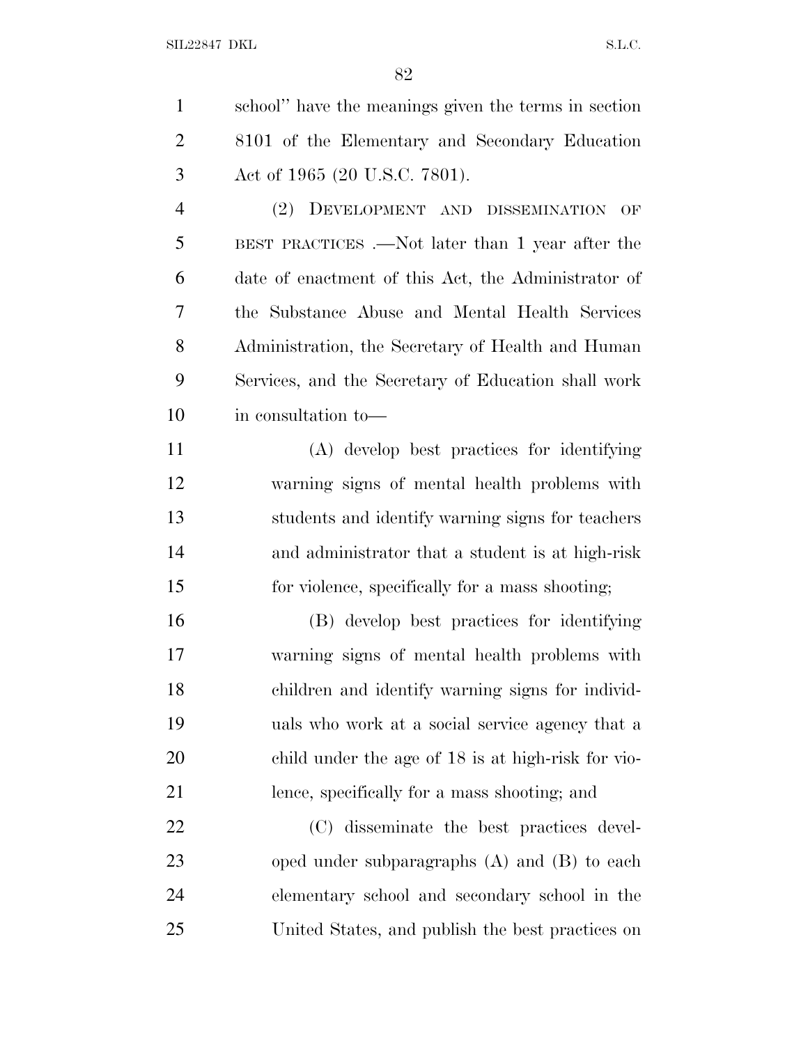school" have the meanings given the terms in section 8101 of the Elementary and Secondary Education Act of 1965 (20 U.S.C. 7801).

(2) DEVELOPMENT AND DISSEMINATION OF BEST PRACTICES .—Not later than 1 year after the date of enactment of this Act, the Administrator of the Substance Abuse and Mental Health Services Administration, the Secretary of Health and Human Services, and the Secretary of Education shall work in consultation to—

(A) develop best practices for identifying warning signs of mental health problems with students and identify warning signs for teachers and administrator that a student is at high-risk for violence, specifically for a mass shooting;

(B) develop best practices for identifying warning signs of mental health problems with children and identify warning signs for individuals who work at a social service agency that a child under the age of 18 is at high-risk for violence, specifically for a mass shooting; and

(C) disseminate the best practices developed under subparagraphs (A) and (B) to each elementary school and secondary school in the United States, and publish the best practices on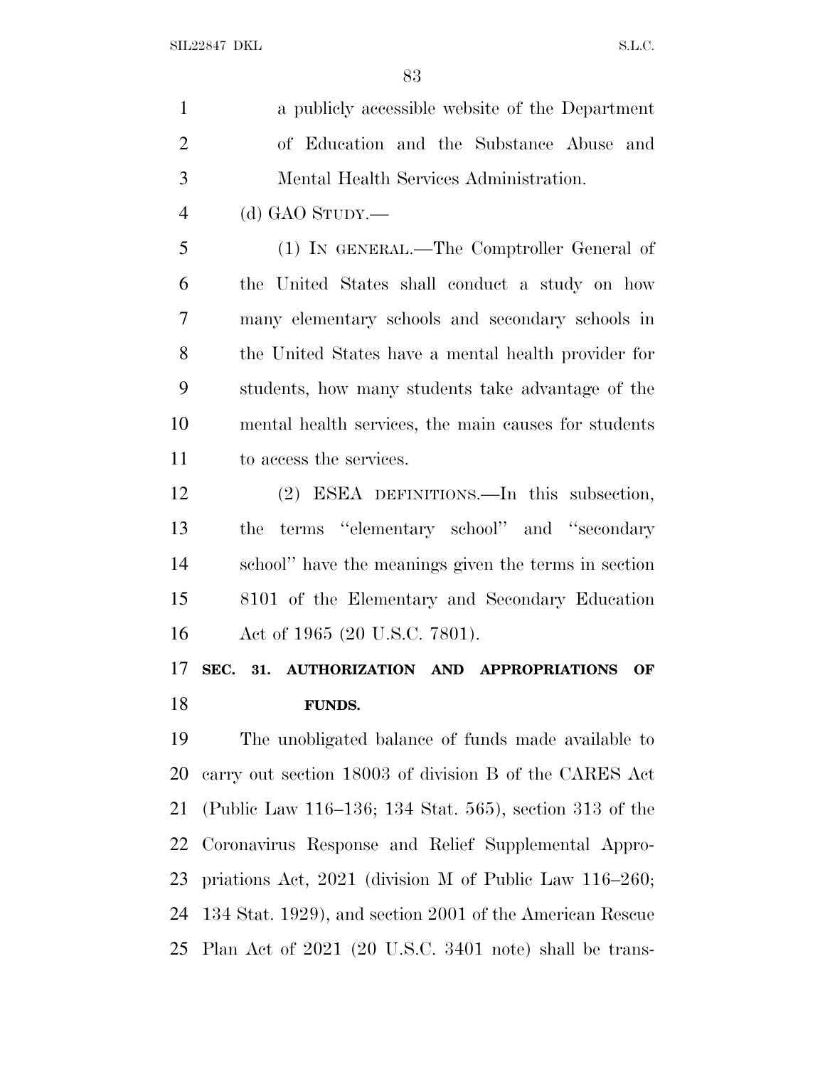a publicly accessible website of the Department of Education and the Substance Abuse and Mental Health Services Administration.

(d) GAO STUDY.—

(1) IN GENERAL.—The Comptroller General of the United States shall conduct a study on how many elementary schools and secondary schools in the United States have a mental health provider for students, how many students take advantage of the mental health services, the main causes for students to access the services.

(2) ESEA DEFINITIONS.—In this subsection, the terms ''elementary school'' and ''secondary school'' have the meanings given the terms in section 8101 of the Elementary and Secondary Education Act of 1965 (20 U.S.C. 7801).

**SEC. 31. AUTHORIZATION AND APPROPRIATIONS OF FUNDS.**

The unobligated balance of funds made available to carry out section 18003 of division B of the CARES Act (Public Law 116–136; 134 Stat. 565), section 313 of the Coronavirus Response and Relief Supplemental Appropriations Act, 2021 (division M of Public Law 116–260; 134 Stat. 1929), and section 2001 of the American Rescue Plan Act of 2021 (20 U.S.C. 3401 note) shall be trans-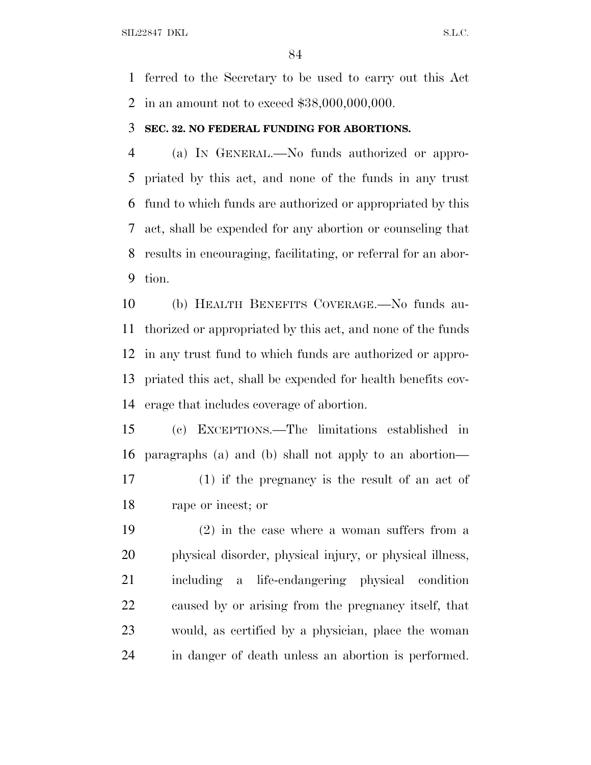ferred to the Secretary to be used to carry out this Act in an amount not to exceed $38,000,000,000.

**SEC. 32. NO FEDERAL FUNDING FOR ABORTIONS.**

(a) IN GENERAL.—No funds authorized or appropriated by this act, and none of the funds in any trust fund to which funds are authorized or appropriated by this act, shall be expended for any abortion or counseling that results in encouraging, facilitating, or referral for an abortion.

(b) HEALTH BENEFITS COVERAGE.—No funds authorized or appropriated by this act, and none of the funds in any trust fund to which funds are authorized or appropriated this act, shall be expended for health benefits coverage that includes coverage of abortion.

(c) EXCEPTIONS.—The limitations established in paragraphs (a) and (b) shall not apply to an abortion—

(1) if the pregnancy is the result of an act of rape or incest; or

(2) in the case where a woman suffers from a physical disorder, physical injury, or physical illness, including a life-endangering physical condition caused by or arising from the pregnancy itself, that would, as certified by a physician, place the woman in danger of death unless an abortion is performed.